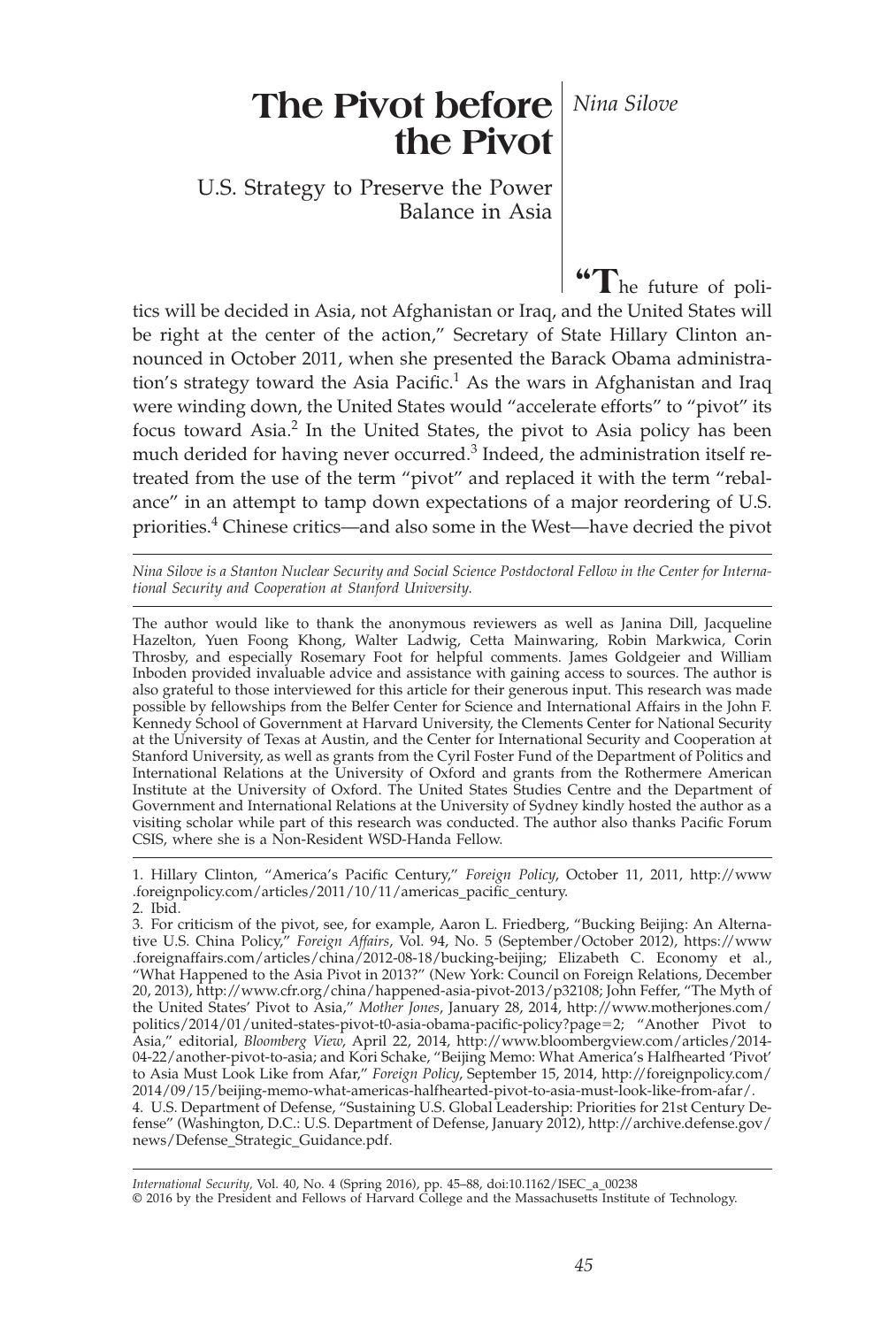# The Pivot before the Pivot

## U.S. Strategy to Preserve the Power Balance in Asia

*Nina Silove*

"The future of politics will be decided in Asia, not Afghanistan or Iraq, and the United States will be right at the center of the action," Secretary of State Hillary Clinton announced in October 2011, when she presented the Barack Obama administration's strategy toward the Asia Pacific.[1] As the wars in Afghanistan and Iraq were winding down, the United States would "accelerate efforts" to "pivot" its focus toward Asia.[2] In the United States, the pivot to Asia policy has been much derided for having never occurred.[3] Indeed, the administration itself retreated from the use of the term "pivot" and replaced it with the term "rebalance" in an attempt to tamp down expectations of a major reordering of U.S. priorities.[4] Chinese critics—and also some in the West—have decried the pivot

---

*Nina Silove is a Stanton Nuclear Security and Social Science Postdoctoral Fellow in the Center for International Security and Cooperation at Stanford University.*

The author would like to thank the anonymous reviewers as well as Janina Dill, Jacqueline Hazelton, Yuen Foong Khong, Walter Ladwig, Cetta Mainwaring, Robin Markwica, Corin Throsby, and especially Rosemary Foot for helpful comments. James Goldgeier and William Inboden provided invaluable advice and assistance with gaining access to sources. The author is also grateful to those interviewed for this article for their generous input. This research was made possible by fellowships from the Belfer Center for Science and International Affairs in the John F. Kennedy School of Government at Harvard University, the Clements Center for National Security at the University of Texas at Austin, and the Center for International Security and Cooperation at Stanford University, as well as grants from the Cyril Foster Fund of the Department of Politics and International Relations at the University of Oxford and grants from the Rothermere American Institute at the University of Oxford. The United States Studies Centre and the Department of Government and International Relations at the University of Sydney kindly hosted the author as a visiting scholar while part of this research was conducted. The author also thanks Pacific Forum CSIS, where she is a Non-Resident WSD-Handa Fellow.

---

1. Hillary Clinton, "America's Pacific Century," *Foreign Policy*, October 11, 2011, http://www.foreignpolicy.com/articles/2011/10/11/americas_pacific_century.
2. Ibid.
3. For criticism of the pivot, see, for example, Aaron L. Friedberg, "Bucking Beijing: An Alternative U.S. China Policy," *Foreign Affairs*, Vol. 94, No. 5 (September/October 2012), https://www.foreignaffairs.com/articles/china/2012-08-18/bucking-beijing; Elizabeth C. Economy et al., "What Happened to the Asia Pivot in 2013?" (New York: Council on Foreign Relations, December 20, 2013), http://www.cfr.org/china/happened-asia-pivot-2013/p32108; John Feffer, "The Myth of the United States' Pivot to Asia," *Mother Jones*, January 28, 2014, http://www.motherjones.com/politics/2014/01/united-states-pivot-t0-asia-obama-pacific-policy?page=2; "Another Pivot to Asia," editorial, *Bloomberg View*, April 22, 2014, http://www.bloombergview.com/articles/2014-04-22/another-pivot-to-asia; and Kori Schake, "Beijing Memo: What America's Halfhearted 'Pivot' to Asia Must Look Like from Afar," *Foreign Policy*, September 15, 2014, http://foreignpolicy.com/2014/09/15/beijing-memo-what-americas-halfhearted-pivot-to-asia-must-look-like-from-afar/.
4. U.S. Department of Defense, "Sustaining U.S. Global Leadership: Priorities for 21st Century Defense" (Washington, D.C.: U.S. Department of Defense, January 2012), http://archive.defense.gov/news/Defense_Strategic_Guidance.pdf.

---

*International Security*, Vol. 40, No. 4 (Spring 2016), pp. 45–88, doi:10.1162/ISEC_a_00238
© 2016 by the President and Fellows of Harvard College and the Massachusetts Institute of Technology.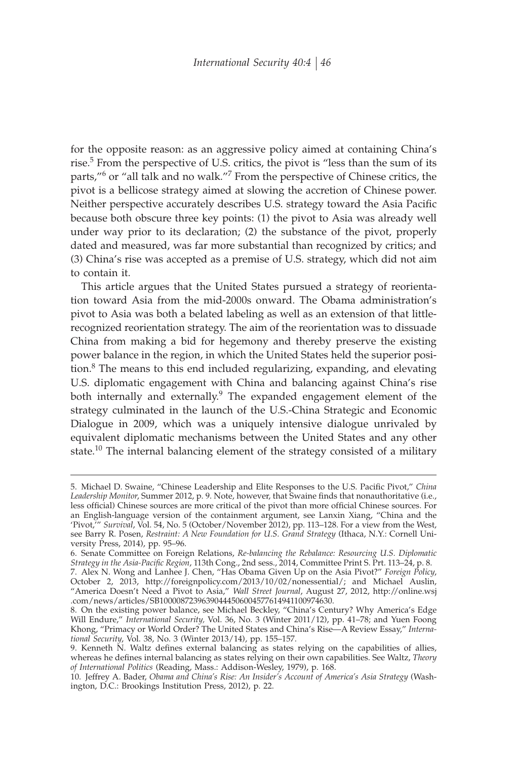for the opposite reason: as an aggressive policy aimed at containing China's rise.[5] From the perspective of U.S. critics, the pivot is "less than the sum of its parts,"[6] or "all talk and no walk."[7] From the perspective of Chinese critics, the pivot is a bellicose strategy aimed at slowing the accretion of Chinese power. Neither perspective accurately describes U.S. strategy toward the Asia Pacific because both obscure three key points: (1) the pivot to Asia was already well under way prior to its declaration; (2) the substance of the pivot, properly dated and measured, was far more substantial than recognized by critics; and (3) China's rise was accepted as a premise of U.S. strategy, which did not aim to contain it.

This article argues that the United States pursued a strategy of reorientation toward Asia from the mid-2000s onward. The Obama administration's pivot to Asia was both a belated labeling as well as an extension of that little-recognized reorientation strategy. The aim of the reorientation was to dissuade China from making a bid for hegemony and thereby preserve the existing power balance in the region, in which the United States held the superior position.[8] The means to this end included regularizing, expanding, and elevating U.S. diplomatic engagement with China and balancing against China's rise both internally and externally.[9] The expanded engagement element of the strategy culminated in the launch of the U.S.-China Strategic and Economic Dialogue in 2009, which was a uniquely intensive dialogue unrivaled by equivalent diplomatic mechanisms between the United States and any other state.[10] The internal balancing element of the strategy consisted of a military

---

5. Michael D. Swaine, "Chinese Leadership and Elite Responses to the U.S. Pacific Pivot," *China Leadership Monitor*, Summer 2012, p. 9. Note, however, that Swaine finds that nonauthoritative (i.e., less official) Chinese sources are more critical of the pivot than more official Chinese sources. For an English-language version of the containment argument, see Lanxin Xiang, "China and the 'Pivot,'" *Survival*, Vol. 54, No. 5 (October/November 2012), pp. 113–128. For a view from the West, see Barry R. Posen, *Restraint: A New Foundation for U.S. Grand Strategy* (Ithaca, N.Y.: Cornell University Press, 2014), pp. 95–96.

6. Senate Committee on Foreign Relations, *Re-balancing the Rebalance: Resourcing U.S. Diplomatic Strategy in the Asia-Pacific Region*, 113th Cong., 2nd sess., 2014, Committee Print S. Prt. 113–24, p. 8.

7. Alex N. Wong and Lanhee J. Chen, "Has Obama Given Up on the Asia Pivot?" *Foreign Policy*, October 2, 2013, http://foreignpolicy.com/2013/10/02/nonessential/; and Michael Auslin, "America Doesn't Need a Pivot to Asia," *Wall Street Journal*, August 27, 2012, http://online.wsj.com/news/articles/SB10000872396390444506004577614941100974630.

8. On the existing power balance, see Michael Beckley, "China's Century? Why America's Edge Will Endure," *International Security*, Vol. 36, No. 3 (Winter 2011/12), pp. 41–78; and Yuen Foong Khong, "Primacy or World Order? The United States and China's Rise—A Review Essay," *International Security*, Vol. 38, No. 3 (Winter 2013/14), pp. 155–157.

9. Kenneth N. Waltz defines external balancing as states relying on the capabilities of allies, whereas he defines internal balancing as states relying on their own capabilities. See Waltz, *Theory of International Politics* (Reading, Mass.: Addison-Wesley, 1979), p. 168.

10. Jeffrey A. Bader, *Obama and China's Rise: An Insider's Account of America's Asia Strategy* (Washington, D.C.: Brookings Institution Press, 2012), p. 22.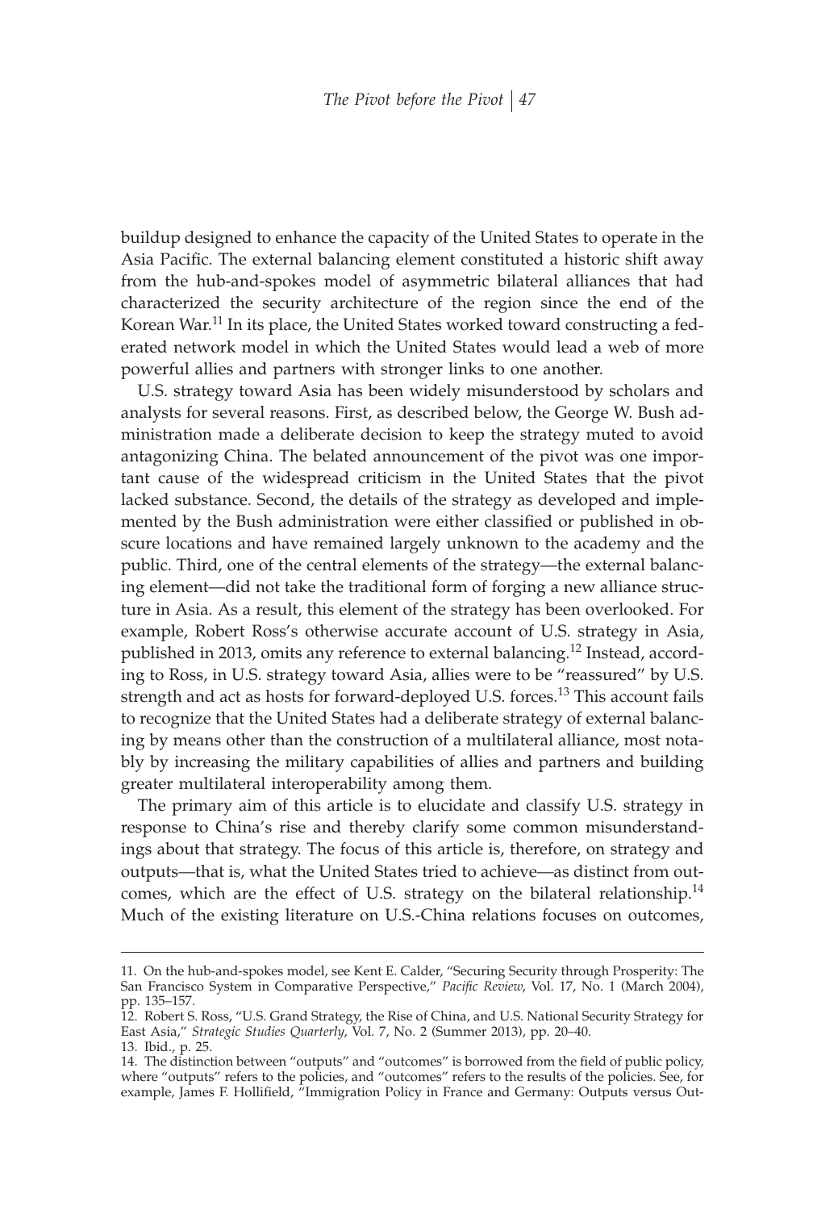buildup designed to enhance the capacity of the United States to operate in the Asia Pacific. The external balancing element constituted a historic shift away from the hub-and-spokes model of asymmetric bilateral alliances that had characterized the security architecture of the region since the end of the Korean War.[11] In its place, the United States worked toward constructing a federated network model in which the United States would lead a web of more powerful allies and partners with stronger links to one another.

U.S. strategy toward Asia has been widely misunderstood by scholars and analysts for several reasons. First, as described below, the George W. Bush administration made a deliberate decision to keep the strategy muted to avoid antagonizing China. The belated announcement of the pivot was one important cause of the widespread criticism in the United States that the pivot lacked substance. Second, the details of the strategy as developed and implemented by the Bush administration were either classified or published in obscure locations and have remained largely unknown to the academy and the public. Third, one of the central elements of the strategy—the external balancing element—did not take the traditional form of forging a new alliance structure in Asia. As a result, this element of the strategy has been overlooked. For example, Robert Ross's otherwise accurate account of U.S. strategy in Asia, published in 2013, omits any reference to external balancing.[12] Instead, according to Ross, in U.S. strategy toward Asia, allies were to be "reassured" by U.S. strength and act as hosts for forward-deployed U.S. forces.[13] This account fails to recognize that the United States had a deliberate strategy of external balancing by means other than the construction of a multilateral alliance, most notably by increasing the military capabilities of allies and partners and building greater multilateral interoperability among them.

The primary aim of this article is to elucidate and classify U.S. strategy in response to China's rise and thereby clarify some common misunderstandings about that strategy. The focus of this article is, therefore, on strategy and outputs—that is, what the United States tried to achieve—as distinct from outcomes, which are the effect of U.S. strategy on the bilateral relationship.[14] Much of the existing literature on U.S.-China relations focuses on outcomes,

---

11. On the hub-and-spokes model, see Kent E. Calder, "Securing Security through Prosperity: The San Francisco System in Comparative Perspective," *Pacific Review*, Vol. 17, No. 1 (March 2004), pp. 135–157.

12. Robert S. Ross, "U.S. Grand Strategy, the Rise of China, and U.S. National Security Strategy for East Asia," *Strategic Studies Quarterly*, Vol. 7, No. 2 (Summer 2013), pp. 20–40.

13. Ibid., p. 25.

14. The distinction between "outputs" and "outcomes" is borrowed from the field of public policy, where "outputs" refers to the policies, and "outcomes" refers to the results of the policies. See, for example, James F. Hollifield, "Immigration Policy in France and Germany: Outputs versus Out-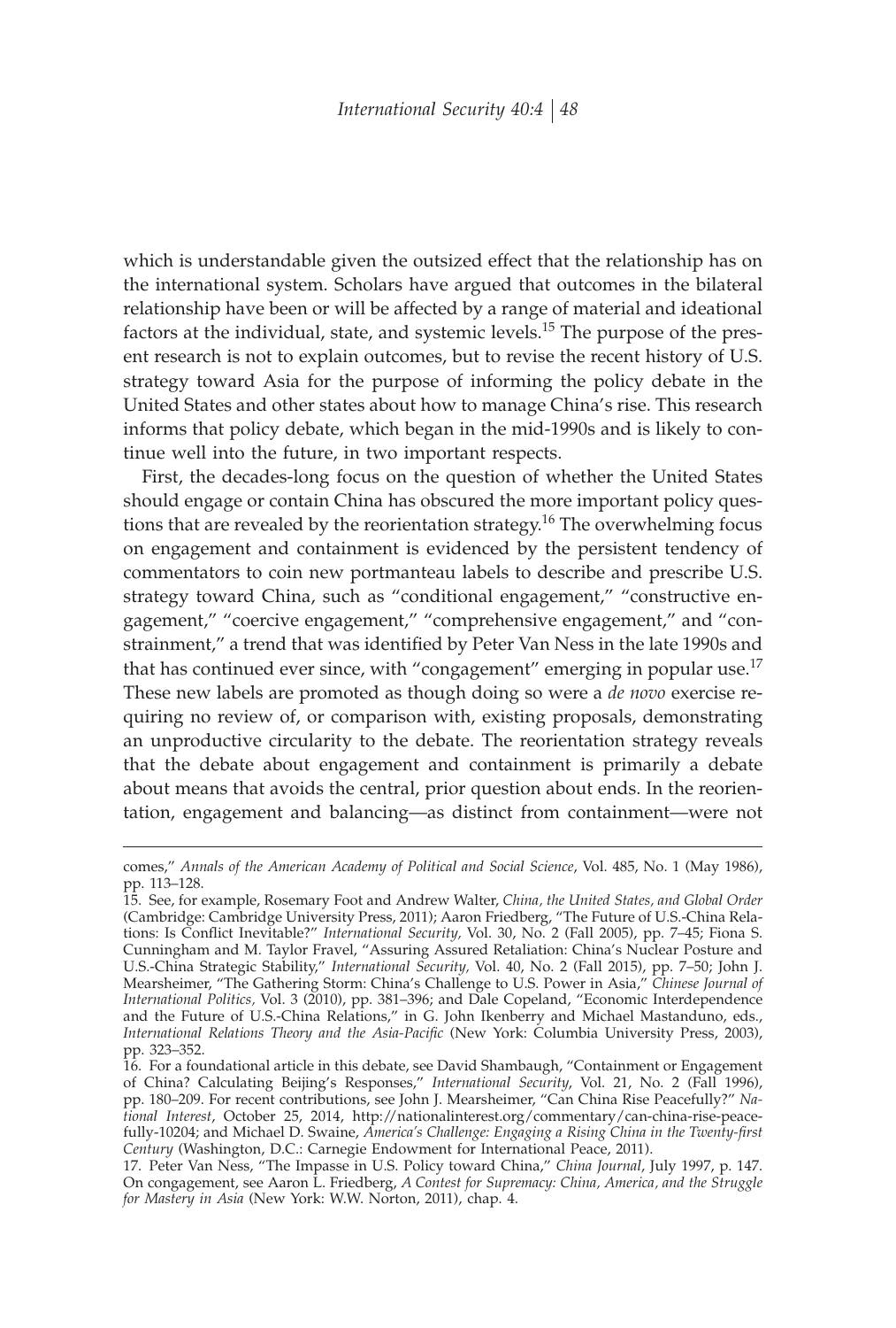which is understandable given the outsized effect that the relationship has on the international system. Scholars have argued that outcomes in the bilateral relationship have been or will be affected by a range of material and ideational factors at the individual, state, and systemic levels.[15] The purpose of the present research is not to explain outcomes, but to revise the recent history of U.S. strategy toward Asia for the purpose of informing the policy debate in the United States and other states about how to manage China's rise. This research informs that policy debate, which began in the mid-1990s and is likely to continue well into the future, in two important respects.

First, the decades-long focus on the question of whether the United States should engage or contain China has obscured the more important policy questions that are revealed by the reorientation strategy.[16] The overwhelming focus on engagement and containment is evidenced by the persistent tendency of commentators to coin new portmanteau labels to describe and prescribe U.S. strategy toward China, such as "conditional engagement," "constructive engagement," "coercive engagement," "comprehensive engagement," and "constrainment," a trend that was identified by Peter Van Ness in the late 1990s and that has continued ever since, with "congagement" emerging in popular use.[17] These new labels are promoted as though doing so were a *de novo* exercise requiring no review of, or comparison with, existing proposals, demonstrating an unproductive circularity to the debate. The reorientation strategy reveals that the debate about engagement and containment is primarily a debate about means that avoids the central, prior question about ends. In the reorientation, engagement and balancing—as distinct from containment—were not

---

comes," *Annals of the American Academy of Political and Social Science*, Vol. 485, No. 1 (May 1986), pp. 113–128.

15. See, for example, Rosemary Foot and Andrew Walter, *China, the United States, and Global Order* (Cambridge: Cambridge University Press, 2011); Aaron Friedberg, "The Future of U.S.-China Relations: Is Conflict Inevitable?" *International Security,* Vol. 30, No. 2 (Fall 2005), pp. 7–45; Fiona S. Cunningham and M. Taylor Fravel, "Assuring Assured Retaliation: China's Nuclear Posture and U.S.-China Strategic Stability," *International Security,* Vol. 40, No. 2 (Fall 2015), pp. 7–50; John J. Mearsheimer, "The Gathering Storm: China's Challenge to U.S. Power in Asia," *Chinese Journal of International Politics,* Vol. 3 (2010), pp. 381–396; and Dale Copeland, "Economic Interdependence and the Future of U.S.-China Relations," in G. John Ikenberry and Michael Mastanduno, eds., *International Relations Theory and the Asia-Pacific* (New York: Columbia University Press, 2003), pp. 323–352.

16. For a foundational article in this debate, see David Shambaugh, "Containment or Engagement of China? Calculating Beijing's Responses," *International Security*, Vol. 21, No. 2 (Fall 1996), pp. 180–209. For recent contributions, see John J. Mearsheimer, "Can China Rise Peacefully?" *National Interest*, October 25, 2014, http://nationalinterest.org/commentary/can-china-rise-peacefully-10204; and Michael D. Swaine, *America's Challenge: Engaging a Rising China in the Twenty-first Century* (Washington, D.C.: Carnegie Endowment for International Peace, 2011).

17. Peter Van Ness, "The Impasse in U.S. Policy toward China," *China Journal*, July 1997, p. 147. On congagement, see Aaron L. Friedberg, *A Contest for Supremacy: China, America, and the Struggle for Mastery in Asia* (New York: W.W. Norton, 2011), chap. 4.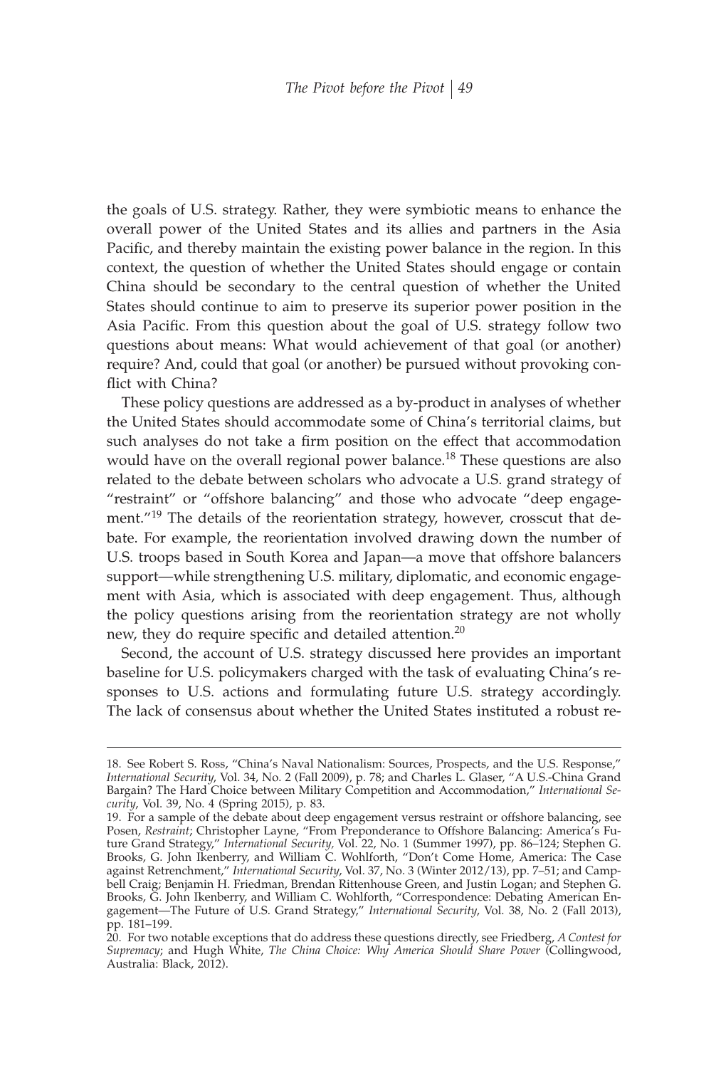the goals of U.S. strategy. Rather, they were symbiotic means to enhance the overall power of the United States and its allies and partners in the Asia Pacific, and thereby maintain the existing power balance in the region. In this context, the question of whether the United States should engage or contain China should be secondary to the central question of whether the United States should continue to aim to preserve its superior power position in the Asia Pacific. From this question about the goal of U.S. strategy follow two questions about means: What would achievement of that goal (or another) require? And, could that goal (or another) be pursued without provoking conflict with China?

These policy questions are addressed as a by-product in analyses of whether the United States should accommodate some of China's territorial claims, but such analyses do not take a firm position on the effect that accommodation would have on the overall regional power balance.[18] These questions are also related to the debate between scholars who advocate a U.S. grand strategy of "restraint" or "offshore balancing" and those who advocate "deep engagement."[19] The details of the reorientation strategy, however, crosscut that debate. For example, the reorientation involved drawing down the number of U.S. troops based in South Korea and Japan—a move that offshore balancers support—while strengthening U.S. military, diplomatic, and economic engagement with Asia, which is associated with deep engagement. Thus, although the policy questions arising from the reorientation strategy are not wholly new, they do require specific and detailed attention.[20]

Second, the account of U.S. strategy discussed here provides an important baseline for U.S. policymakers charged with the task of evaluating China's responses to U.S. actions and formulating future U.S. strategy accordingly. The lack of consensus about whether the United States instituted a robust re-

18. See Robert S. Ross, "China's Naval Nationalism: Sources, Prospects, and the U.S. Response," *International Security*, Vol. 34, No. 2 (Fall 2009), p. 78; and Charles L. Glaser, "A U.S.-China Grand Bargain? The Hard Choice between Military Competition and Accommodation," *International Security*, Vol. 39, No. 4 (Spring 2015), p. 83.

19. For a sample of the debate about deep engagement versus restraint or offshore balancing, see Posen, *Restraint*; Christopher Layne, "From Preponderance to Offshore Balancing: America's Future Grand Strategy," *International Security*, Vol. 22, No. 1 (Summer 1997), pp. 86–124; Stephen G. Brooks, G. John Ikenberry, and William C. Wohlforth, "Don't Come Home, America: The Case against Retrenchment," *International Security*, Vol. 37, No. 3 (Winter 2012/13), pp. 7–51; and Campbell Craig; Benjamin H. Friedman, Brendan Rittenhouse Green, and Justin Logan; and Stephen G. Brooks, G. John Ikenberry, and William C. Wohlforth, "Correspondence: Debating American Engagement—The Future of U.S. Grand Strategy," *International Security*, Vol. 38, No. 2 (Fall 2013), pp. 181–199.

20. For two notable exceptions that do address these questions directly, see Friedberg, *A Contest for Supremacy*; and Hugh White, *The China Choice: Why America Should Share Power* (Collingwood, Australia: Black, 2012).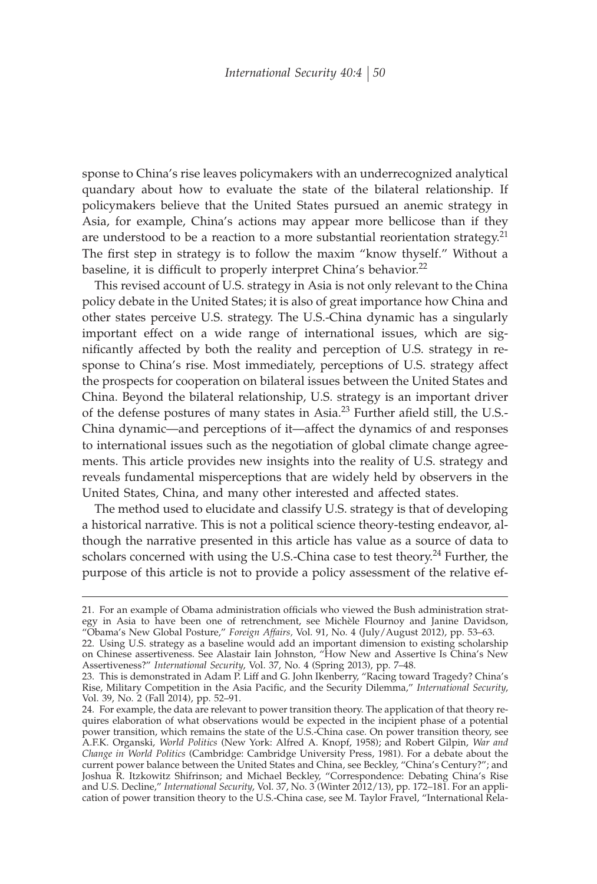sponse to China's rise leaves policymakers with an underrecognized analytical quandary about how to evaluate the state of the bilateral relationship. If policymakers believe that the United States pursued an anemic strategy in Asia, for example, China's actions may appear more bellicose than if they are understood to be a reaction to a more substantial reorientation strategy.[21] The first step in strategy is to follow the maxim "know thyself." Without a baseline, it is difficult to properly interpret China's behavior.[22]

This revised account of U.S. strategy in Asia is not only relevant to the China policy debate in the United States; it is also of great importance how China and other states perceive U.S. strategy. The U.S.-China dynamic has a singularly important effect on a wide range of international issues, which are significantly affected by both the reality and perception of U.S. strategy in response to China's rise. Most immediately, perceptions of U.S. strategy affect the prospects for cooperation on bilateral issues between the United States and China. Beyond the bilateral relationship, U.S. strategy is an important driver of the defense postures of many states in Asia.[23] Further afield still, the U.S.-China dynamic—and perceptions of it—affect the dynamics of and responses to international issues such as the negotiation of global climate change agreements. This article provides new insights into the reality of U.S. strategy and reveals fundamental misperceptions that are widely held by observers in the United States, China, and many other interested and affected states.

The method used to elucidate and classify U.S. strategy is that of developing a historical narrative. This is not a political science theory-testing endeavor, although the narrative presented in this article has value as a source of data to scholars concerned with using the U.S.-China case to test theory.[24] Further, the purpose of this article is not to provide a policy assessment of the relative ef-

---

21. For an example of Obama administration officials who viewed the Bush administration strategy in Asia to have been one of retrenchment, see Michèle Flournoy and Janine Davidson, "Obama's New Global Posture," *Foreign Affairs*, Vol. 91, No. 4 (July/August 2012), pp. 53–63.

22. Using U.S. strategy as a baseline would add an important dimension to existing scholarship on Chinese assertiveness. See Alastair Iain Johnston, "How New and Assertive Is China's New Assertiveness?" *International Security*, Vol. 37, No. 4 (Spring 2013), pp. 7–48.

23. This is demonstrated in Adam P. Liff and G. John Ikenberry, "Racing toward Tragedy? China's Rise, Military Competition in the Asia Pacific, and the Security Dilemma," *International Security*, Vol. 39, No. 2 (Fall 2014), pp. 52–91.

24. For example, the data are relevant to power transition theory. The application of that theory requires elaboration of what observations would be expected in the incipient phase of a potential power transition, which remains the state of the U.S.-China case. On power transition theory, see A.F.K. Organski, *World Politics* (New York: Alfred A. Knopf, 1958); and Robert Gilpin, *War and Change in World Politics* (Cambridge: Cambridge University Press, 1981). For a debate about the current power balance between the United States and China, see Beckley, "China's Century?"; and Joshua R. Itzkowitz Shifrinson; and Michael Beckley, "Correspondence: Debating China's Rise and U.S. Decline," *International Security*, Vol. 37, No. 3 (Winter 2012/13), pp. 172–181. For an application of power transition theory to the U.S.-China case, see M. Taylor Fravel, "International Rela-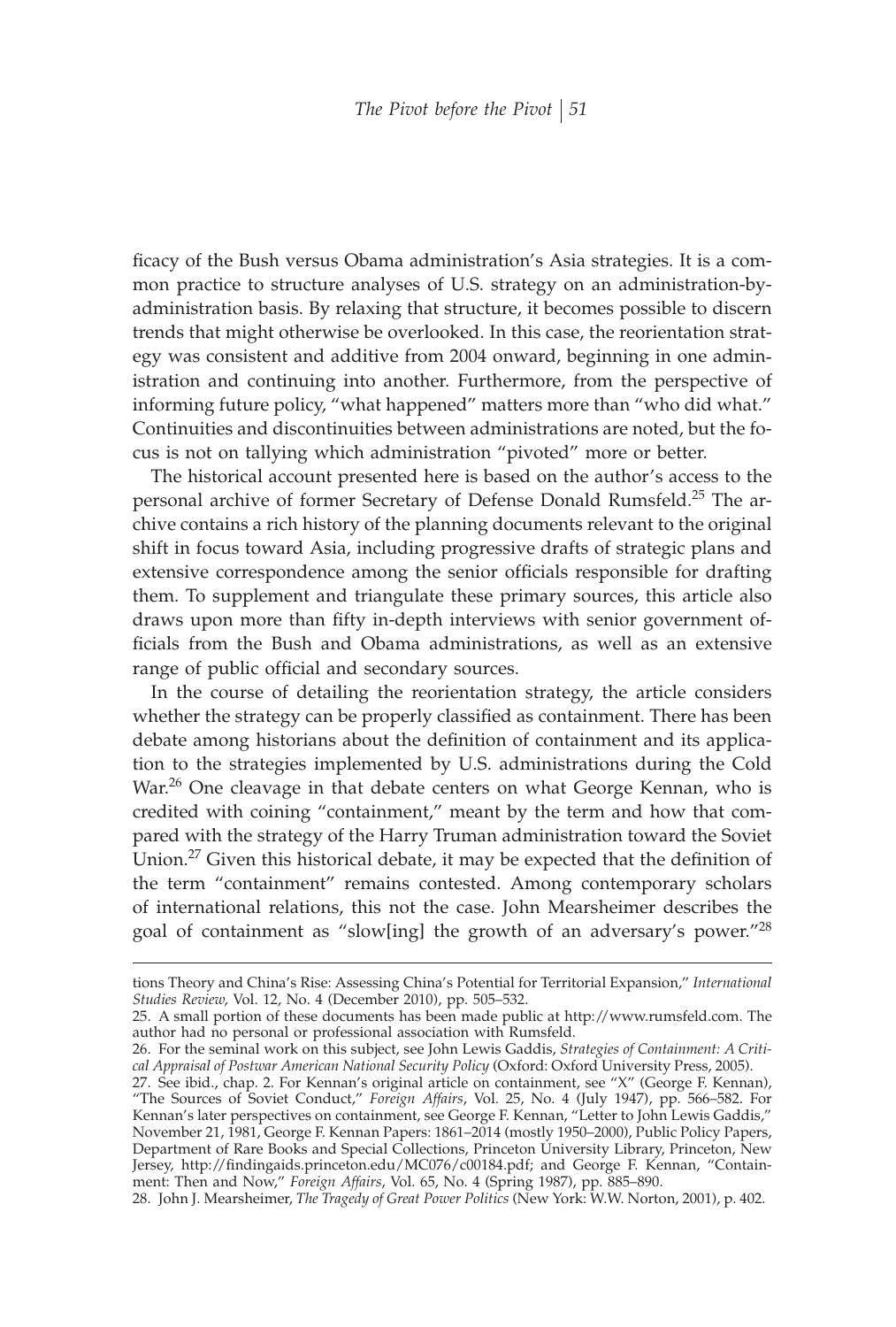ficacy of the Bush versus Obama administration's Asia strategies. It is a common practice to structure analyses of U.S. strategy on an administration-by-administration basis. By relaxing that structure, it becomes possible to discern trends that might otherwise be overlooked. In this case, the reorientation strategy was consistent and additive from 2004 onward, beginning in one administration and continuing into another. Furthermore, from the perspective of informing future policy, "what happened" matters more than "who did what." Continuities and discontinuities between administrations are noted, but the focus is not on tallying which administration "pivoted" more or better.

The historical account presented here is based on the author's access to the personal archive of former Secretary of Defense Donald Rumsfeld.[25] The archive contains a rich history of the planning documents relevant to the original shift in focus toward Asia, including progressive drafts of strategic plans and extensive correspondence among the senior officials responsible for drafting them. To supplement and triangulate these primary sources, this article also draws upon more than fifty in-depth interviews with senior government officials from the Bush and Obama administrations, as well as an extensive range of public official and secondary sources.

In the course of detailing the reorientation strategy, the article considers whether the strategy can be properly classified as containment. There has been debate among historians about the definition of containment and its application to the strategies implemented by U.S. administrations during the Cold War.[26] One cleavage in that debate centers on what George Kennan, who is credited with coining "containment," meant by the term and how that compared with the strategy of the Harry Truman administration toward the Soviet Union.[27] Given this historical debate, it may be expected that the definition of the term "containment" remains contested. Among contemporary scholars of international relations, this not the case. John Mearsheimer describes the goal of containment as "slow[ing] the growth of an adversary's power."[28]

---

tions Theory and China's Rise: Assessing China's Potential for Territorial Expansion," *International Studies Review*, Vol. 12, No. 4 (December 2010), pp. 505–532.

25. A small portion of these documents has been made public at http://www.rumsfeld.com. The author had no personal or professional association with Rumsfeld.

26. For the seminal work on this subject, see John Lewis Gaddis, *Strategies of Containment: A Critical Appraisal of Postwar American National Security Policy* (Oxford: Oxford University Press, 2005).

27. See ibid., chap. 2. For Kennan's original article on containment, see "X" (George F. Kennan), "The Sources of Soviet Conduct," *Foreign Affairs*, Vol. 25, No. 4 (July 1947), pp. 566–582. For Kennan's later perspectives on containment, see George F. Kennan, "Letter to John Lewis Gaddis," November 21, 1981, George F. Kennan Papers: 1861–2014 (mostly 1950–2000), Public Policy Papers, Department of Rare Books and Special Collections, Princeton University Library, Princeton, New Jersey, http://findingaids.princeton.edu/MC076/c00184.pdf; and George F. Kennan, "Containment: Then and Now," *Foreign Affairs*, Vol. 65, No. 4 (Spring 1987), pp. 885–890.

28. John J. Mearsheimer, *The Tragedy of Great Power Politics* (New York: W.W. Norton, 2001), p. 402.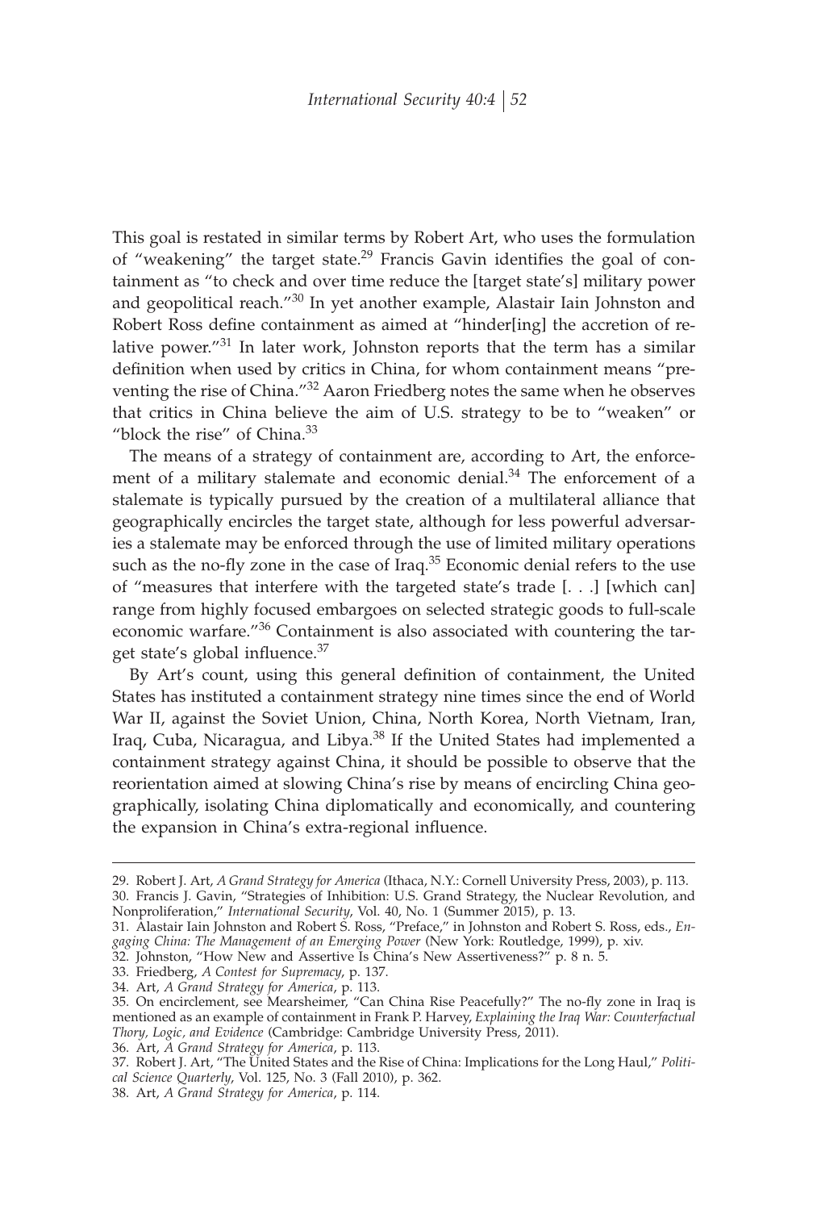This goal is restated in similar terms by Robert Art, who uses the formulation of "weakening" the target state.[29] Francis Gavin identifies the goal of containment as "to check and over time reduce the [target state's] military power and geopolitical reach."[30] In yet another example, Alastair Iain Johnston and Robert Ross define containment as aimed at "hinder[ing] the accretion of relative power."[31] In later work, Johnston reports that the term has a similar definition when used by critics in China, for whom containment means "preventing the rise of China."[32] Aaron Friedberg notes the same when he observes that critics in China believe the aim of U.S. strategy to be to "weaken" or "block the rise" of China.[33]

The means of a strategy of containment are, according to Art, the enforcement of a military stalemate and economic denial.[34] The enforcement of a stalemate is typically pursued by the creation of a multilateral alliance that geographically encircles the target state, although for less powerful adversaries a stalemate may be enforced through the use of limited military operations such as the no-fly zone in the case of Iraq.[35] Economic denial refers to the use of "measures that interfere with the targeted state's trade [. . .] [which can] range from highly focused embargoes on selected strategic goods to full-scale economic warfare."[36] Containment is also associated with countering the target state's global influence.[37]

By Art's count, using this general definition of containment, the United States has instituted a containment strategy nine times since the end of World War II, against the Soviet Union, China, North Korea, North Vietnam, Iran, Iraq, Cuba, Nicaragua, and Libya.[38] If the United States had implemented a containment strategy against China, it should be possible to observe that the reorientation aimed at slowing China's rise by means of encircling China geographically, isolating China diplomatically and economically, and countering the expansion in China's extra-regional influence.

---

29. Robert J. Art, *A Grand Strategy for America* (Ithaca, N.Y.: Cornell University Press, 2003), p. 113.
30. Francis J. Gavin, "Strategies of Inhibition: U.S. Grand Strategy, the Nuclear Revolution, and Nonproliferation," *International Security*, Vol. 40, No. 1 (Summer 2015), p. 13.
31. Alastair Iain Johnston and Robert S. Ross, "Preface," in Johnston and Robert S. Ross, eds., *Engaging China: The Management of an Emerging Power* (New York: Routledge, 1999), p. xiv.
32. Johnston, "How New and Assertive Is China's New Assertiveness?" p. 8 n. 5.
33. Friedberg, *A Contest for Supremacy*, p. 137.
34. Art, *A Grand Strategy for America*, p. 113.
35. On encirclement, see Mearsheimer, "Can China Rise Peacefully?" The no-fly zone in Iraq is mentioned as an example of containment in Frank P. Harvey, *Explaining the Iraq War: Counterfactual Thory, Logic, and Evidence* (Cambridge: Cambridge University Press, 2011).
36. Art, *A Grand Strategy for America*, p. 113.
37. Robert J. Art, "The United States and the Rise of China: Implications for the Long Haul," *Political Science Quarterly*, Vol. 125, No. 3 (Fall 2010), p. 362.
38. Art, *A Grand Strategy for America*, p. 114.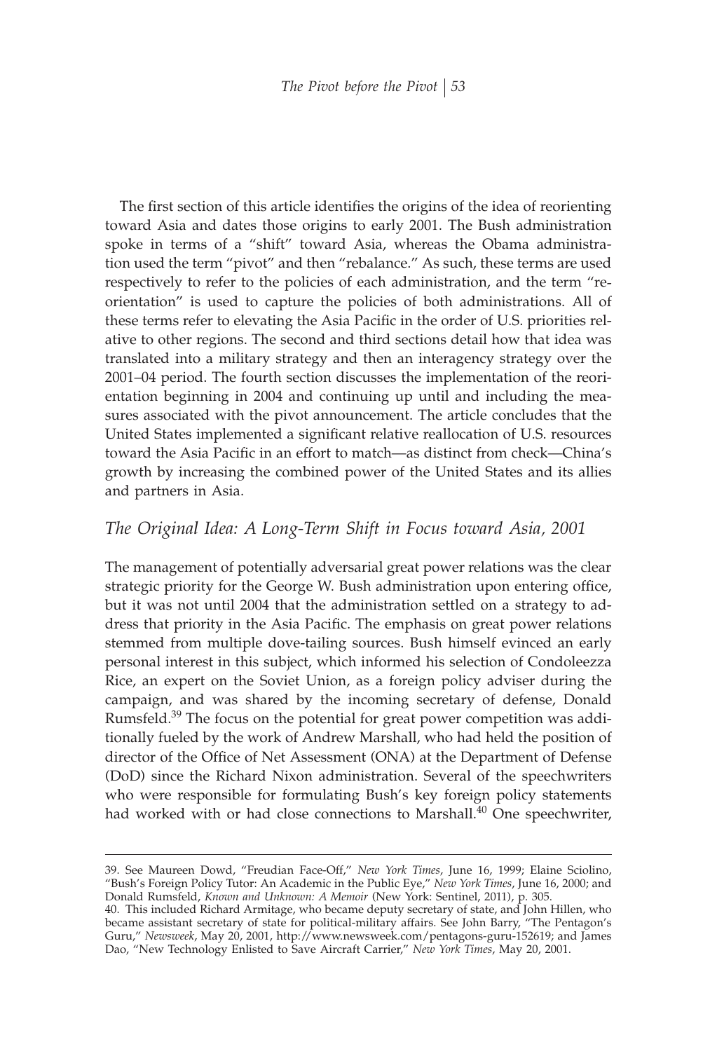The first section of this article identifies the origins of the idea of reorienting toward Asia and dates those origins to early 2001. The Bush administration spoke in terms of a "shift" toward Asia, whereas the Obama administration used the term "pivot" and then "rebalance." As such, these terms are used respectively to refer to the policies of each administration, and the term "reorientation" is used to capture the policies of both administrations. All of these terms refer to elevating the Asia Pacific in the order of U.S. priorities relative to other regions. The second and third sections detail how that idea was translated into a military strategy and then an interagency strategy over the 2001–04 period. The fourth section discusses the implementation of the reorientation beginning in 2004 and continuing up until and including the measures associated with the pivot announcement. The article concludes that the United States implemented a significant relative reallocation of U.S. resources toward the Asia Pacific in an effort to match—as distinct from check—China's growth by increasing the combined power of the United States and its allies and partners in Asia.

## *The Original Idea: A Long-Term Shift in Focus toward Asia, 2001*

The management of potentially adversarial great power relations was the clear strategic priority for the George W. Bush administration upon entering office, but it was not until 2004 that the administration settled on a strategy to address that priority in the Asia Pacific. The emphasis on great power relations stemmed from multiple dove-tailing sources. Bush himself evinced an early personal interest in this subject, which informed his selection of Condoleezza Rice, an expert on the Soviet Union, as a foreign policy adviser during the campaign, and was shared by the incoming secretary of defense, Donald Rumsfeld.[39] The focus on the potential for great power competition was additionally fueled by the work of Andrew Marshall, who had held the position of director of the Office of Net Assessment (ONA) at the Department of Defense (DoD) since the Richard Nixon administration. Several of the speechwriters who were responsible for formulating Bush's key foreign policy statements had worked with or had close connections to Marshall.[40] One speechwriter,

39. See Maureen Dowd, "Freudian Face-Off," *New York Times*, June 16, 1999; Elaine Sciolino, "Bush's Foreign Policy Tutor: An Academic in the Public Eye," *New York Times*, June 16, 2000; and Donald Rumsfeld, *Known and Unknown: A Memoir* (New York: Sentinel, 2011), p. 305.

40. This included Richard Armitage, who became deputy secretary of state, and John Hillen, who became assistant secretary of state for political-military affairs. See John Barry, "The Pentagon's Guru," *Newsweek*, May 20, 2001, http://www.newsweek.com/pentagons-guru-152619; and James Dao, "New Technology Enlisted to Save Aircraft Carrier," *New York Times*, May 20, 2001.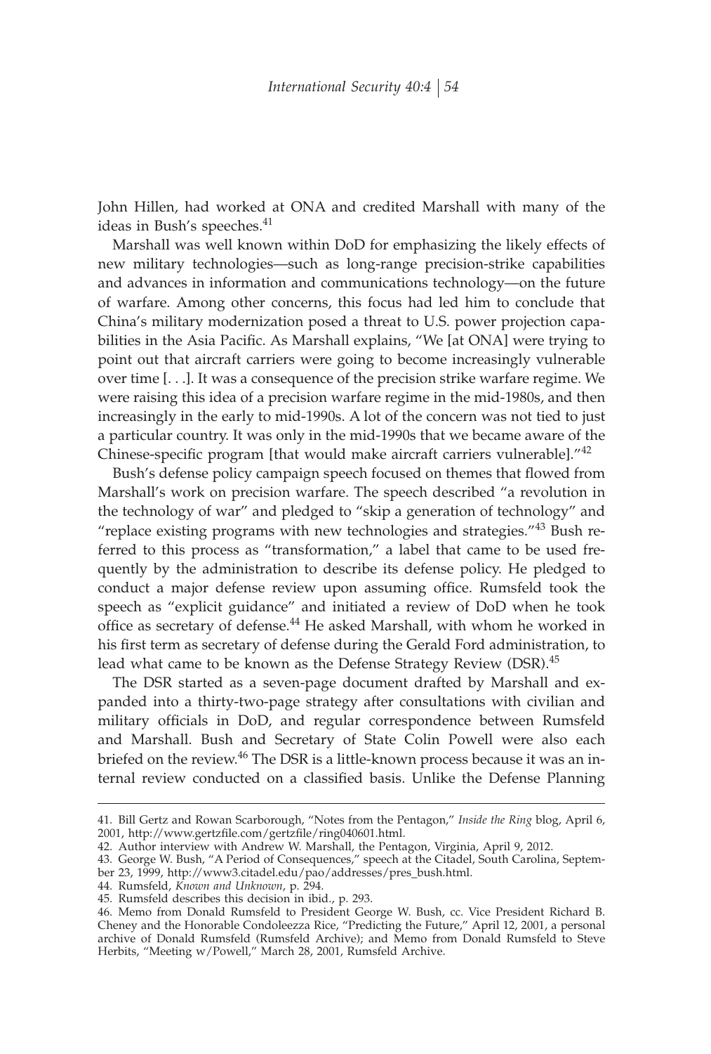John Hillen, had worked at ONA and credited Marshall with many of the ideas in Bush's speeches.[41]

Marshall was well known within DoD for emphasizing the likely effects of new military technologies—such as long-range precision-strike capabilities and advances in information and communications technology—on the future of warfare. Among other concerns, this focus had led him to conclude that China's military modernization posed a threat to U.S. power projection capabilities in the Asia Pacific. As Marshall explains, "We [at ONA] were trying to point out that aircraft carriers were going to become increasingly vulnerable over time [. . .]. It was a consequence of the precision strike warfare regime. We were raising this idea of a precision warfare regime in the mid-1980s, and then increasingly in the early to mid-1990s. A lot of the concern was not tied to just a particular country. It was only in the mid-1990s that we became aware of the Chinese-specific program [that would make aircraft carriers vulnerable]."[42]

Bush's defense policy campaign speech focused on themes that flowed from Marshall's work on precision warfare. The speech described "a revolution in the technology of war" and pledged to "skip a generation of technology" and "replace existing programs with new technologies and strategies."[43] Bush referred to this process as "transformation," a label that came to be used frequently by the administration to describe its defense policy. He pledged to conduct a major defense review upon assuming office. Rumsfeld took the speech as "explicit guidance" and initiated a review of DoD when he took office as secretary of defense.[44] He asked Marshall, with whom he worked in his first term as secretary of defense during the Gerald Ford administration, to lead what came to be known as the Defense Strategy Review (DSR).[45]

The DSR started as a seven-page document drafted by Marshall and expanded into a thirty-two-page strategy after consultations with civilian and military officials in DoD, and regular correspondence between Rumsfeld and Marshall. Bush and Secretary of State Colin Powell were also each briefed on the review.[46] The DSR is a little-known process because it was an internal review conducted on a classified basis. Unlike the Defense Planning

41. Bill Gertz and Rowan Scarborough, "Notes from the Pentagon," *Inside the Ring* blog, April 6, 2001, http://www.gertzfile.com/gertzfile/ring040601.html.

42. Author interview with Andrew W. Marshall, the Pentagon, Virginia, April 9, 2012.

43. George W. Bush, "A Period of Consequences," speech at the Citadel, South Carolina, September 23, 1999, http://www3.citadel.edu/pao/addresses/pres_bush.html.

44. Rumsfeld, *Known and Unknown*, p. 294.

45. Rumsfeld describes this decision in ibid., p. 293.

46. Memo from Donald Rumsfeld to President George W. Bush, cc. Vice President Richard B. Cheney and the Honorable Condoleezza Rice, "Predicting the Future," April 12, 2001, a personal archive of Donald Rumsfeld (Rumsfeld Archive); and Memo from Donald Rumsfeld to Steve Herbits, "Meeting w/Powell," March 28, 2001, Rumsfeld Archive.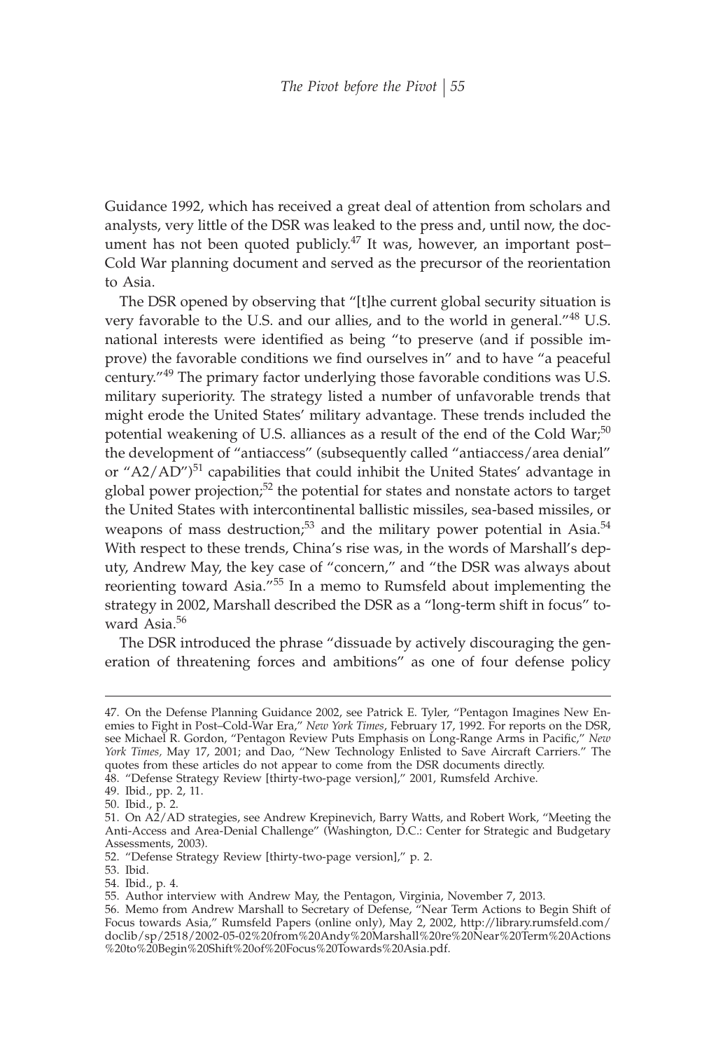Guidance 1992, which has received a great deal of attention from scholars and analysts, very little of the DSR was leaked to the press and, until now, the document has not been quoted publicly.[47] It was, however, an important post–Cold War planning document and served as the precursor of the reorientation to Asia.

The DSR opened by observing that "[t]he current global security situation is very favorable to the U.S. and our allies, and to the world in general."[48] U.S. national interests were identified as being "to preserve (and if possible improve) the favorable conditions we find ourselves in" and to have "a peaceful century."[49] The primary factor underlying those favorable conditions was U.S. military superiority. The strategy listed a number of unfavorable trends that might erode the United States' military advantage. These trends included the potential weakening of U.S. alliances as a result of the end of the Cold War;[50] the development of "antiaccess" (subsequently called "antiaccess/area denial" or "A2/AD")[51] capabilities that could inhibit the United States' advantage in global power projection;[52] the potential for states and nonstate actors to target the United States with intercontinental ballistic missiles, sea-based missiles, or weapons of mass destruction;[53] and the military power potential in Asia.[54] With respect to these trends, China's rise was, in the words of Marshall's deputy, Andrew May, the key case of "concern," and "the DSR was always about reorienting toward Asia."[55] In a memo to Rumsfeld about implementing the strategy in 2002, Marshall described the DSR as a "long-term shift in focus" toward Asia.[56]

The DSR introduced the phrase "dissuade by actively discouraging the generation of threatening forces and ambitions" as one of four defense policy

---

47. On the Defense Planning Guidance 2002, see Patrick E. Tyler, "Pentagon Imagines New Enemies to Fight in Post–Cold-War Era," *New York Times*, February 17, 1992. For reports on the DSR, see Michael R. Gordon, "Pentagon Review Puts Emphasis on Long-Range Arms in Pacific," *New York Times*, May 17, 2001; and Dao, "New Technology Enlisted to Save Aircraft Carriers." The quotes from these articles do not appear to come from the DSR documents directly.

48. "Defense Strategy Review [thirty-two-page version]," 2001, Rumsfeld Archive.

49. Ibid., pp. 2, 11.

50. Ibid., p. 2.

51. On A2/AD strategies, see Andrew Krepinevich, Barry Watts, and Robert Work, "Meeting the Anti-Access and Area-Denial Challenge" (Washington, D.C.: Center for Strategic and Budgetary Assessments, 2003).

52. "Defense Strategy Review [thirty-two-page version]," p. 2.

53. Ibid.

54. Ibid., p. 4.

55. Author interview with Andrew May, the Pentagon, Virginia, November 7, 2013.

56. Memo from Andrew Marshall to Secretary of Defense, "Near Term Actions to Begin Shift of Focus towards Asia," Rumsfeld Papers (online only), May 2, 2002, http://library.rumsfeld.com/doclib/sp/2518/2002-05-02%20from%20Andy%20Marshall%20re%20Near%20Term%20Actions%20to%20Begin%20Shift%20of%20Focus%20Towards%20Asia.pdf.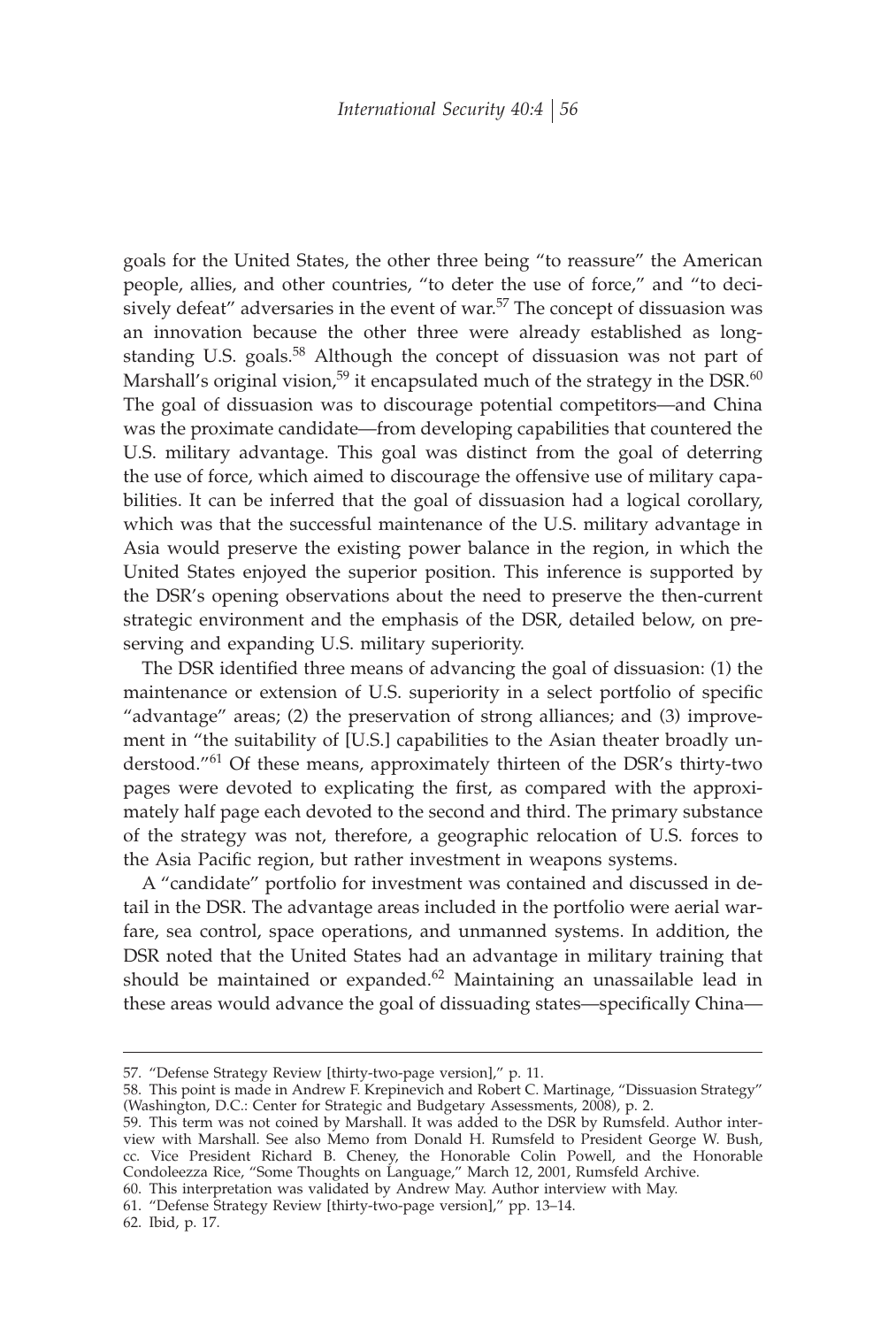goals for the United States, the other three being "to reassure" the American people, allies, and other countries, "to deter the use of force," and "to decisively defeat" adversaries in the event of war.[57] The concept of dissuasion was an innovation because the other three were already established as longstanding U.S. goals.[58] Although the concept of dissuasion was not part of Marshall's original vision,[59] it encapsulated much of the strategy in the DSR.[60] The goal of dissuasion was to discourage potential competitors—and China was the proximate candidate—from developing capabilities that countered the U.S. military advantage. This goal was distinct from the goal of deterring the use of force, which aimed to discourage the offensive use of military capabilities. It can be inferred that the goal of dissuasion had a logical corollary, which was that the successful maintenance of the U.S. military advantage in Asia would preserve the existing power balance in the region, in which the United States enjoyed the superior position. This inference is supported by the DSR's opening observations about the need to preserve the then-current strategic environment and the emphasis of the DSR, detailed below, on preserving and expanding U.S. military superiority.

The DSR identified three means of advancing the goal of dissuasion: (1) the maintenance or extension of U.S. superiority in a select portfolio of specific "advantage" areas; (2) the preservation of strong alliances; and (3) improvement in "the suitability of [U.S.] capabilities to the Asian theater broadly understood."[61] Of these means, approximately thirteen of the DSR's thirty-two pages were devoted to explicating the first, as compared with the approximately half page each devoted to the second and third. The primary substance of the strategy was not, therefore, a geographic relocation of U.S. forces to the Asia Pacific region, but rather investment in weapons systems.

A "candidate" portfolio for investment was contained and discussed in detail in the DSR. The advantage areas included in the portfolio were aerial warfare, sea control, space operations, and unmanned systems. In addition, the DSR noted that the United States had an advantage in military training that should be maintained or expanded.[62] Maintaining an unassailable lead in these areas would advance the goal of dissuading states—specifically China—

57. "Defense Strategy Review [thirty-two-page version]," p. 11.

58. This point is made in Andrew F. Krepinevich and Robert C. Martinage, "Dissuasion Strategy" (Washington, D.C.: Center for Strategic and Budgetary Assessments, 2008), p. 2.

59. This term was not coined by Marshall. It was added to the DSR by Rumsfeld. Author interview with Marshall. See also Memo from Donald H. Rumsfeld to President George W. Bush, cc. Vice President Richard B. Cheney, the Honorable Colin Powell, and the Honorable Condoleezza Rice, "Some Thoughts on Language," March 12, 2001, Rumsfeld Archive.

60. This interpretation was validated by Andrew May. Author interview with May.

61. "Defense Strategy Review [thirty-two-page version]," pp. 13–14.

62. Ibid, p. 17.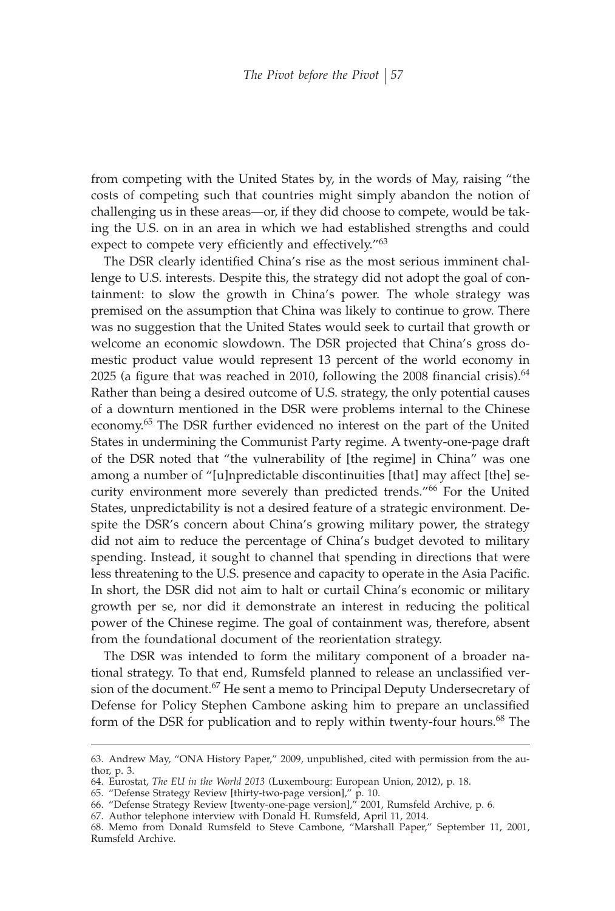from competing with the United States by, in the words of May, raising "the costs of competing such that countries might simply abandon the notion of challenging us in these areas—or, if they did choose to compete, would be taking the U.S. on in an area in which we had established strengths and could expect to compete very efficiently and effectively."[63]

The DSR clearly identified China's rise as the most serious imminent challenge to U.S. interests. Despite this, the strategy did not adopt the goal of containment: to slow the growth in China's power. The whole strategy was premised on the assumption that China was likely to continue to grow. There was no suggestion that the United States would seek to curtail that growth or welcome an economic slowdown. The DSR projected that China's gross domestic product value would represent 13 percent of the world economy in 2025 (a figure that was reached in 2010, following the 2008 financial crisis).[64] Rather than being a desired outcome of U.S. strategy, the only potential causes of a downturn mentioned in the DSR were problems internal to the Chinese economy.[65] The DSR further evidenced no interest on the part of the United States in undermining the Communist Party regime. A twenty-one-page draft of the DSR noted that "the vulnerability of [the regime] in China" was one among a number of "[u]npredictable discontinuities [that] may affect [the] security environment more severely than predicted trends."[66] For the United States, unpredictability is not a desired feature of a strategic environment. Despite the DSR's concern about China's growing military power, the strategy did not aim to reduce the percentage of China's budget devoted to military spending. Instead, it sought to channel that spending in directions that were less threatening to the U.S. presence and capacity to operate in the Asia Pacific. In short, the DSR did not aim to halt or curtail China's economic or military growth per se, nor did it demonstrate an interest in reducing the political power of the Chinese regime. The goal of containment was, therefore, absent from the foundational document of the reorientation strategy.

The DSR was intended to form the military component of a broader national strategy. To that end, Rumsfeld planned to release an unclassified version of the document.[67] He sent a memo to Principal Deputy Undersecretary of Defense for Policy Stephen Cambone asking him to prepare an unclassified form of the DSR for publication and to reply within twenty-four hours.[68] The

---

63. Andrew May, "ONA History Paper," 2009, unpublished, cited with permission from the author, p. 3.

64. Eurostat, *The EU in the World 2013* (Luxembourg: European Union, 2012), p. 18.

65. "Defense Strategy Review [thirty-two-page version]," p. 10.

66. "Defense Strategy Review [twenty-one-page version]," 2001, Rumsfeld Archive, p. 6.

67. Author telephone interview with Donald H. Rumsfeld, April 11, 2014.

68. Memo from Donald Rumsfeld to Steve Cambone, "Marshall Paper," September 11, 2001, Rumsfeld Archive.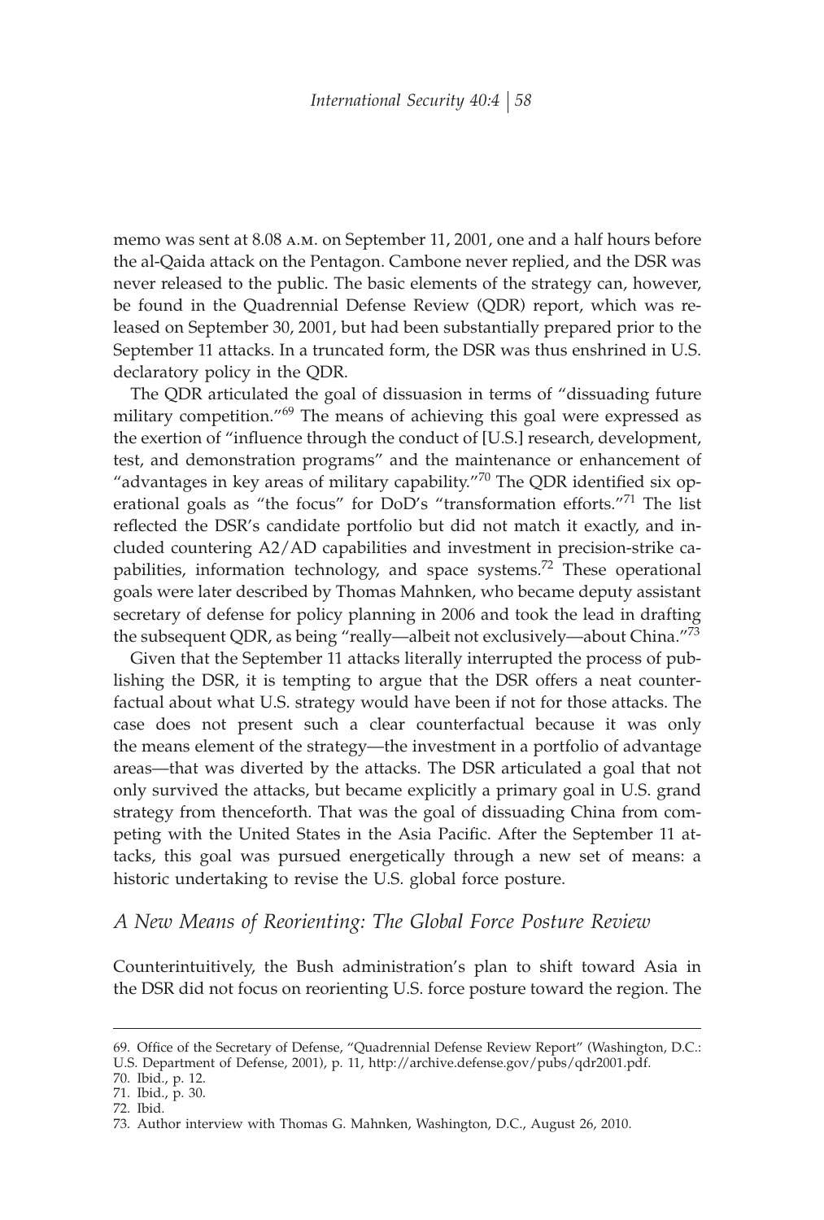memo was sent at 8.08 A.M. on September 11, 2001, one and a half hours before the al-Qaida attack on the Pentagon. Cambone never replied, and the DSR was never released to the public. The basic elements of the strategy can, however, be found in the Quadrennial Defense Review (QDR) report, which was released on September 30, 2001, but had been substantially prepared prior to the September 11 attacks. In a truncated form, the DSR was thus enshrined in U.S. declaratory policy in the QDR.

The QDR articulated the goal of dissuasion in terms of "dissuading future military competition."[69] The means of achieving this goal were expressed as the exertion of "influence through the conduct of [U.S.] research, development, test, and demonstration programs" and the maintenance or enhancement of "advantages in key areas of military capability."[70] The QDR identified six operational goals as "the focus" for DoD's "transformation efforts."[71] The list reflected the DSR's candidate portfolio but did not match it exactly, and included countering A2/AD capabilities and investment in precision-strike capabilities, information technology, and space systems.[72] These operational goals were later described by Thomas Mahnken, who became deputy assistant secretary of defense for policy planning in 2006 and took the lead in drafting the subsequent QDR, as being "really—albeit not exclusively—about China."[73]

Given that the September 11 attacks literally interrupted the process of publishing the DSR, it is tempting to argue that the DSR offers a neat counterfactual about what U.S. strategy would have been if not for those attacks. The case does not present such a clear counterfactual because it was only the means element of the strategy—the investment in a portfolio of advantage areas—that was diverted by the attacks. The DSR articulated a goal that not only survived the attacks, but became explicitly a primary goal in U.S. grand strategy from thenceforth. That was the goal of dissuading China from competing with the United States in the Asia Pacific. After the September 11 attacks, this goal was pursued energetically through a new set of means: a historic undertaking to revise the U.S. global force posture.

## *A New Means of Reorienting: The Global Force Posture Review*

Counterintuitively, the Bush administration's plan to shift toward Asia in the DSR did not focus on reorienting U.S. force posture toward the region. The

69. Office of the Secretary of Defense, "Quadrennial Defense Review Report" (Washington, D.C.: U.S. Department of Defense, 2001), p. 11, http://archive.defense.gov/pubs/qdr2001.pdf.
70. Ibid., p. 12.
71. Ibid., p. 30.
72. Ibid.
73. Author interview with Thomas G. Mahnken, Washington, D.C., August 26, 2010.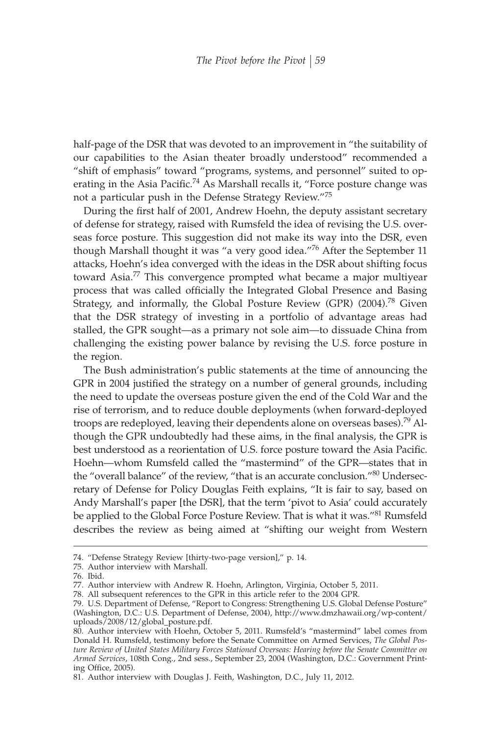half-page of the DSR that was devoted to an improvement in "the suitability of our capabilities to the Asian theater broadly understood" recommended a "shift of emphasis" toward "programs, systems, and personnel" suited to operating in the Asia Pacific.[74] As Marshall recalls it, "Force posture change was not a particular push in the Defense Strategy Review."[75]

During the first half of 2001, Andrew Hoehn, the deputy assistant secretary of defense for strategy, raised with Rumsfeld the idea of revising the U.S. overseas force posture. This suggestion did not make its way into the DSR, even though Marshall thought it was "a very good idea."[76] After the September 11 attacks, Hoehn's idea converged with the ideas in the DSR about shifting focus toward Asia.[77] This convergence prompted what became a major multiyear process that was called officially the Integrated Global Presence and Basing Strategy, and informally, the Global Posture Review (GPR) (2004).[78] Given that the DSR strategy of investing in a portfolio of advantage areas had stalled, the GPR sought—as a primary not sole aim—to dissuade China from challenging the existing power balance by revising the U.S. force posture in the region.

The Bush administration's public statements at the time of announcing the GPR in 2004 justified the strategy on a number of general grounds, including the need to update the overseas posture given the end of the Cold War and the rise of terrorism, and to reduce double deployments (when forward-deployed troops are redeployed, leaving their dependents alone on overseas bases).[79] Although the GPR undoubtedly had these aims, in the final analysis, the GPR is best understood as a reorientation of U.S. force posture toward the Asia Pacific. Hoehn—whom Rumsfeld called the "mastermind" of the GPR—states that in the "overall balance" of the review, "that is an accurate conclusion."[80] Undersecretary of Defense for Policy Douglas Feith explains, "It is fair to say, based on Andy Marshall's paper [the DSR], that the term 'pivot to Asia' could accurately be applied to the Global Force Posture Review. That is what it was."[81] Rumsfeld describes the review as being aimed at "shifting our weight from Western

---

74. "Defense Strategy Review [thirty-two-page version]," p. 14.

75. Author interview with Marshall.

76. Ibid.

77. Author interview with Andrew R. Hoehn, Arlington, Virginia, October 5, 2011.

78. All subsequent references to the GPR in this article refer to the 2004 GPR.

79. U.S. Department of Defense, "Report to Congress: Strengthening U.S. Global Defense Posture" (Washington, D.C.: U.S. Department of Defense, 2004), http://www.dmzhawaii.org/wp-content/uploads/2008/12/global_posture.pdf.

80. Author interview with Hoehn, October 5, 2011. Rumsfeld's "mastermind" label comes from Donald H. Rumsfeld, testimony before the Senate Committee on Armed Services, *The Global Posture Review of United States Military Forces Stationed Overseas: Hearing before the Senate Committee on Armed Services*, 108th Cong., 2nd sess., September 23, 2004 (Washington, D.C.: Government Printing Office, 2005).

81. Author interview with Douglas J. Feith, Washington, D.C., July 11, 2012.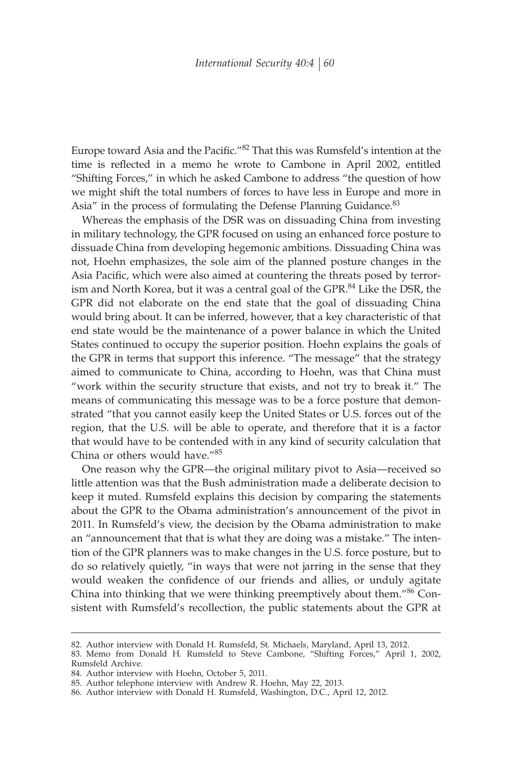Europe toward Asia and the Pacific."[82] That this was Rumsfeld's intention at the time is reflected in a memo he wrote to Cambone in April 2002, entitled "Shifting Forces," in which he asked Cambone to address "the question of how we might shift the total numbers of forces to have less in Europe and more in Asia" in the process of formulating the Defense Planning Guidance.[83]

Whereas the emphasis of the DSR was on dissuading China from investing in military technology, the GPR focused on using an enhanced force posture to dissuade China from developing hegemonic ambitions. Dissuading China was not, Hoehn emphasizes, the sole aim of the planned posture changes in the Asia Pacific, which were also aimed at countering the threats posed by terrorism and North Korea, but it was a central goal of the GPR.[84] Like the DSR, the GPR did not elaborate on the end state that the goal of dissuading China would bring about. It can be inferred, however, that a key characteristic of that end state would be the maintenance of a power balance in which the United States continued to occupy the superior position. Hoehn explains the goals of the GPR in terms that support this inference. "The message" that the strategy aimed to communicate to China, according to Hoehn, was that China must "work within the security structure that exists, and not try to break it." The means of communicating this message was to be a force posture that demonstrated "that you cannot easily keep the United States or U.S. forces out of the region, that the U.S. will be able to operate, and therefore that it is a factor that would have to be contended with in any kind of security calculation that China or others would have."[85]

One reason why the GPR—the original military pivot to Asia—received so little attention was that the Bush administration made a deliberate decision to keep it muted. Rumsfeld explains this decision by comparing the statements about the GPR to the Obama administration's announcement of the pivot in 2011. In Rumsfeld's view, the decision by the Obama administration to make an "announcement that that is what they are doing was a mistake." The intention of the GPR planners was to make changes in the U.S. force posture, but to do so relatively quietly, "in ways that were not jarring in the sense that they would weaken the confidence of our friends and allies, or unduly agitate China into thinking that we were thinking preemptively about them."[86] Consistent with Rumsfeld's recollection, the public statements about the GPR at

82. Author interview with Donald H. Rumsfeld, St. Michaels, Maryland, April 13, 2012.
83. Memo from Donald H. Rumsfeld to Steve Cambone, "Shifting Forces," April 1, 2002, Rumsfeld Archive.
84. Author interview with Hoehn, October 5, 2011.
85. Author telephone interview with Andrew R. Hoehn, May 22, 2013.
86. Author interview with Donald H. Rumsfeld, Washington, D.C., April 12, 2012.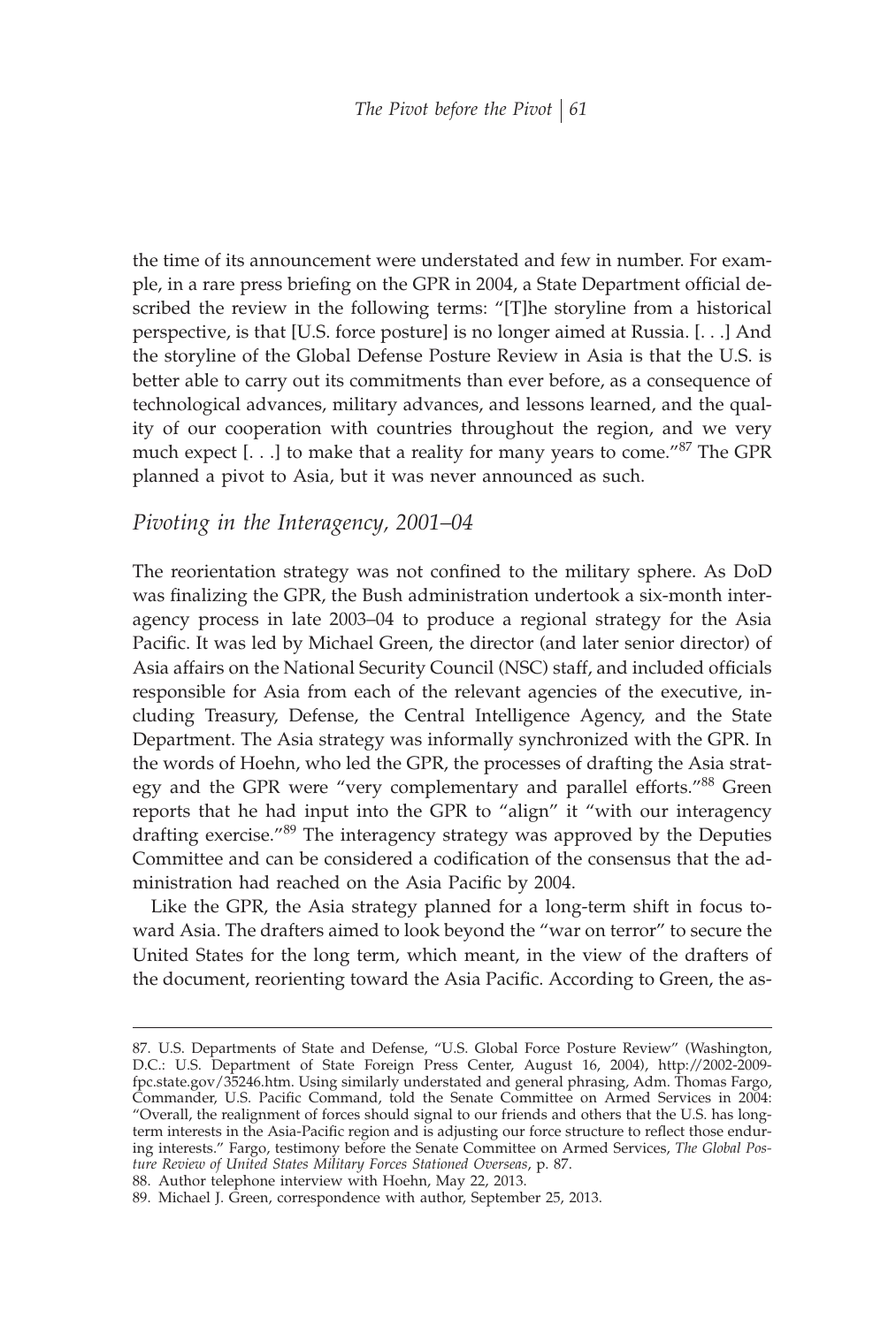the time of its announcement were understated and few in number. For example, in a rare press briefing on the GPR in 2004, a State Department official described the review in the following terms: "[T]he storyline from a historical perspective, is that [U.S. force posture] is no longer aimed at Russia. [. . .] And the storyline of the Global Defense Posture Review in Asia is that the U.S. is better able to carry out its commitments than ever before, as a consequence of technological advances, military advances, and lessons learned, and the quality of our cooperation with countries throughout the region, and we very much expect [. . .] to make that a reality for many years to come."[87] The GPR planned a pivot to Asia, but it was never announced as such.

## *Pivoting in the Interagency, 2001–04*

The reorientation strategy was not confined to the military sphere. As DoD was finalizing the GPR, the Bush administration undertook a six-month interagency process in late 2003–04 to produce a regional strategy for the Asia Pacific. It was led by Michael Green, the director (and later senior director) of Asia affairs on the National Security Council (NSC) staff, and included officials responsible for Asia from each of the relevant agencies of the executive, including Treasury, Defense, the Central Intelligence Agency, and the State Department. The Asia strategy was informally synchronized with the GPR. In the words of Hoehn, who led the GPR, the processes of drafting the Asia strategy and the GPR were "very complementary and parallel efforts."[88] Green reports that he had input into the GPR to "align" it "with our interagency drafting exercise."[89] The interagency strategy was approved by the Deputies Committee and can be considered a codification of the consensus that the administration had reached on the Asia Pacific by 2004.

Like the GPR, the Asia strategy planned for a long-term shift in focus toward Asia. The drafters aimed to look beyond the "war on terror" to secure the United States for the long term, which meant, in the view of the drafters of the document, reorienting toward the Asia Pacific. According to Green, the as-

---

87. U.S. Departments of State and Defense, "U.S. Global Force Posture Review" (Washington, D.C.: U.S. Department of State Foreign Press Center, August 16, 2004), http://2002-2009-fpc.state.gov/35246.htm. Using similarly understated and general phrasing, Adm. Thomas Fargo, Commander, U.S. Pacific Command, told the Senate Committee on Armed Services in 2004: "Overall, the realignment of forces should signal to our friends and others that the U.S. has long-term interests in the Asia-Pacific region and is adjusting our force structure to reflect those enduring interests." Fargo, testimony before the Senate Committee on Armed Services, *The Global Posture Review of United States Military Forces Stationed Overseas*, p. 87.

88. Author telephone interview with Hoehn, May 22, 2013.

89. Michael J. Green, correspondence with author, September 25, 2013.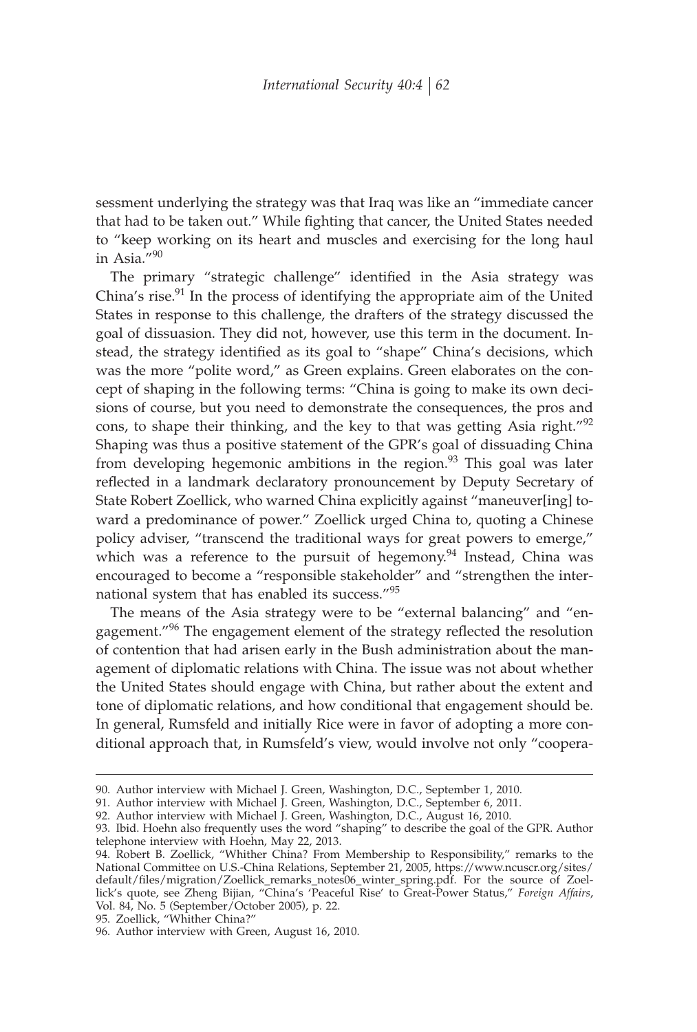sessment underlying the strategy was that Iraq was like an "immediate cancer that had to be taken out." While fighting that cancer, the United States needed to "keep working on its heart and muscles and exercising for the long haul in Asia."[90]

The primary "strategic challenge" identified in the Asia strategy was China's rise.[91] In the process of identifying the appropriate aim of the United States in response to this challenge, the drafters of the strategy discussed the goal of dissuasion. They did not, however, use this term in the document. Instead, the strategy identified as its goal to "shape" China's decisions, which was the more "polite word," as Green explains. Green elaborates on the concept of shaping in the following terms: "China is going to make its own decisions of course, but you need to demonstrate the consequences, the pros and cons, to shape their thinking, and the key to that was getting Asia right."[92] Shaping was thus a positive statement of the GPR's goal of dissuading China from developing hegemonic ambitions in the region.[93] This goal was later reflected in a landmark declaratory pronouncement by Deputy Secretary of State Robert Zoellick, who warned China explicitly against "maneuver[ing] toward a predominance of power." Zoellick urged China to, quoting a Chinese policy adviser, "transcend the traditional ways for great powers to emerge," which was a reference to the pursuit of hegemony.[94] Instead, China was encouraged to become a "responsible stakeholder" and "strengthen the international system that has enabled its success."[95]

The means of the Asia strategy were to be "external balancing" and "engagement."[96] The engagement element of the strategy reflected the resolution of contention that had arisen early in the Bush administration about the management of diplomatic relations with China. The issue was not about whether the United States should engage with China, but rather about the extent and tone of diplomatic relations, and how conditional that engagement should be. In general, Rumsfeld and initially Rice were in favor of adopting a more conditional approach that, in Rumsfeld's view, would involve not only "coopera-

---

90. Author interview with Michael J. Green, Washington, D.C., September 1, 2010.

91. Author interview with Michael J. Green, Washington, D.C., September 6, 2011.

92. Author interview with Michael J. Green, Washington, D.C., August 16, 2010.

93. Ibid. Hoehn also frequently uses the word "shaping" to describe the goal of the GPR. Author telephone interview with Hoehn, May 22, 2013.

94. Robert B. Zoellick, "Whither China? From Membership to Responsibility," remarks to the National Committee on U.S.-China Relations, September 21, 2005, https://www.ncuscr.org/sites/default/files/migration/Zoellick_remarks_notes06_winter_spring.pdf. For the source of Zoellick's quote, see Zheng Bijian, "China's 'Peaceful Rise' to Great-Power Status," *Foreign Affairs*, Vol. 84, No. 5 (September/October 2005), p. 22.

95. Zoellick, "Whither China?"

96. Author interview with Green, August 16, 2010.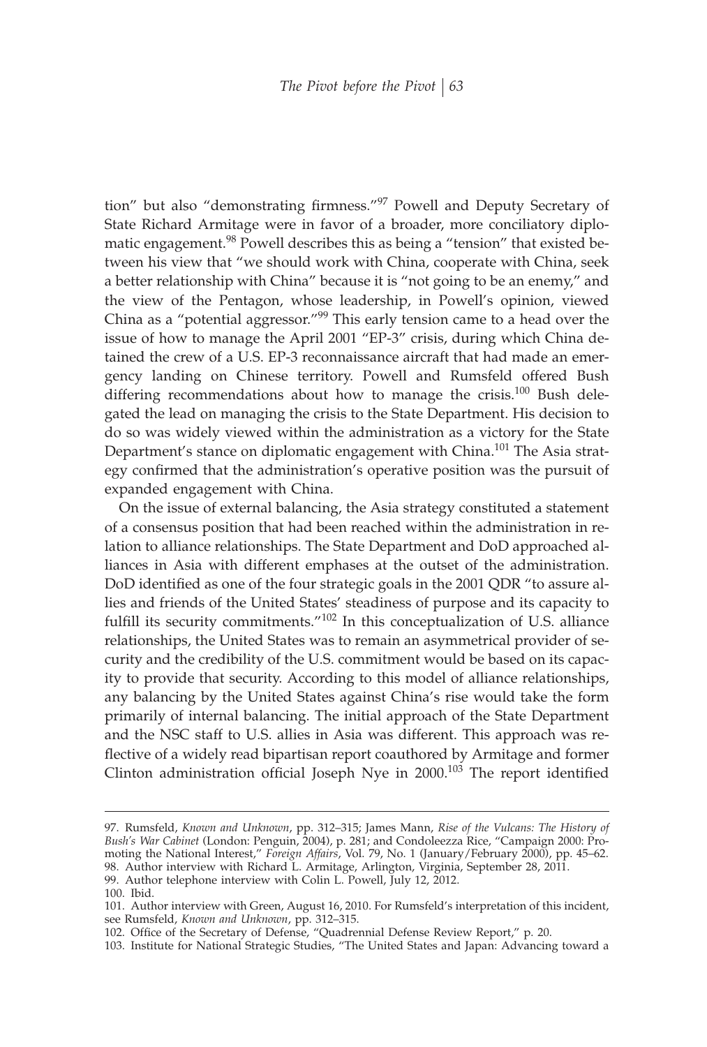tion" but also "demonstrating firmness."[97] Powell and Deputy Secretary of State Richard Armitage were in favor of a broader, more conciliatory diplomatic engagement.[98] Powell describes this as being a "tension" that existed between his view that "we should work with China, cooperate with China, seek a better relationship with China" because it is "not going to be an enemy," and the view of the Pentagon, whose leadership, in Powell's opinion, viewed China as a "potential aggressor."[99] This early tension came to a head over the issue of how to manage the April 2001 "EP-3" crisis, during which China detained the crew of a U.S. EP-3 reconnaissance aircraft that had made an emergency landing on Chinese territory. Powell and Rumsfeld offered Bush differing recommendations about how to manage the crisis.[100] Bush delegated the lead on managing the crisis to the State Department. His decision to do so was widely viewed within the administration as a victory for the State Department's stance on diplomatic engagement with China.[101] The Asia strategy confirmed that the administration's operative position was the pursuit of expanded engagement with China.

On the issue of external balancing, the Asia strategy constituted a statement of a consensus position that had been reached within the administration in relation to alliance relationships. The State Department and DoD approached alliances in Asia with different emphases at the outset of the administration. DoD identified as one of the four strategic goals in the 2001 QDR "to assure allies and friends of the United States' steadiness of purpose and its capacity to fulfill its security commitments."[102] In this conceptualization of U.S. alliance relationships, the United States was to remain an asymmetrical provider of security and the credibility of the U.S. commitment would be based on its capacity to provide that security. According to this model of alliance relationships, any balancing by the United States against China's rise would take the form primarily of internal balancing. The initial approach of the State Department and the NSC staff to U.S. allies in Asia was different. This approach was reflective of a widely read bipartisan report coauthored by Armitage and former Clinton administration official Joseph Nye in 2000.[103] The report identified

97. Rumsfeld, *Known and Unknown*, pp. 312–315; James Mann, *Rise of the Vulcans: The History of Bush's War Cabinet* (London: Penguin, 2004), p. 281; and Condoleezza Rice, "Campaign 2000: Promoting the National Interest," *Foreign Affairs*, Vol. 79, No. 1 (January/February 2000), pp. 45–62.
98. Author interview with Richard L. Armitage, Arlington, Virginia, September 28, 2011.
99. Author telephone interview with Colin L. Powell, July 12, 2012.
100. Ibid.
101. Author interview with Green, August 16, 2010. For Rumsfeld's interpretation of this incident, see Rumsfeld, *Known and Unknown*, pp. 312–315.
102. Office of the Secretary of Defense, "Quadrennial Defense Review Report," p. 20.
103. Institute for National Strategic Studies, "The United States and Japan: Advancing toward a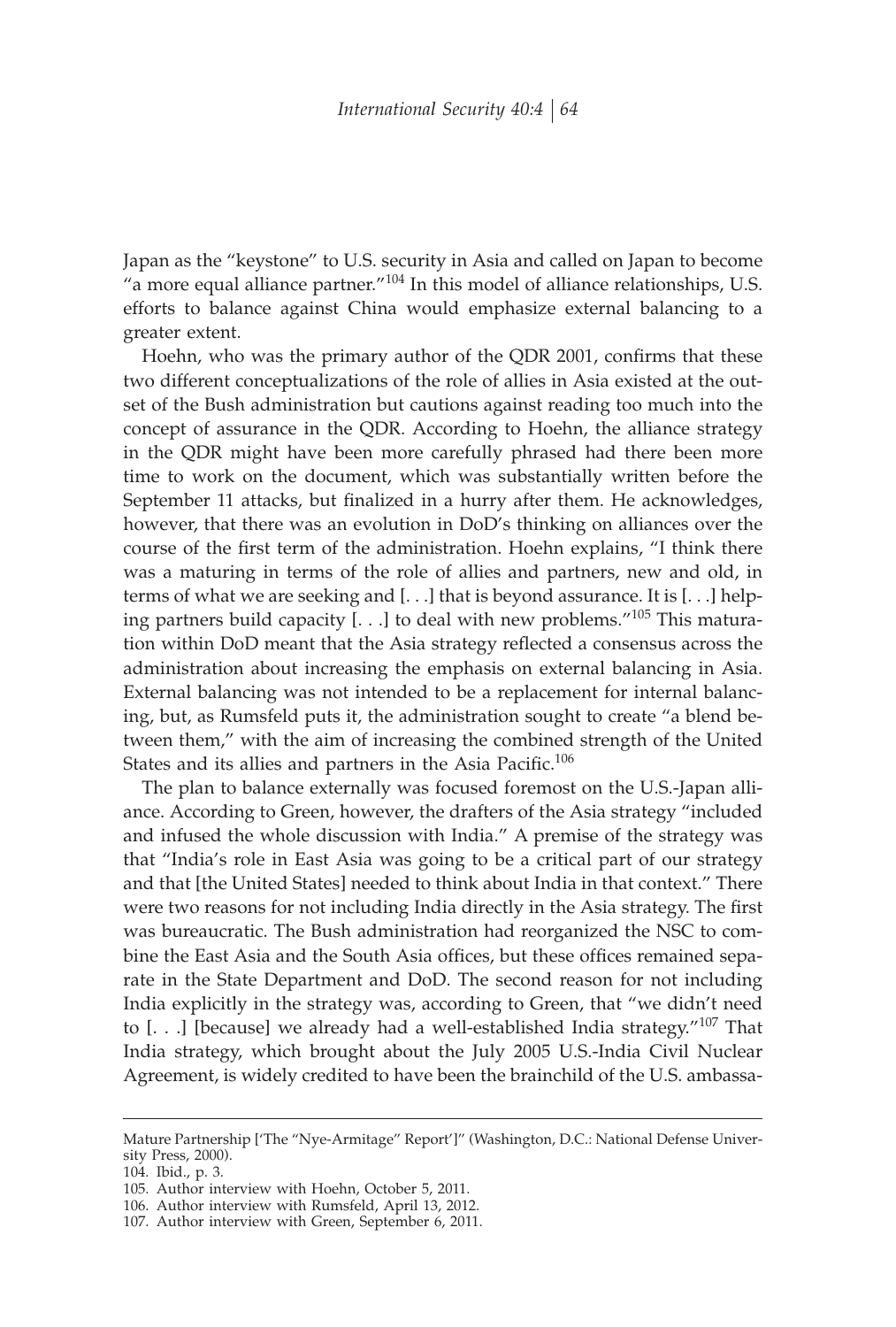Japan as the "keystone" to U.S. security in Asia and called on Japan to become "a more equal alliance partner."[104] In this model of alliance relationships, U.S. efforts to balance against China would emphasize external balancing to a greater extent.

Hoehn, who was the primary author of the QDR 2001, confirms that these two different conceptualizations of the role of allies in Asia existed at the outset of the Bush administration but cautions against reading too much into the concept of assurance in the QDR. According to Hoehn, the alliance strategy in the QDR might have been more carefully phrased had there been more time to work on the document, which was substantially written before the September 11 attacks, but finalized in a hurry after them. He acknowledges, however, that there was an evolution in DoD's thinking on alliances over the course of the first term of the administration. Hoehn explains, "I think there was a maturing in terms of the role of allies and partners, new and old, in terms of what we are seeking and [. . .] that is beyond assurance. It is [. . .] helping partners build capacity [. . .] to deal with new problems."[105] This maturation within DoD meant that the Asia strategy reflected a consensus across the administration about increasing the emphasis on external balancing in Asia. External balancing was not intended to be a replacement for internal balancing, but, as Rumsfeld puts it, the administration sought to create "a blend between them," with the aim of increasing the combined strength of the United States and its allies and partners in the Asia Pacific.[106]

The plan to balance externally was focused foremost on the U.S.-Japan alliance. According to Green, however, the drafters of the Asia strategy "included and infused the whole discussion with India." A premise of the strategy was that "India's role in East Asia was going to be a critical part of our strategy and that [the United States] needed to think about India in that context." There were two reasons for not including India directly in the Asia strategy. The first was bureaucratic. The Bush administration had reorganized the NSC to combine the East Asia and the South Asia offices, but these offices remained separate in the State Department and DoD. The second reason for not including India explicitly in the strategy was, according to Green, that "we didn't need to [. . .] [because] we already had a well-established India strategy."[107] That India strategy, which brought about the July 2005 U.S.-India Civil Nuclear Agreement, is widely credited to have been the brainchild of the U.S. ambassa-

---

Mature Partnership ['The "Nye-Armitage" Report']" (Washington, D.C.: National Defense University Press, 2000).

104. Ibid., p. 3.

105. Author interview with Hoehn, October 5, 2011.

106. Author interview with Rumsfeld, April 13, 2012.

107. Author interview with Green, September 6, 2011.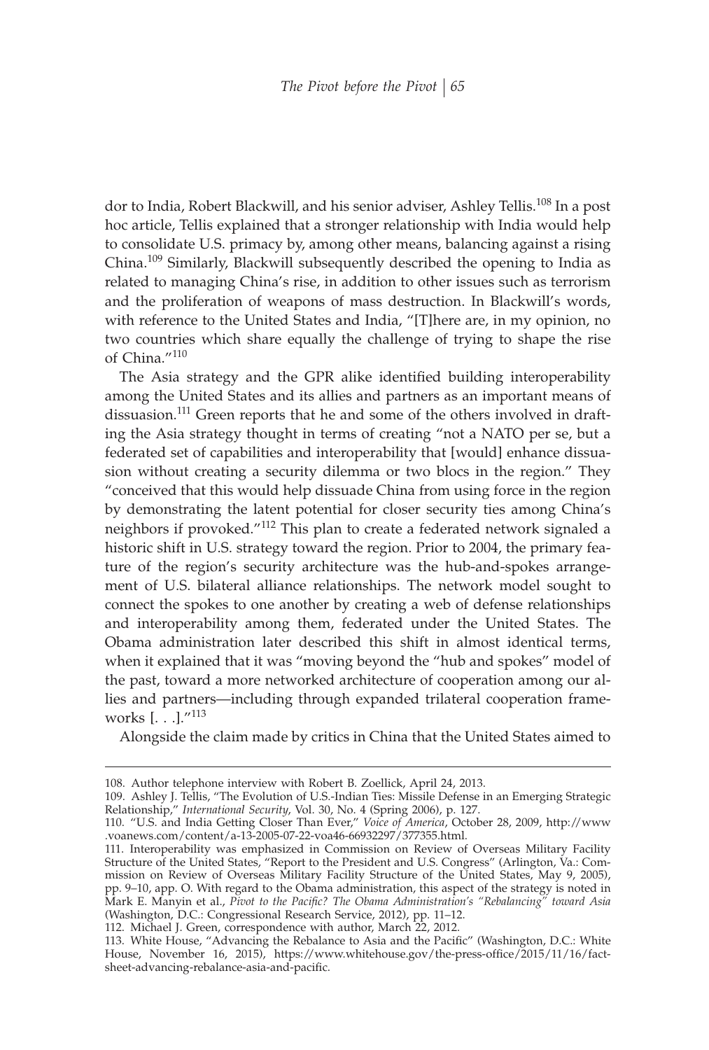dor to India, Robert Blackwill, and his senior adviser, Ashley Tellis.[108] In a post hoc article, Tellis explained that a stronger relationship with India would help to consolidate U.S. primacy by, among other means, balancing against a rising China.[109] Similarly, Blackwill subsequently described the opening to India as related to managing China's rise, in addition to other issues such as terrorism and the proliferation of weapons of mass destruction. In Blackwill's words, with reference to the United States and India, "[T]here are, in my opinion, no two countries which share equally the challenge of trying to shape the rise of China."[110]

The Asia strategy and the GPR alike identified building interoperability among the United States and its allies and partners as an important means of dissuasion.[111] Green reports that he and some of the others involved in drafting the Asia strategy thought in terms of creating "not a NATO per se, but a federated set of capabilities and interoperability that [would] enhance dissuasion without creating a security dilemma or two blocs in the region." They "conceived that this would help dissuade China from using force in the region by demonstrating the latent potential for closer security ties among China's neighbors if provoked."[112] This plan to create a federated network signaled a historic shift in U.S. strategy toward the region. Prior to 2004, the primary feature of the region's security architecture was the hub-and-spokes arrangement of U.S. bilateral alliance relationships. The network model sought to connect the spokes to one another by creating a web of defense relationships and interoperability among them, federated under the United States. The Obama administration later described this shift in almost identical terms, when it explained that it was "moving beyond the "hub and spokes" model of the past, toward a more networked architecture of cooperation among our allies and partners—including through expanded trilateral cooperation frameworks [. . .]."[113]

Alongside the claim made by critics in China that the United States aimed to

---

108. Author telephone interview with Robert B. Zoellick, April 24, 2013.

109. Ashley J. Tellis, "The Evolution of U.S.-Indian Ties: Missile Defense in an Emerging Strategic Relationship," *International Security*, Vol. 30, No. 4 (Spring 2006), p. 127.

110. "U.S. and India Getting Closer Than Ever," *Voice of America*, October 28, 2009, http://www.voanews.com/content/a-13-2005-07-22-voa46-66932297/377355.html.

111. Interoperability was emphasized in Commission on Review of Overseas Military Facility Structure of the United States, "Report to the President and U.S. Congress" (Arlington, Va.: Commission on Review of Overseas Military Facility Structure of the United States, May 9, 2005), pp. 9–10, app. O. With regard to the Obama administration, this aspect of the strategy is noted in Mark E. Manyin et al., *Pivot to the Pacific? The Obama Administration's "Rebalancing" toward Asia* (Washington, D.C.: Congressional Research Service, 2012), pp. 11–12.

112. Michael J. Green, correspondence with author, March 22, 2012.

113. White House, "Advancing the Rebalance to Asia and the Pacific" (Washington, D.C.: White House, November 16, 2015), https://www.whitehouse.gov/the-press-office/2015/11/16/fact-sheet-advancing-rebalance-asia-and-pacific.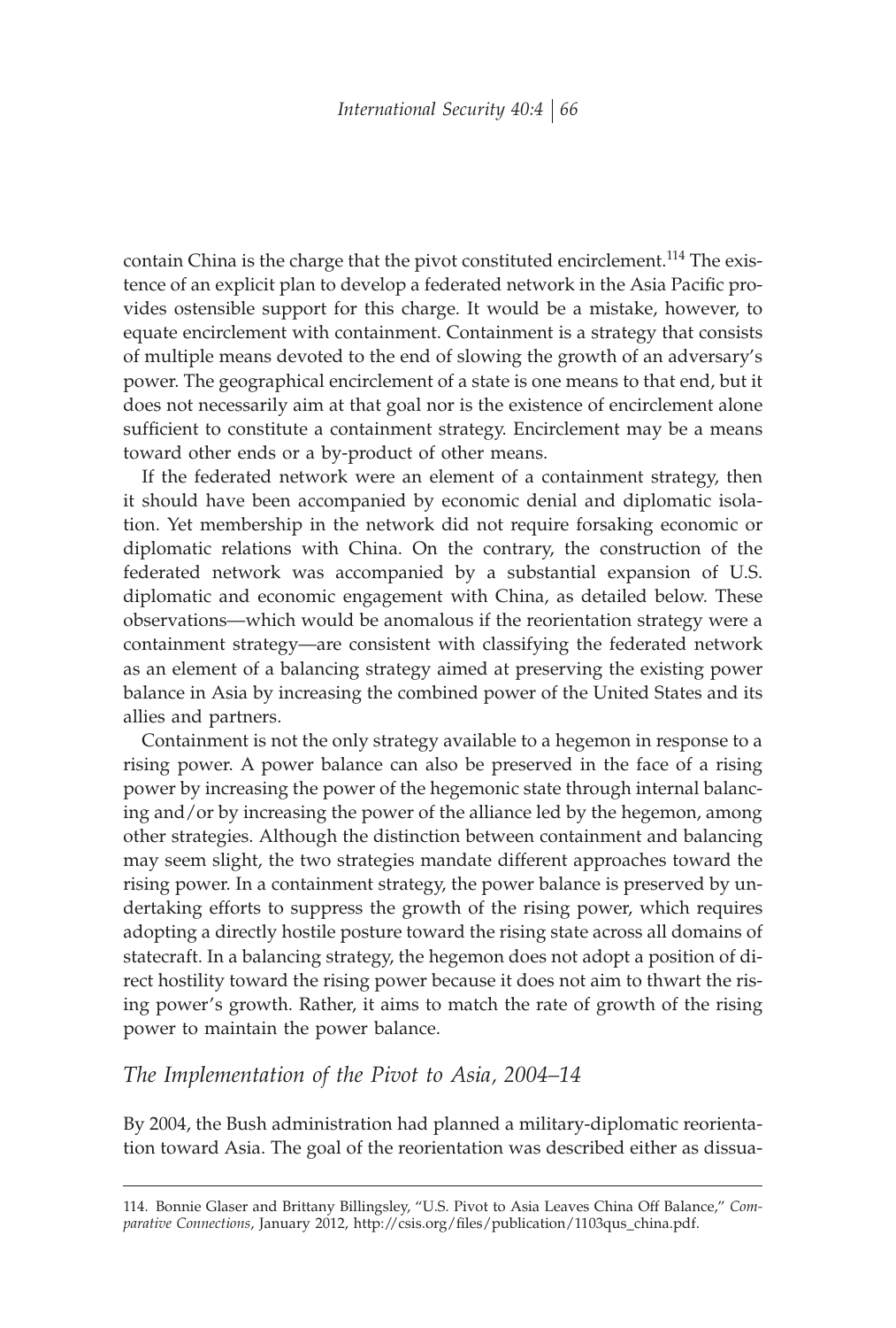contain China is the charge that the pivot constituted encirclement.[114] The existence of an explicit plan to develop a federated network in the Asia Pacific provides ostensible support for this charge. It would be a mistake, however, to equate encirclement with containment. Containment is a strategy that consists of multiple means devoted to the end of slowing the growth of an adversary's power. The geographical encirclement of a state is one means to that end, but it does not necessarily aim at that goal nor is the existence of encirclement alone sufficient to constitute a containment strategy. Encirclement may be a means toward other ends or a by-product of other means.

If the federated network were an element of a containment strategy, then it should have been accompanied by economic denial and diplomatic isolation. Yet membership in the network did not require forsaking economic or diplomatic relations with China. On the contrary, the construction of the federated network was accompanied by a substantial expansion of U.S. diplomatic and economic engagement with China, as detailed below. These observations—which would be anomalous if the reorientation strategy were a containment strategy—are consistent with classifying the federated network as an element of a balancing strategy aimed at preserving the existing power balance in Asia by increasing the combined power of the United States and its allies and partners.

Containment is not the only strategy available to a hegemon in response to a rising power. A power balance can also be preserved in the face of a rising power by increasing the power of the hegemonic state through internal balancing and/or by increasing the power of the alliance led by the hegemon, among other strategies. Although the distinction between containment and balancing may seem slight, the two strategies mandate different approaches toward the rising power. In a containment strategy, the power balance is preserved by undertaking efforts to suppress the growth of the rising power, which requires adopting a directly hostile posture toward the rising state across all domains of statecraft. In a balancing strategy, the hegemon does not adopt a position of direct hostility toward the rising power because it does not aim to thwart the rising power's growth. Rather, it aims to match the rate of growth of the rising power to maintain the power balance.

## *The Implementation of the Pivot to Asia, 2004–14*

By 2004, the Bush administration had planned a military-diplomatic reorientation toward Asia. The goal of the reorientation was described either as dissua-

114. Bonnie Glaser and Brittany Billingsley, "U.S. Pivot to Asia Leaves China Off Balance," *Comparative Connections*, January 2012, http://csis.org/files/publication/1103qus_china.pdf.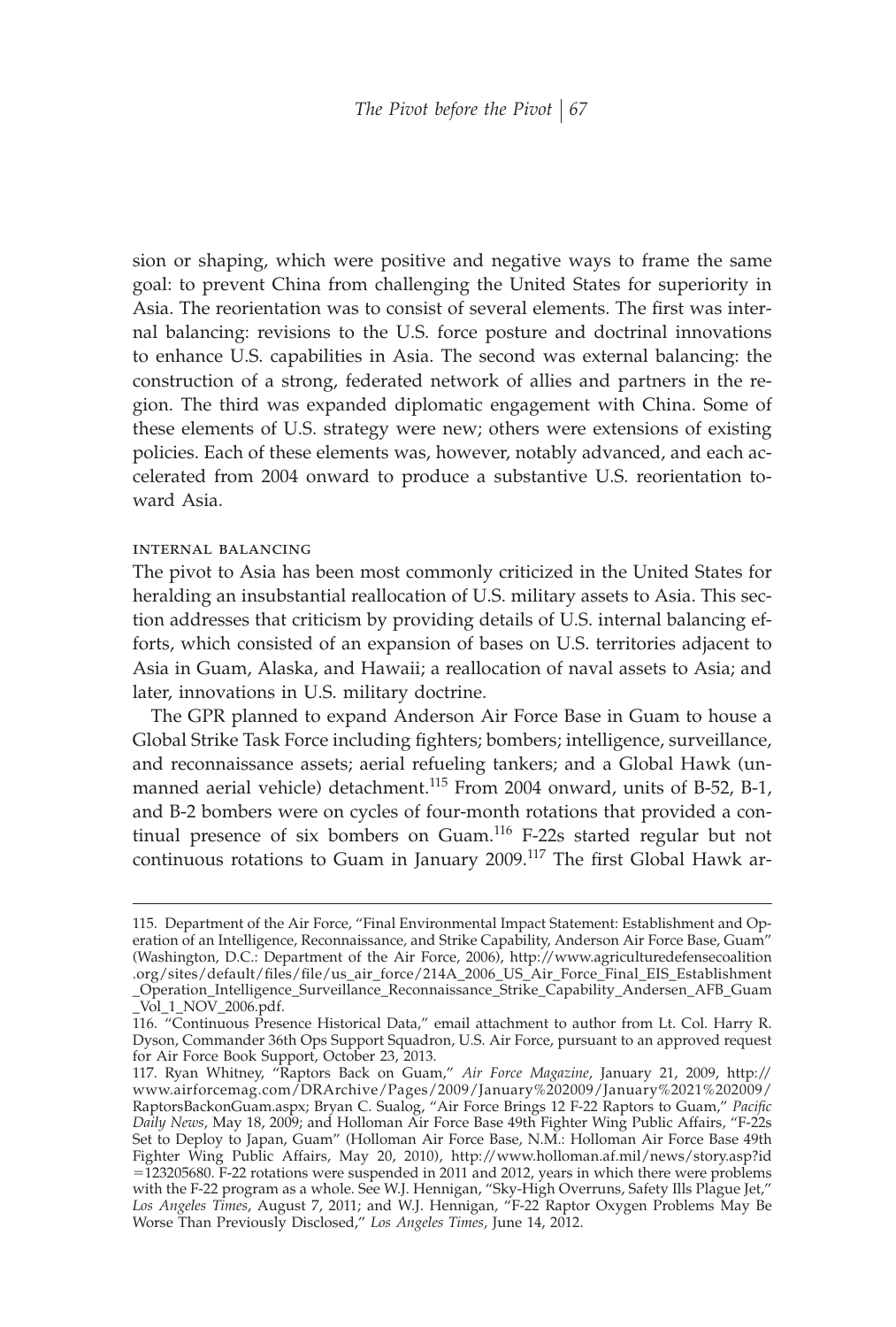sion or shaping, which were positive and negative ways to frame the same goal: to prevent China from challenging the United States for superiority in Asia. The reorientation was to consist of several elements. The first was internal balancing: revisions to the U.S. force posture and doctrinal innovations to enhance U.S. capabilities in Asia. The second was external balancing: the construction of a strong, federated network of allies and partners in the region. The third was expanded diplomatic engagement with China. Some of these elements of U.S. strategy were new; others were extensions of existing policies. Each of these elements was, however, notably advanced, and each accelerated from 2004 onward to produce a substantive U.S. reorientation toward Asia.

### INTERNAL BALANCING

The pivot to Asia has been most commonly criticized in the United States for heralding an insubstantial reallocation of U.S. military assets to Asia. This section addresses that criticism by providing details of U.S. internal balancing efforts, which consisted of an expansion of bases on U.S. territories adjacent to Asia in Guam, Alaska, and Hawaii; a reallocation of naval assets to Asia; and later, innovations in U.S. military doctrine.

The GPR planned to expand Anderson Air Force Base in Guam to house a Global Strike Task Force including fighters; bombers; intelligence, surveillance, and reconnaissance assets; aerial refueling tankers; and a Global Hawk (unmanned aerial vehicle) detachment.[115] From 2004 onward, units of B-52, B-1, and B-2 bombers were on cycles of four-month rotations that provided a continual presence of six bombers on Guam.[116] F-22s started regular but not continuous rotations to Guam in January 2009.[117] The first Global Hawk ar-

---

115. Department of the Air Force, "Final Environmental Impact Statement: Establishment and Operation of an Intelligence, Reconnaissance, and Strike Capability, Anderson Air Force Base, Guam" (Washington, D.C.: Department of the Air Force, 2006), http://www.agriculturedefensecoalition.org/sites/default/files/file/us_air_force/214A_2006_US_Air_Force_Final_EIS_Establishment_Operation_Intelligence_Surveillance_Reconnaissance_Strike_Capability_Andersen_AFB_Guam_Vol_1_NOV_2006.pdf.

116. "Continuous Presence Historical Data," email attachment to author from Lt. Col. Harry R. Dyson, Commander 36th Ops Support Squadron, U.S. Air Force, pursuant to an approved request for Air Force Book Support, October 23, 2013.

117. Ryan Whitney, "Raptors Back on Guam," *Air Force Magazine*, January 21, 2009, http://www.airforcemag.com/DRArchive/Pages/2009/January%202009/January%2021%202009/RaptorsBackonGuam.aspx; Bryan C. Sualog, "Air Force Brings 12 F-22 Raptors to Guam," *Pacific Daily News*, May 18, 2009; and Holloman Air Force Base 49th Fighter Wing Public Affairs, "F-22s Set to Deploy to Japan, Guam" (Holloman Air Force Base, N.M.: Holloman Air Force Base 49th Fighter Wing Public Affairs, May 20, 2010), http://www.holloman.af.mil/news/story.asp?id=123205680. F-22 rotations were suspended in 2011 and 2012, years in which there were problems with the F-22 program as a whole. See W.J. Hennigan, "Sky-High Overruns, Safety Ills Plague Jet," *Los Angeles Times*, August 7, 2011; and W.J. Hennigan, "F-22 Raptor Oxygen Problems May Be Worse Than Previously Disclosed," *Los Angeles Times*, June 14, 2012.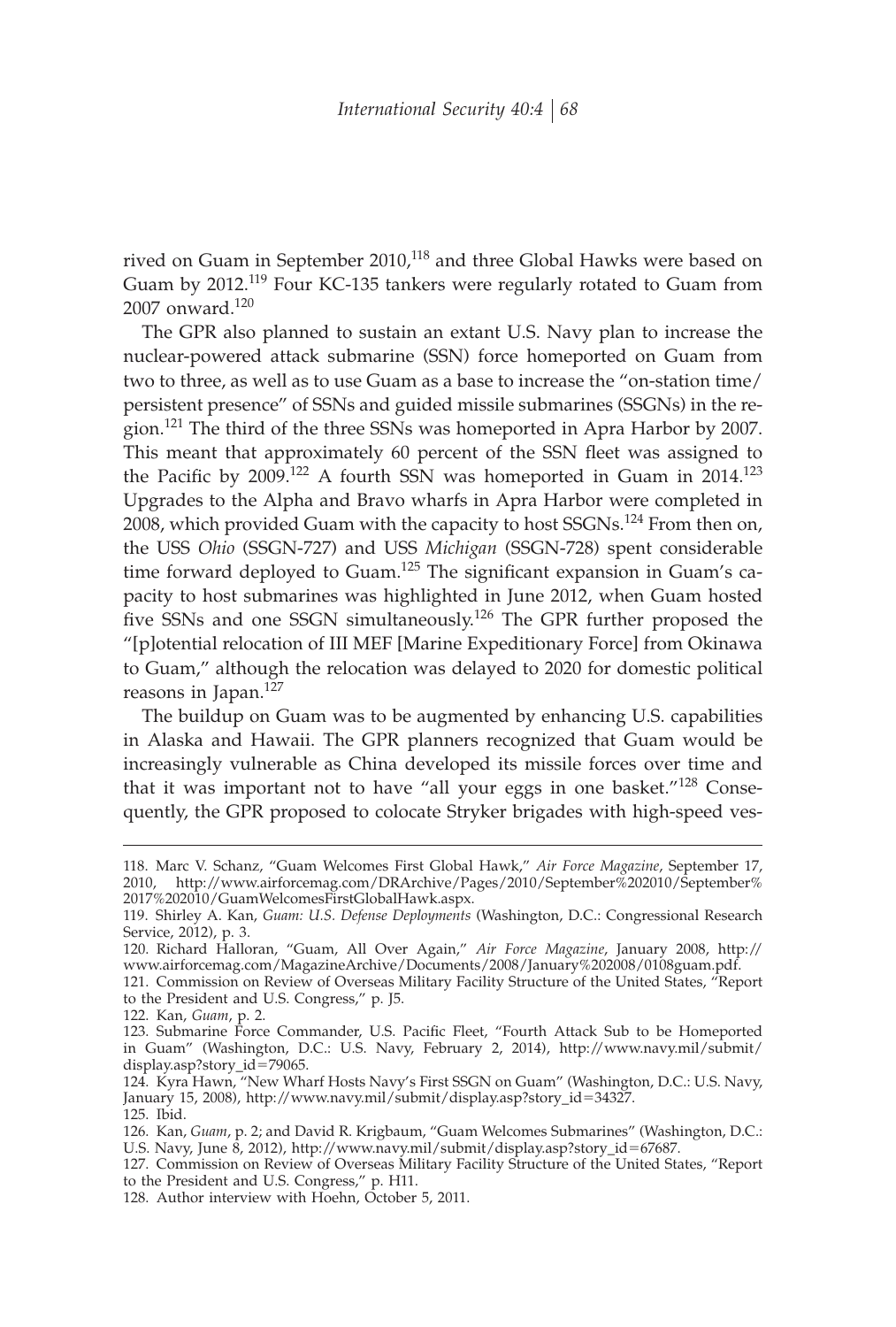rived on Guam in September 2010,[118] and three Global Hawks were based on Guam by 2012.[119] Four KC-135 tankers were regularly rotated to Guam from 2007 onward.[120]

The GPR also planned to sustain an extant U.S. Navy plan to increase the nuclear-powered attack submarine (SSN) force homeported on Guam from two to three, as well as to use Guam as a base to increase the "on-station time/persistent presence" of SSNs and guided missile submarines (SSGNs) in the region.[121] The third of the three SSNs was homeported in Apra Harbor by 2007. This meant that approximately 60 percent of the SSN fleet was assigned to the Pacific by 2009.[122] A fourth SSN was homeported in Guam in 2014.[123] Upgrades to the Alpha and Bravo wharfs in Apra Harbor were completed in 2008, which provided Guam with the capacity to host SSGNs.[124] From then on, the USS *Ohio* (SSGN-727) and USS *Michigan* (SSGN-728) spent considerable time forward deployed to Guam.[125] The significant expansion in Guam's capacity to host submarines was highlighted in June 2012, when Guam hosted five SSNs and one SSGN simultaneously.[126] The GPR further proposed the "[p]otential relocation of III MEF [Marine Expeditionary Force] from Okinawa to Guam," although the relocation was delayed to 2020 for domestic political reasons in Japan.[127]

The buildup on Guam was to be augmented by enhancing U.S. capabilities in Alaska and Hawaii. The GPR planners recognized that Guam would be increasingly vulnerable as China developed its missile forces over time and that it was important not to have "all your eggs in one basket."[128] Consequently, the GPR proposed to colocate Stryker brigades with high-speed ves-

118. Marc V. Schanz, "Guam Welcomes First Global Hawk," *Air Force Magazine*, September 17, 2010, http://www.airforcemag.com/DRArchive/Pages/2010/September%202010/September%2017%202010/GuamWelcomesFirstGlobalHawk.aspx.

119. Shirley A. Kan, *Guam: U.S. Defense Deployments* (Washington, D.C.: Congressional Research Service, 2012), p. 3.

120. Richard Halloran, "Guam, All Over Again," *Air Force Magazine*, January 2008, http://www.airforcemag.com/MagazineArchive/Documents/2008/January%202008/0108guam.pdf.

121. Commission on Review of Overseas Military Facility Structure of the United States, "Report to the President and U.S. Congress," p. J5.

122. Kan, *Guam*, p. 2.

123. Submarine Force Commander, U.S. Pacific Fleet, "Fourth Attack Sub to be Homeported in Guam" (Washington, D.C.: U.S. Navy, February 2, 2014), http://www.navy.mil/submit/display.asp?story_id=79065.

124. Kyra Hawn, "New Wharf Hosts Navy's First SSGN on Guam" (Washington, D.C.: U.S. Navy, January 15, 2008), http://www.navy.mil/submit/display.asp?story_id=34327.

125. Ibid.

126. Kan, *Guam*, p. 2; and David R. Krigbaum, "Guam Welcomes Submarines" (Washington, D.C.: U.S. Navy, June 8, 2012), http://www.navy.mil/submit/display.asp?story_id=67687.

127. Commission on Review of Overseas Military Facility Structure of the United States, "Report to the President and U.S. Congress," p. H11.

128. Author interview with Hoehn, October 5, 2011.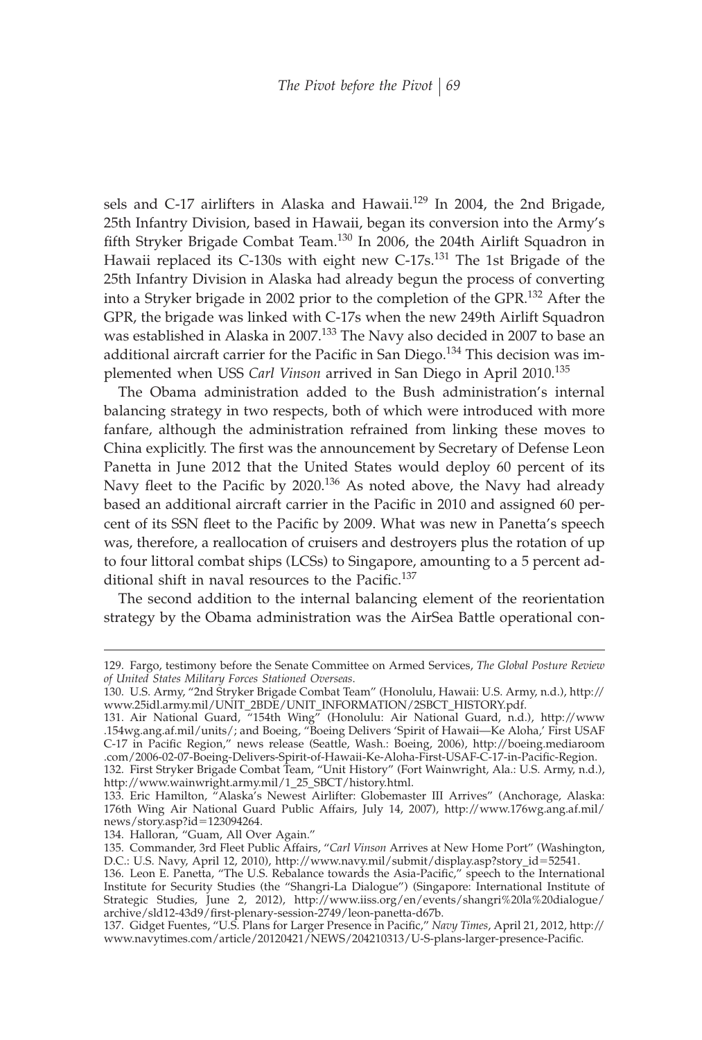sels and C-17 airlifters in Alaska and Hawaii.[129] In 2004, the 2nd Brigade, 25th Infantry Division, based in Hawaii, began its conversion into the Army's fifth Stryker Brigade Combat Team.[130] In 2006, the 204th Airlift Squadron in Hawaii replaced its C-130s with eight new C-17s.[131] The 1st Brigade of the 25th Infantry Division in Alaska had already begun the process of converting into a Stryker brigade in 2002 prior to the completion of the GPR.[132] After the GPR, the brigade was linked with C-17s when the new 249th Airlift Squadron was established in Alaska in 2007.[133] The Navy also decided in 2007 to base an additional aircraft carrier for the Pacific in San Diego.[134] This decision was implemented when USS *Carl Vinson* arrived in San Diego in April 2010.[135]

The Obama administration added to the Bush administration's internal balancing strategy in two respects, both of which were introduced with more fanfare, although the administration refrained from linking these moves to China explicitly. The first was the announcement by Secretary of Defense Leon Panetta in June 2012 that the United States would deploy 60 percent of its Navy fleet to the Pacific by 2020.[136] As noted above, the Navy had already based an additional aircraft carrier in the Pacific in 2010 and assigned 60 percent of its SSN fleet to the Pacific by 2009. What was new in Panetta's speech was, therefore, a reallocation of cruisers and destroyers plus the rotation of up to four littoral combat ships (LCSs) to Singapore, amounting to a 5 percent additional shift in naval resources to the Pacific.[137]

The second addition to the internal balancing element of the reorientation strategy by the Obama administration was the AirSea Battle operational con-

---

129. Fargo, testimony before the Senate Committee on Armed Services, *The Global Posture Review of United States Military Forces Stationed Overseas*.

130. U.S. Army, "2nd Stryker Brigade Combat Team" (Honolulu, Hawaii: U.S. Army, n.d.), http://www.25idl.army.mil/UNIT_2BDE/UNIT_INFORMATION/2SBCT_HISTORY.pdf.

131. Air National Guard, "154th Wing" (Honolulu: Air National Guard, n.d.), http://www.154wg.ang.af.mil/units/; and Boeing, "Boeing Delivers 'Spirit of Hawaii—Ke Aloha,' First USAF C-17 in Pacific Region," news release (Seattle, Wash.: Boeing, 2006), http://boeing.mediaroom.com/2006-02-07-Boeing-Delivers-Spirit-of-Hawaii-Ke-Aloha-First-USAF-C-17-in-Pacific-Region.

132. First Stryker Brigade Combat Team, "Unit History" (Fort Wainwright, Ala.: U.S. Army, n.d.), http://www.wainwright.army.mil/1_25_SBCT/history.html.

133. Eric Hamilton, "Alaska's Newest Airlifter: Globemaster III Arrives" (Anchorage, Alaska: 176th Wing Air National Guard Public Affairs, July 14, 2007), http://www.176wg.ang.af.mil/news/story.asp?id=123094264.

134. Halloran, "Guam, All Over Again."

135. Commander, 3rd Fleet Public Affairs, "*Carl Vinson* Arrives at New Home Port" (Washington, D.C.: U.S. Navy, April 12, 2010), http://www.navy.mil/submit/display.asp?story_id=52541.

136. Leon E. Panetta, "The U.S. Rebalance towards the Asia-Pacific," speech to the International Institute for Security Studies (the "Shangri-La Dialogue") (Singapore: International Institute of Strategic Studies, June 2, 2012), http://www.iiss.org/en/events/shangri%20la%20dialogue/archive/sld12-43d9/first-plenary-session-2749/leon-panetta-d67b.

137. Gidget Fuentes, "U.S. Plans for Larger Presence in Pacific," *Navy Times*, April 21, 2012, http://www.navytimes.com/article/20120421/NEWS/204210313/U-S-plans-larger-presence-Pacific.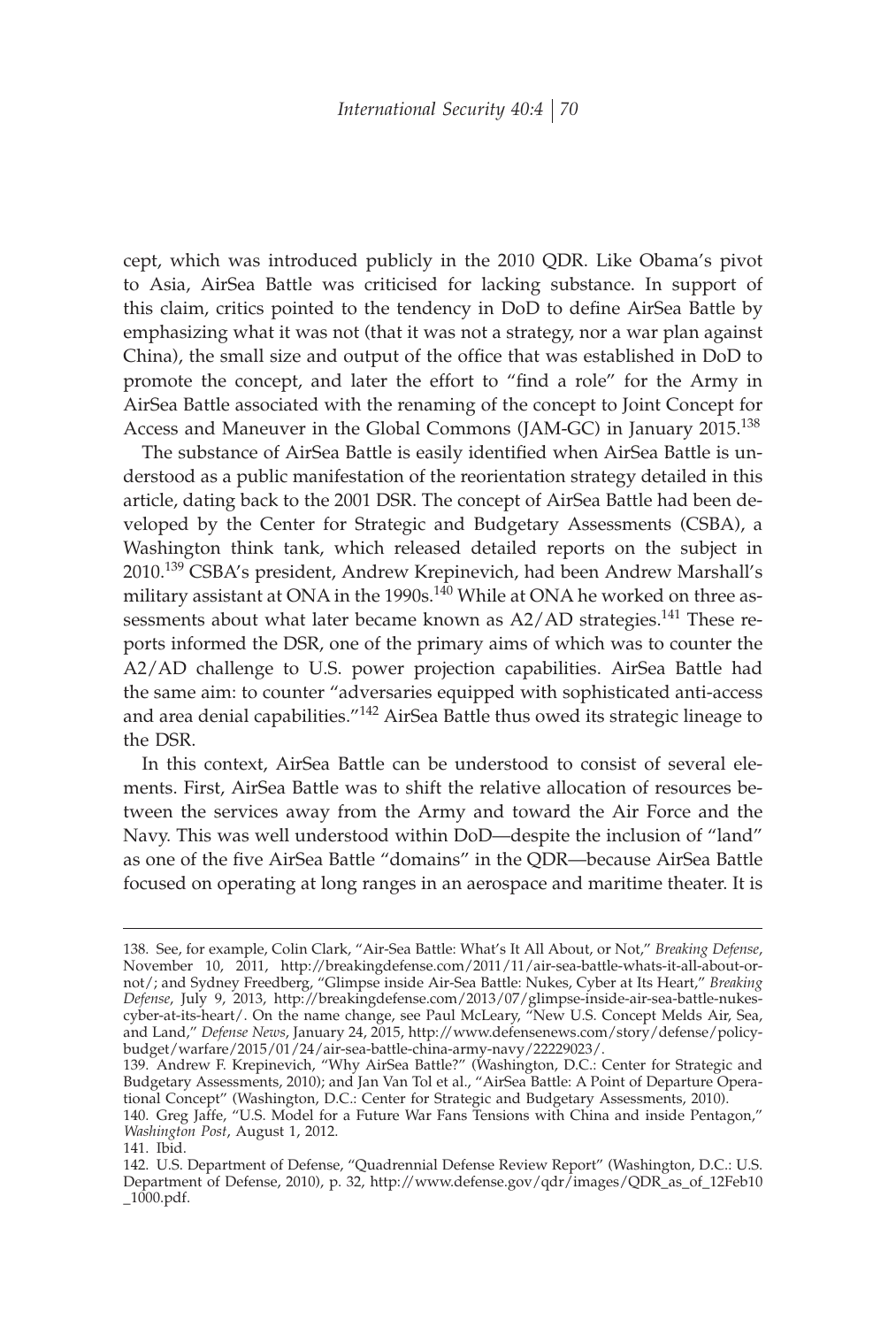cept, which was introduced publicly in the 2010 QDR. Like Obama's pivot to Asia, AirSea Battle was criticised for lacking substance. In support of this claim, critics pointed to the tendency in DoD to define AirSea Battle by emphasizing what it was not (that it was not a strategy, nor a war plan against China), the small size and output of the office that was established in DoD to promote the concept, and later the effort to "find a role" for the Army in AirSea Battle associated with the renaming of the concept to Joint Concept for Access and Maneuver in the Global Commons (JAM-GC) in January 2015.[138]

The substance of AirSea Battle is easily identified when AirSea Battle is understood as a public manifestation of the reorientation strategy detailed in this article, dating back to the 2001 DSR. The concept of AirSea Battle had been developed by the Center for Strategic and Budgetary Assessments (CSBA), a Washington think tank, which released detailed reports on the subject in 2010.[139] CSBA's president, Andrew Krepinevich, had been Andrew Marshall's military assistant at ONA in the 1990s.[140] While at ONA he worked on three assessments about what later became known as A2/AD strategies.[141] These reports informed the DSR, one of the primary aims of which was to counter the A2/AD challenge to U.S. power projection capabilities. AirSea Battle had the same aim: to counter "adversaries equipped with sophisticated anti-access and area denial capabilities."[142] AirSea Battle thus owed its strategic lineage to the DSR.

In this context, AirSea Battle can be understood to consist of several elements. First, AirSea Battle was to shift the relative allocation of resources between the services away from the Army and toward the Air Force and the Navy. This was well understood within DoD—despite the inclusion of "land" as one of the five AirSea Battle "domains" in the QDR—because AirSea Battle focused on operating at long ranges in an aerospace and maritime theater. It is

---

138. See, for example, Colin Clark, "Air-Sea Battle: What's It All About, or Not," *Breaking Defense*, November 10, 2011, http://breakingdefense.com/2011/11/air-sea-battle-whats-it-all-about-or-not/; and Sydney Freedberg, "Glimpse inside Air-Sea Battle: Nukes, Cyber at Its Heart," *Breaking Defense*, July 9, 2013, http://breakingdefense.com/2013/07/glimpse-inside-air-sea-battle-nukes-cyber-at-its-heart/. On the name change, see Paul McLeary, "New U.S. Concept Melds Air, Sea, and Land," *Defense News*, January 24, 2015, http://www.defensenews.com/story/defense/policy-budget/warfare/2015/01/24/air-sea-battle-china-army-navy/22229023/.

139. Andrew F. Krepinevich, "Why AirSea Battle?" (Washington, D.C.: Center for Strategic and Budgetary Assessments, 2010); and Jan Van Tol et al., "AirSea Battle: A Point of Departure Operational Concept" (Washington, D.C.: Center for Strategic and Budgetary Assessments, 2010).

140. Greg Jaffe, "U.S. Model for a Future War Fans Tensions with China and inside Pentagon," *Washington Post*, August 1, 2012.

141. Ibid.

142. U.S. Department of Defense, "Quadrennial Defense Review Report" (Washington, D.C.: U.S. Department of Defense, 2010), p. 32, http://www.defense.gov/qdr/images/QDR_as_of_12Feb10_1000.pdf.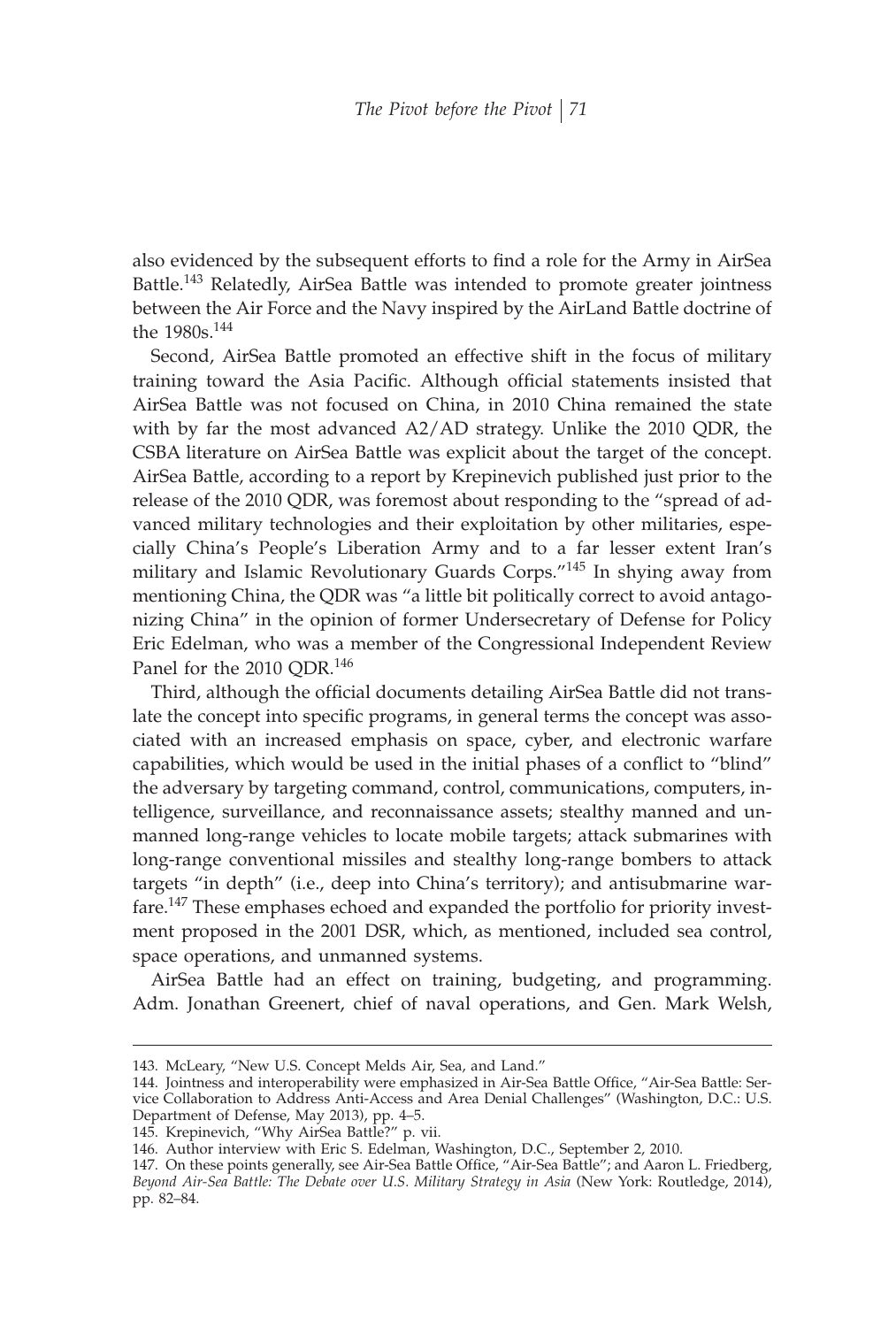also evidenced by the subsequent efforts to find a role for the Army in AirSea Battle.[143] Relatedly, AirSea Battle was intended to promote greater jointness between the Air Force and the Navy inspired by the AirLand Battle doctrine of the 1980s.[144]

Second, AirSea Battle promoted an effective shift in the focus of military training toward the Asia Pacific. Although official statements insisted that AirSea Battle was not focused on China, in 2010 China remained the state with by far the most advanced A2/AD strategy. Unlike the 2010 QDR, the CSBA literature on AirSea Battle was explicit about the target of the concept. AirSea Battle, according to a report by Krepinevich published just prior to the release of the 2010 QDR, was foremost about responding to the "spread of advanced military technologies and their exploitation by other militaries, especially China's People's Liberation Army and to a far lesser extent Iran's military and Islamic Revolutionary Guards Corps."[145] In shying away from mentioning China, the QDR was "a little bit politically correct to avoid antagonizing China" in the opinion of former Undersecretary of Defense for Policy Eric Edelman, who was a member of the Congressional Independent Review Panel for the 2010 QDR.[146]

Third, although the official documents detailing AirSea Battle did not translate the concept into specific programs, in general terms the concept was associated with an increased emphasis on space, cyber, and electronic warfare capabilities, which would be used in the initial phases of a conflict to "blind" the adversary by targeting command, control, communications, computers, intelligence, surveillance, and reconnaissance assets; stealthy manned and unmanned long-range vehicles to locate mobile targets; attack submarines with long-range conventional missiles and stealthy long-range bombers to attack targets "in depth" (i.e., deep into China's territory); and antisubmarine warfare.[147] These emphases echoed and expanded the portfolio for priority investment proposed in the 2001 DSR, which, as mentioned, included sea control, space operations, and unmanned systems.

AirSea Battle had an effect on training, budgeting, and programming. Adm. Jonathan Greenert, chief of naval operations, and Gen. Mark Welsh,

---

143. McLeary, "New U.S. Concept Melds Air, Sea, and Land."

144. Jointness and interoperability were emphasized in Air-Sea Battle Office, "Air-Sea Battle: Service Collaboration to Address Anti-Access and Area Denial Challenges" (Washington, D.C.: U.S. Department of Defense, May 2013), pp. 4–5.

145. Krepinevich, "Why AirSea Battle?" p. vii.

146. Author interview with Eric S. Edelman, Washington, D.C., September 2, 2010.

147. On these points generally, see Air-Sea Battle Office, "Air-Sea Battle"; and Aaron L. Friedberg, *Beyond Air-Sea Battle: The Debate over U.S. Military Strategy in Asia* (New York: Routledge, 2014), pp. 82–84.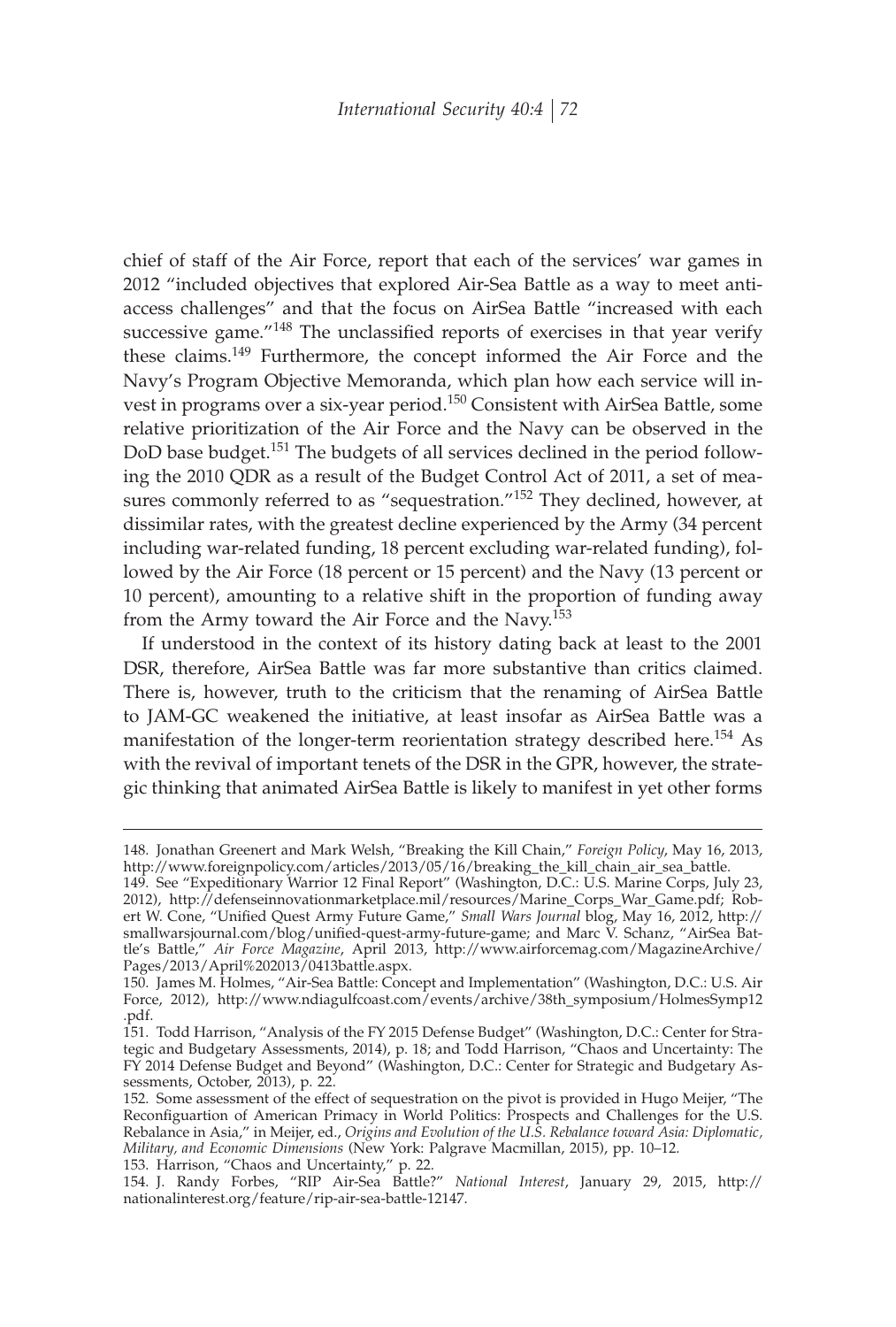chief of staff of the Air Force, report that each of the services' war games in 2012 "included objectives that explored Air-Sea Battle as a way to meet anti-access challenges" and that the focus on AirSea Battle "increased with each successive game."[148] The unclassified reports of exercises in that year verify these claims.[149] Furthermore, the concept informed the Air Force and the Navy's Program Objective Memoranda, which plan how each service will invest in programs over a six-year period.[150] Consistent with AirSea Battle, some relative prioritization of the Air Force and the Navy can be observed in the DoD base budget.[151] The budgets of all services declined in the period following the 2010 QDR as a result of the Budget Control Act of 2011, a set of measures commonly referred to as "sequestration."[152] They declined, however, at dissimilar rates, with the greatest decline experienced by the Army (34 percent including war-related funding, 18 percent excluding war-related funding), followed by the Air Force (18 percent or 15 percent) and the Navy (13 percent or 10 percent), amounting to a relative shift in the proportion of funding away from the Army toward the Air Force and the Navy.[153]

If understood in the context of its history dating back at least to the 2001 DSR, therefore, AirSea Battle was far more substantive than critics claimed. There is, however, truth to the criticism that the renaming of AirSea Battle to JAM-GC weakened the initiative, at least insofar as AirSea Battle was a manifestation of the longer-term reorientation strategy described here.[154] As with the revival of important tenets of the DSR in the GPR, however, the strategic thinking that animated AirSea Battle is likely to manifest in yet other forms

---

148. Jonathan Greenert and Mark Welsh, "Breaking the Kill Chain," *Foreign Policy*, May 16, 2013, http://www.foreignpolicy.com/articles/2013/05/16/breaking_the_kill_chain_air_sea_battle.

149. See "Expeditionary Warrior 12 Final Report" (Washington, D.C.: U.S. Marine Corps, July 23, 2012), http://defenseinnovationmarketplace.mil/resources/Marine_Corps_War_Game.pdf; Robert W. Cone, "Unified Quest Army Future Game," *Small Wars Journal* blog, May 16, 2012, http://smallwarsjournal.com/blog/unified-quest-army-future-game; and Marc V. Schanz, "AirSea Battle's Battle," *Air Force Magazine*, April 2013, http://www.airforcemag.com/MagazineArchive/Pages/2013/April%202013/0413battle.aspx.

150. James M. Holmes, "Air-Sea Battle: Concept and Implementation" (Washington, D.C.: U.S. Air Force, 2012), http://www.ndiagulfcoast.com/events/archive/38th_symposium/HolmesSymp12.pdf.

151. Todd Harrison, "Analysis of the FY 2015 Defense Budget" (Washington, D.C.: Center for Strategic and Budgetary Assessments, 2014), p. 18; and Todd Harrison, "Chaos and Uncertainty: The FY 2014 Defense Budget and Beyond" (Washington, D.C.: Center for Strategic and Budgetary Assessments, October, 2013), p. 22.

152. Some assessment of the effect of sequestration on the pivot is provided in Hugo Meijer, "The Reconfiguartion of American Primacy in World Politics: Prospects and Challenges for the U.S. Rebalance in Asia," in Meijer, ed., *Origins and Evolution of the U.S. Rebalance toward Asia: Diplomatic, Military, and Economic Dimensions* (New York: Palgrave Macmillan, 2015), pp. 10–12.

153. Harrison, "Chaos and Uncertainty," p. 22.

154. J. Randy Forbes, "RIP Air-Sea Battle?" *National Interest*, January 29, 2015, http://nationalinterest.org/feature/rip-air-sea-battle-12147.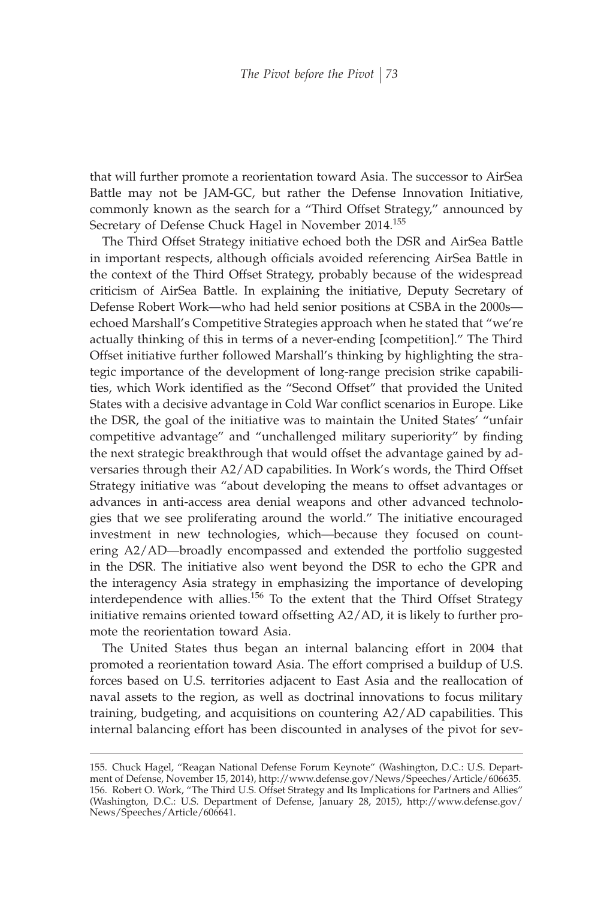that will further promote a reorientation toward Asia. The successor to AirSea Battle may not be JAM-GC, but rather the Defense Innovation Initiative, commonly known as the search for a "Third Offset Strategy," announced by Secretary of Defense Chuck Hagel in November 2014.[155]

The Third Offset Strategy initiative echoed both the DSR and AirSea Battle in important respects, although officials avoided referencing AirSea Battle in the context of the Third Offset Strategy, probably because of the widespread criticism of AirSea Battle. In explaining the initiative, Deputy Secretary of Defense Robert Work—who had held senior positions at CSBA in the 2000s—echoed Marshall's Competitive Strategies approach when he stated that "we're actually thinking of this in terms of a never-ending [competition]." The Third Offset initiative further followed Marshall's thinking by highlighting the strategic importance of the development of long-range precision strike capabilities, which Work identified as the "Second Offset" that provided the United States with a decisive advantage in Cold War conflict scenarios in Europe. Like the DSR, the goal of the initiative was to maintain the United States' "unfair competitive advantage" and "unchallenged military superiority" by finding the next strategic breakthrough that would offset the advantage gained by adversaries through their A2/AD capabilities. In Work's words, the Third Offset Strategy initiative was "about developing the means to offset advantages or advances in anti-access area denial weapons and other advanced technologies that we see proliferating around the world." The initiative encouraged investment in new technologies, which—because they focused on countering A2/AD—broadly encompassed and extended the portfolio suggested in the DSR. The initiative also went beyond the DSR to echo the GPR and the interagency Asia strategy in emphasizing the importance of developing interdependence with allies.[156] To the extent that the Third Offset Strategy initiative remains oriented toward offsetting A2/AD, it is likely to further promote the reorientation toward Asia.

The United States thus began an internal balancing effort in 2004 that promoted a reorientation toward Asia. The effort comprised a buildup of U.S. forces based on U.S. territories adjacent to East Asia and the reallocation of naval assets to the region, as well as doctrinal innovations to focus military training, budgeting, and acquisitions on countering A2/AD capabilities. This internal balancing effort has been discounted in analyses of the pivot for sev-

---

155. Chuck Hagel, "Reagan National Defense Forum Keynote" (Washington, D.C.: U.S. Department of Defense, November 15, 2014), http://www.defense.gov/News/Speeches/Article/606635.

156. Robert O. Work, "The Third U.S. Offset Strategy and Its Implications for Partners and Allies" (Washington, D.C.: U.S. Department of Defense, January 28, 2015), http://www.defense.gov/News/Speeches/Article/606641.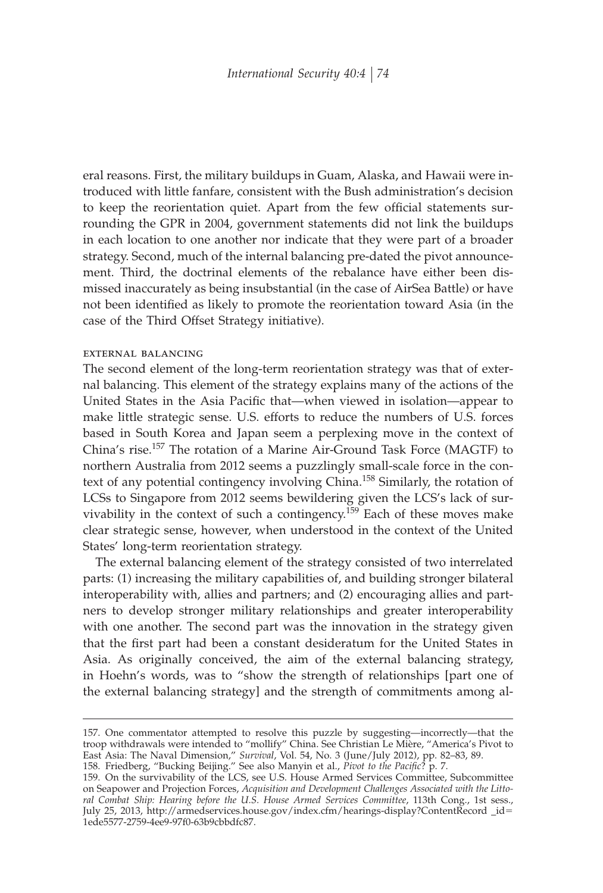eral reasons. First, the military buildups in Guam, Alaska, and Hawaii were introduced with little fanfare, consistent with the Bush administration's decision to keep the reorientation quiet. Apart from the few official statements surrounding the GPR in 2004, government statements did not link the buildups in each location to one another nor indicate that they were part of a broader strategy. Second, much of the internal balancing pre-dated the pivot announcement. Third, the doctrinal elements of the rebalance have either been dismissed inaccurately as being insubstantial (in the case of AirSea Battle) or have not been identified as likely to promote the reorientation toward Asia (in the case of the Third Offset Strategy initiative).

### external balancing

The second element of the long-term reorientation strategy was that of external balancing. This element of the strategy explains many of the actions of the United States in the Asia Pacific that—when viewed in isolation—appear to make little strategic sense. U.S. efforts to reduce the numbers of U.S. forces based in South Korea and Japan seem a perplexing move in the context of China's rise.[157] The rotation of a Marine Air-Ground Task Force (MAGTF) to northern Australia from 2012 seems a puzzlingly small-scale force in the context of any potential contingency involving China.[158] Similarly, the rotation of LCSs to Singapore from 2012 seems bewildering given the LCS's lack of survivability in the context of such a contingency.[159] Each of these moves make clear strategic sense, however, when understood in the context of the United States' long-term reorientation strategy.

The external balancing element of the strategy consisted of two interrelated parts: (1) increasing the military capabilities of, and building stronger bilateral interoperability with, allies and partners; and (2) encouraging allies and partners to develop stronger military relationships and greater interoperability with one another. The second part was the innovation in the strategy given that the first part had been a constant desideratum for the United States in Asia. As originally conceived, the aim of the external balancing strategy, in Hoehn's words, was to "show the strength of relationships [part one of the external balancing strategy] and the strength of commitments among al-

---

157. One commentator attempted to resolve this puzzle by suggesting—incorrectly—that the troop withdrawals were intended to "mollify" China. See Christian Le Mière, "America's Pivot to East Asia: The Naval Dimension," *Survival*, Vol. 54, No. 3 (June/July 2012), pp. 82–83, 89.

158. Friedberg, "Bucking Beijing." See also Manyin et al., *Pivot to the Pacific?* p. 7.

159. On the survivability of the LCS, see U.S. House Armed Services Committee, Subcommittee on Seapower and Projection Forces, *Acquisition and Development Challenges Associated with the Littoral Combat Ship: Hearing before the U.S. House Armed Services Committee*, 113th Cong., 1st sess., July 25, 2013, http://armedservices.house.gov/index.cfm/hearings-display?ContentRecord _id=1ede5577-2759-4ee9-97f0-63b9cbbdfc87.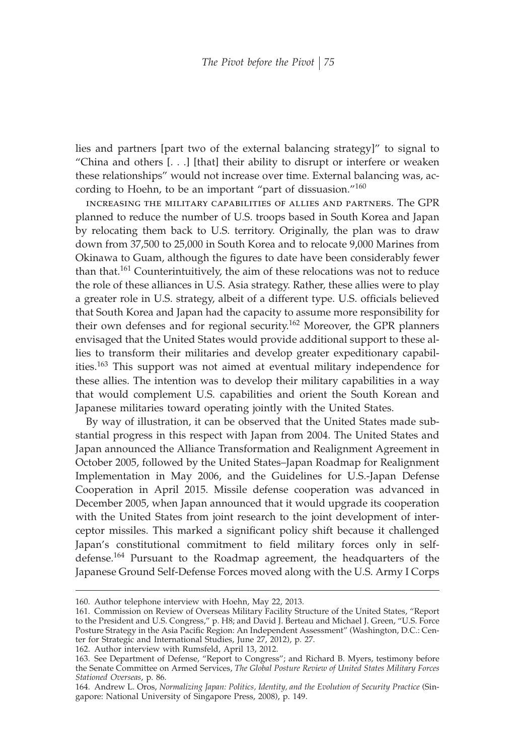lies and partners [part two of the external balancing strategy]" to signal to "China and others [. . .] [that] their ability to disrupt or interfere or weaken these relationships" would not increase over time. External balancing was, according to Hoehn, to be an important "part of dissuasion."[160]

INCREASING THE MILITARY CAPABILITIES OF ALLIES AND PARTNERS. The GPR planned to reduce the number of U.S. troops based in South Korea and Japan by relocating them back to U.S. territory. Originally, the plan was to draw down from 37,500 to 25,000 in South Korea and to relocate 9,000 Marines from Okinawa to Guam, although the figures to date have been considerably fewer than that.[161] Counterintuitively, the aim of these relocations was not to reduce the role of these alliances in U.S. Asia strategy. Rather, these allies were to play a greater role in U.S. strategy, albeit of a different type. U.S. officials believed that South Korea and Japan had the capacity to assume more responsibility for their own defenses and for regional security.[162] Moreover, the GPR planners envisaged that the United States would provide additional support to these allies to transform their militaries and develop greater expeditionary capabilities.[163] This support was not aimed at eventual military independence for these allies. The intention was to develop their military capabilities in a way that would complement U.S. capabilities and orient the South Korean and Japanese militaries toward operating jointly with the United States.

By way of illustration, it can be observed that the United States made substantial progress in this respect with Japan from 2004. The United States and Japan announced the Alliance Transformation and Realignment Agreement in October 2005, followed by the United States–Japan Roadmap for Realignment Implementation in May 2006, and the Guidelines for U.S.-Japan Defense Cooperation in April 2015. Missile defense cooperation was advanced in December 2005, when Japan announced that it would upgrade its cooperation with the United States from joint research to the joint development of interceptor missiles. This marked a significant policy shift because it challenged Japan's constitutional commitment to field military forces only in self-defense.[164] Pursuant to the Roadmap agreement, the headquarters of the Japanese Ground Self-Defense Forces moved along with the U.S. Army I Corps

---

160. Author telephone interview with Hoehn, May 22, 2013.

161. Commission on Review of Overseas Military Facility Structure of the United States, "Report to the President and U.S. Congress," p. H8; and David J. Berteau and Michael J. Green, "U.S. Force Posture Strategy in the Asia Pacific Region: An Independent Assessment" (Washington, D.C.: Center for Strategic and International Studies, June 27, 2012), p. 27.

162. Author interview with Rumsfeld, April 13, 2012.

163. See Department of Defense, "Report to Congress"; and Richard B. Myers, testimony before the Senate Committee on Armed Services, *The Global Posture Review of United States Military Forces Stationed Overseas*, p. 86.

164. Andrew L. Oros, *Normalizing Japan: Politics, Identity, and the Evolution of Security Practice* (Singapore: National University of Singapore Press, 2008), p. 149.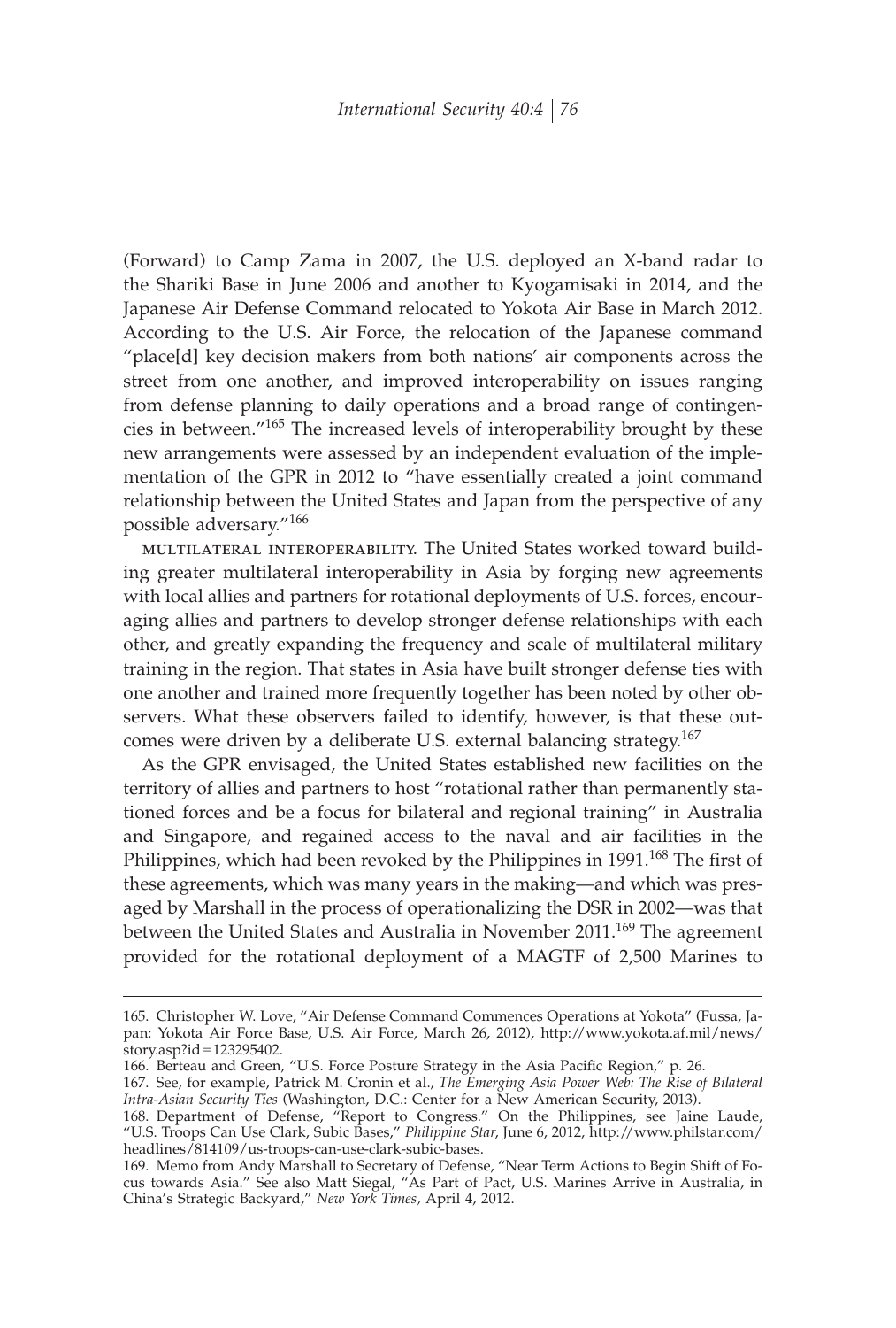(Forward) to Camp Zama in 2007, the U.S. deployed an X-band radar to the Shariki Base in June 2006 and another to Kyogamisaki in 2014, and the Japanese Air Defense Command relocated to Yokota Air Base in March 2012. According to the U.S. Air Force, the relocation of the Japanese command "place[d] key decision makers from both nations' air components across the street from one another, and improved interoperability on issues ranging from defense planning to daily operations and a broad range of contingencies in between."[165] The increased levels of interoperability brought by these new arrangements were assessed by an independent evaluation of the implementation of the GPR in 2012 to "have essentially created a joint command relationship between the United States and Japan from the perspective of any possible adversary."[166]

MULTILATERAL INTEROPERABILITY. The United States worked toward building greater multilateral interoperability in Asia by forging new agreements with local allies and partners for rotational deployments of U.S. forces, encouraging allies and partners to develop stronger defense relationships with each other, and greatly expanding the frequency and scale of multilateral military training in the region. That states in Asia have built stronger defense ties with one another and trained more frequently together has been noted by other observers. What these observers failed to identify, however, is that these outcomes were driven by a deliberate U.S. external balancing strategy.[167]

As the GPR envisaged, the United States established new facilities on the territory of allies and partners to host "rotational rather than permanently stationed forces and be a focus for bilateral and regional training" in Australia and Singapore, and regained access to the naval and air facilities in the Philippines, which had been revoked by the Philippines in 1991.[168] The first of these agreements, which was many years in the making—and which was presaged by Marshall in the process of operationalizing the DSR in 2002—was that between the United States and Australia in November 2011.[169] The agreement provided for the rotational deployment of a MAGTF of 2,500 Marines to

---

165. Christopher W. Love, "Air Defense Command Commences Operations at Yokota" (Fussa, Japan: Yokota Air Force Base, U.S. Air Force, March 26, 2012), http://www.yokota.af.mil/news/story.asp?id=123295402.

166. Berteau and Green, "U.S. Force Posture Strategy in the Asia Pacific Region," p. 26.

167. See, for example, Patrick M. Cronin et al., *The Emerging Asia Power Web: The Rise of Bilateral Intra-Asian Security Ties* (Washington, D.C.: Center for a New American Security, 2013).

168. Department of Defense, "Report to Congress." On the Philippines, see Jaine Laude, "U.S. Troops Can Use Clark, Subic Bases," *Philippine Star*, June 6, 2012, http://www.philstar.com/headlines/814109/us-troops-can-use-clark-subic-bases.

169. Memo from Andy Marshall to Secretary of Defense, "Near Term Actions to Begin Shift of Focus towards Asia." See also Matt Siegal, "As Part of Pact, U.S. Marines Arrive in Australia, in China's Strategic Backyard," *New York Times*, April 4, 2012.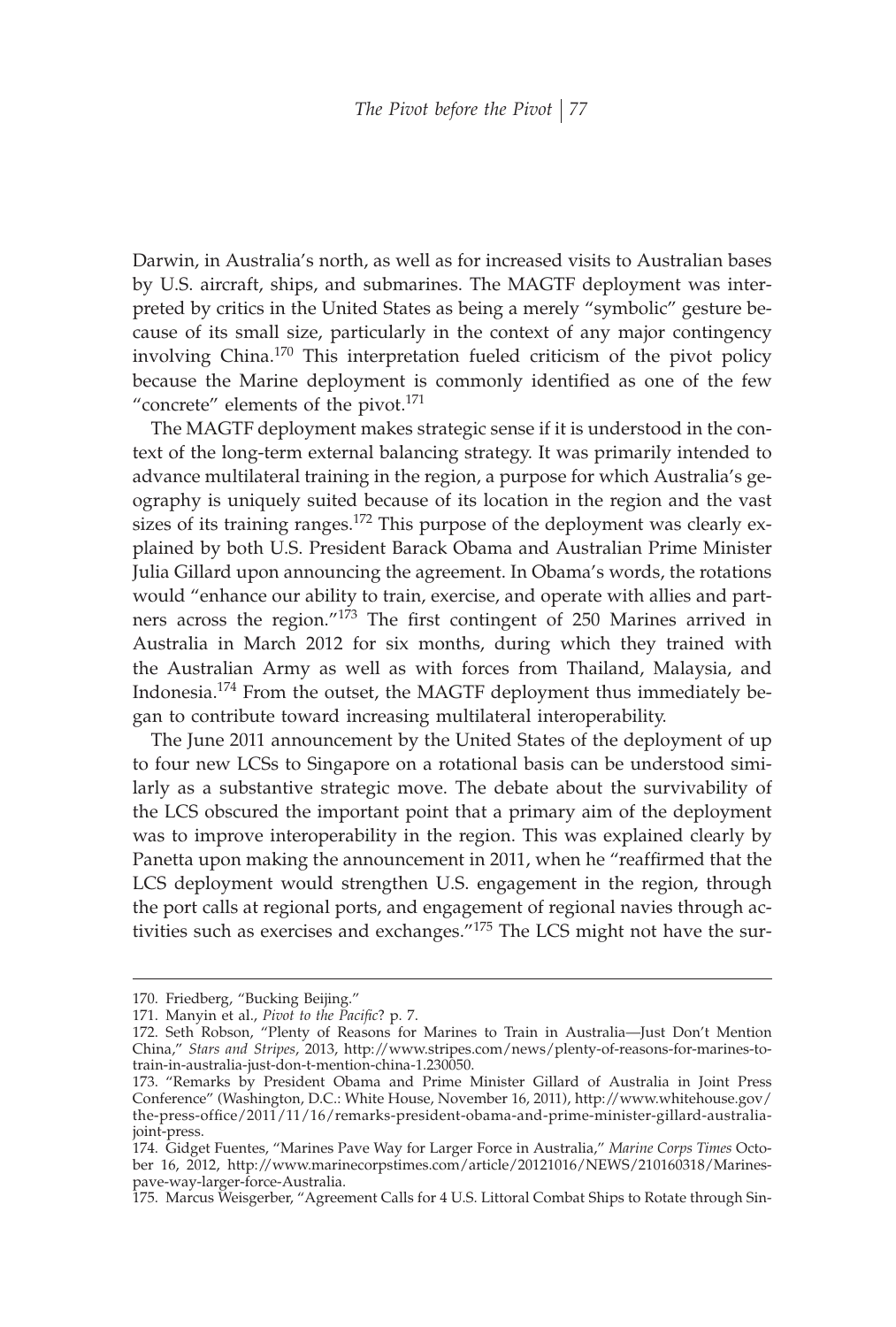Darwin, in Australia's north, as well as for increased visits to Australian bases by U.S. aircraft, ships, and submarines. The MAGTF deployment was interpreted by critics in the United States as being a merely "symbolic" gesture because of its small size, particularly in the context of any major contingency involving China.[170] This interpretation fueled criticism of the pivot policy because the Marine deployment is commonly identified as one of the few "concrete" elements of the pivot.[171]

The MAGTF deployment makes strategic sense if it is understood in the context of the long-term external balancing strategy. It was primarily intended to advance multilateral training in the region, a purpose for which Australia's geography is uniquely suited because of its location in the region and the vast sizes of its training ranges.[172] This purpose of the deployment was clearly explained by both U.S. President Barack Obama and Australian Prime Minister Julia Gillard upon announcing the agreement. In Obama's words, the rotations would "enhance our ability to train, exercise, and operate with allies and partners across the region."[173] The first contingent of 250 Marines arrived in Australia in March 2012 for six months, during which they trained with the Australian Army as well as with forces from Thailand, Malaysia, and Indonesia.[174] From the outset, the MAGTF deployment thus immediately began to contribute toward increasing multilateral interoperability.

The June 2011 announcement by the United States of the deployment of up to four new LCSs to Singapore on a rotational basis can be understood similarly as a substantive strategic move. The debate about the survivability of the LCS obscured the important point that a primary aim of the deployment was to improve interoperability in the region. This was explained clearly by Panetta upon making the announcement in 2011, when he "reaffirmed that the LCS deployment would strengthen U.S. engagement in the region, through the port calls at regional ports, and engagement of regional navies through activities such as exercises and exchanges."[175] The LCS might not have the sur-

---

170. Friedberg, "Bucking Beijing."

171. Manyin et al., *Pivot to the Pacific*? p. 7.

172. Seth Robson, "Plenty of Reasons for Marines to Train in Australia—Just Don't Mention China," *Stars and Stripes*, 2013, http://www.stripes.com/news/plenty-of-reasons-for-marines-to-train-in-australia-just-don-t-mention-china-1.230050.

173. "Remarks by President Obama and Prime Minister Gillard of Australia in Joint Press Conference" (Washington, D.C.: White House, November 16, 2011), http://www.whitehouse.gov/the-press-office/2011/11/16/remarks-president-obama-and-prime-minister-gillard-australia-joint-press.

174. Gidget Fuentes, "Marines Pave Way for Larger Force in Australia," *Marine Corps Times* October 16, 2012, http://www.marinecorpstimes.com/article/20121016/NEWS/210160318/Marines-pave-way-larger-force-Australia.

175. Marcus Weisgerber, "Agreement Calls for 4 U.S. Littoral Combat Ships to Rotate through Sin-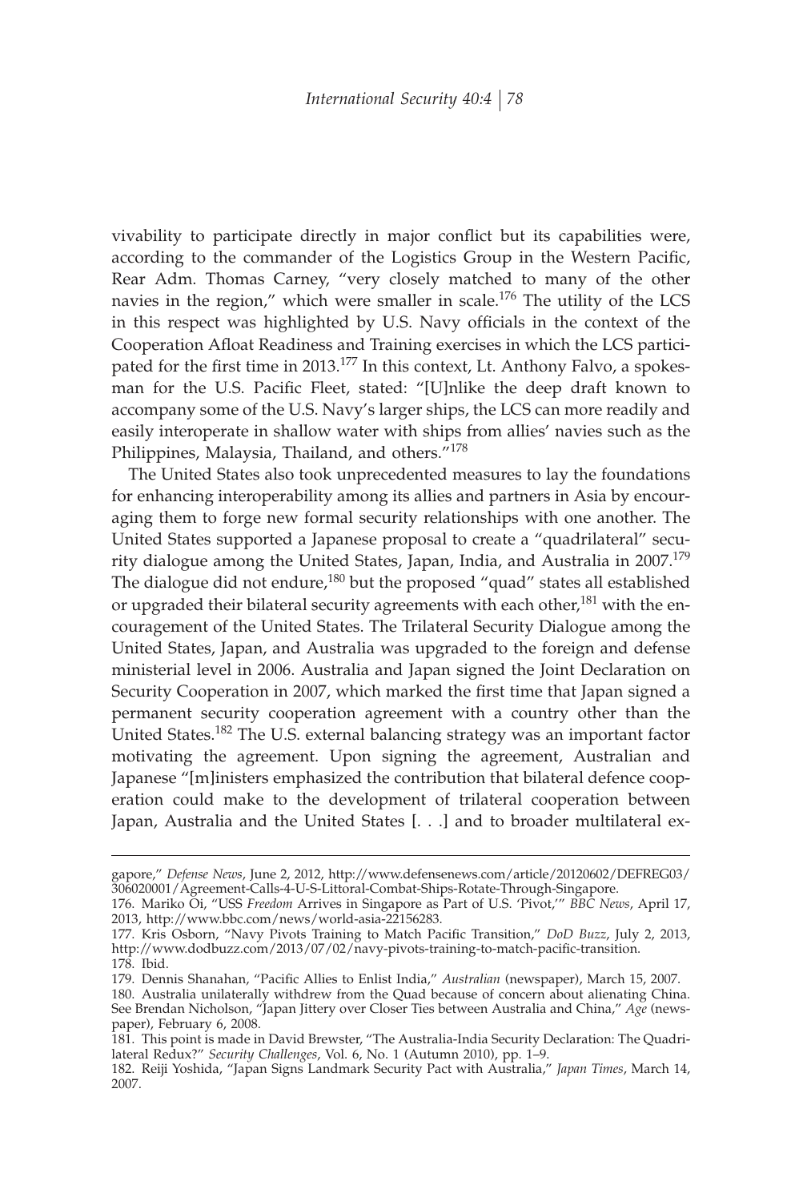vivability to participate directly in major conflict but its capabilities were, according to the commander of the Logistics Group in the Western Pacific, Rear Adm. Thomas Carney, "very closely matched to many of the other navies in the region," which were smaller in scale.[176] The utility of the LCS in this respect was highlighted by U.S. Navy officials in the context of the Cooperation Afloat Readiness and Training exercises in which the LCS participated for the first time in 2013.[177] In this context, Lt. Anthony Falvo, a spokesman for the U.S. Pacific Fleet, stated: "[U]nlike the deep draft known to accompany some of the U.S. Navy's larger ships, the LCS can more readily and easily interoperate in shallow water with ships from allies' navies such as the Philippines, Malaysia, Thailand, and others."[178]

The United States also took unprecedented measures to lay the foundations for enhancing interoperability among its allies and partners in Asia by encouraging them to forge new formal security relationships with one another. The United States supported a Japanese proposal to create a "quadrilateral" security dialogue among the United States, Japan, India, and Australia in 2007.[179] The dialogue did not endure,[180] but the proposed "quad" states all established or upgraded their bilateral security agreements with each other,[181] with the encouragement of the United States. The Trilateral Security Dialogue among the United States, Japan, and Australia was upgraded to the foreign and defense ministerial level in 2006. Australia and Japan signed the Joint Declaration on Security Cooperation in 2007, which marked the first time that Japan signed a permanent security cooperation agreement with a country other than the United States.[182] The U.S. external balancing strategy was an important factor motivating the agreement. Upon signing the agreement, Australian and Japanese "[m]inisters emphasized the contribution that bilateral defence cooperation could make to the development of trilateral cooperation between Japan, Australia and the United States [. . .] and to broader multilateral ex-

---

gapore," *Defense News*, June 2, 2012, http://www.defensenews.com/article/20120602/DEFREG03/306020001/Agreement-Calls-4-U-S-Littoral-Combat-Ships-Rotate-Through-Singapore.

176. Mariko Oi, "USS *Freedom* Arrives in Singapore as Part of U.S. 'Pivot,'" *BBC News*, April 17, 2013, http://www.bbc.com/news/world-asia-22156283.

177. Kris Osborn, "Navy Pivots Training to Match Pacific Transition," *DoD Buzz*, July 2, 2013, http://www.dodbuzz.com/2013/07/02/navy-pivots-training-to-match-pacific-transition.

178. Ibid.

179. Dennis Shanahan, "Pacific Allies to Enlist India," *Australian* (newspaper), March 15, 2007.

180. Australia unilaterally withdrew from the Quad because of concern about alienating China. See Brendan Nicholson, "Japan Jittery over Closer Ties between Australia and China," *Age* (newspaper), February 6, 2008.

181. This point is made in David Brewster, "The Australia-India Security Declaration: The Quadrilateral Redux?" *Security Challenges*, Vol. 6, No. 1 (Autumn 2010), pp. 1–9.

182. Reiji Yoshida, "Japan Signs Landmark Security Pact with Australia," *Japan Times*, March 14, 2007.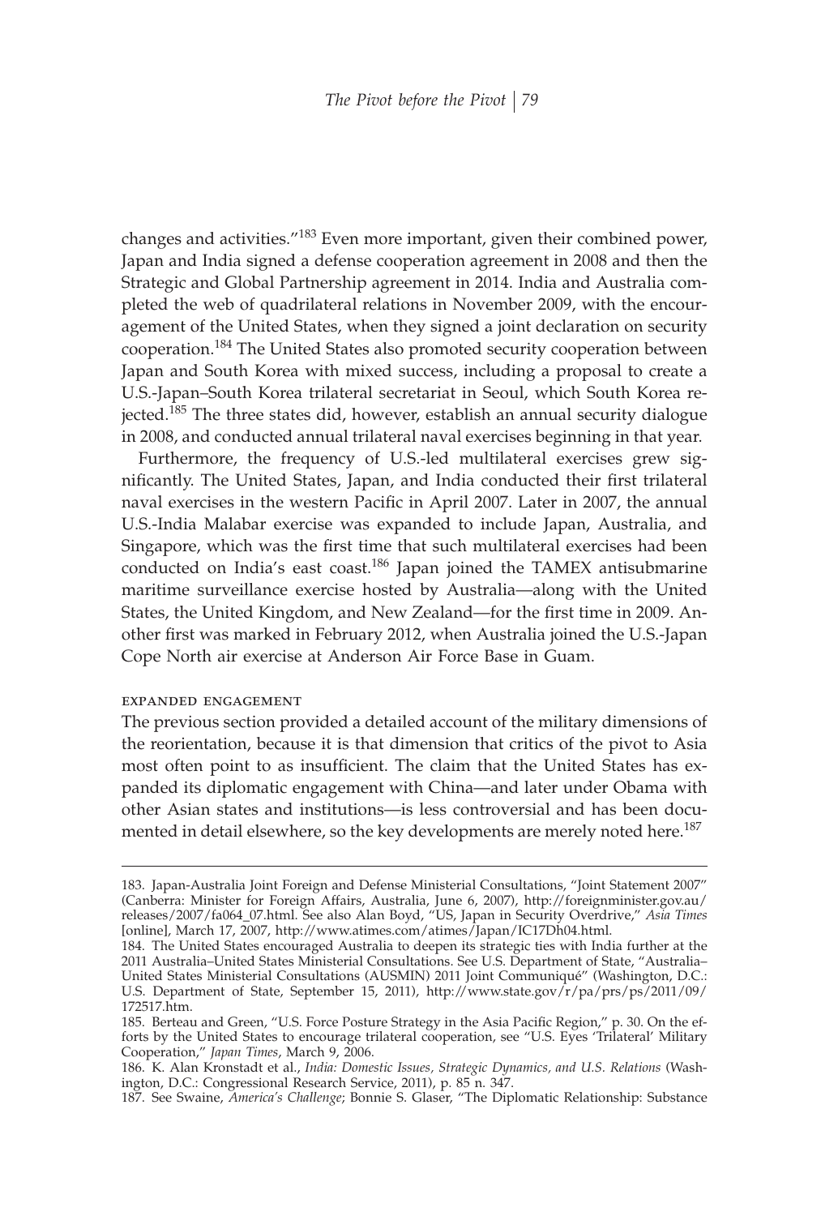changes and activities."[183] Even more important, given their combined power, Japan and India signed a defense cooperation agreement in 2008 and then the Strategic and Global Partnership agreement in 2014. India and Australia completed the web of quadrilateral relations in November 2009, with the encouragement of the United States, when they signed a joint declaration on security cooperation.[184] The United States also promoted security cooperation between Japan and South Korea with mixed success, including a proposal to create a U.S.-Japan–South Korea trilateral secretariat in Seoul, which South Korea rejected.[185] The three states did, however, establish an annual security dialogue in 2008, and conducted annual trilateral naval exercises beginning in that year.

Furthermore, the frequency of U.S.-led multilateral exercises grew significantly. The United States, Japan, and India conducted their first trilateral naval exercises in the western Pacific in April 2007. Later in 2007, the annual U.S.-India Malabar exercise was expanded to include Japan, Australia, and Singapore, which was the first time that such multilateral exercises had been conducted on India's east coast.[186] Japan joined the TAMEX antisubmarine maritime surveillance exercise hosted by Australia—along with the United States, the United Kingdom, and New Zealand—for the first time in 2009. Another first was marked in February 2012, when Australia joined the U.S.-Japan Cope North air exercise at Anderson Air Force Base in Guam.

### EXPANDED ENGAGEMENT

The previous section provided a detailed account of the military dimensions of the reorientation, because it is that dimension that critics of the pivot to Asia most often point to as insufficient. The claim that the United States has expanded its diplomatic engagement with China—and later under Obama with other Asian states and institutions—is less controversial and has been documented in detail elsewhere, so the key developments are merely noted here.[187]

---

183. Japan-Australia Joint Foreign and Defense Ministerial Consultations, "Joint Statement 2007" (Canberra: Minister for Foreign Affairs, Australia, June 6, 2007), http://foreignminister.gov.au/releases/2007/fa064_07.html. See also Alan Boyd, "US, Japan in Security Overdrive," *Asia Times* [online], March 17, 2007, http://www.atimes.com/atimes/Japan/IC17Dh04.html.

184. The United States encouraged Australia to deepen its strategic ties with India further at the 2011 Australia–United States Ministerial Consultations. See U.S. Department of State, "Australia–United States Ministerial Consultations (AUSMIN) 2011 Joint Communiqué" (Washington, D.C.: U.S. Department of State, September 15, 2011), http://www.state.gov/r/pa/prs/ps/2011/09/172517.htm.

185. Berteau and Green, "U.S. Force Posture Strategy in the Asia Pacific Region," p. 30. On the efforts by the United States to encourage trilateral cooperation, see "U.S. Eyes 'Trilateral' Military Cooperation," *Japan Times*, March 9, 2006.

186. K. Alan Kronstadt et al., *India: Domestic Issues, Strategic Dynamics, and U.S. Relations* (Washington, D.C.: Congressional Research Service, 2011), p. 85 n. 347.

187. See Swaine, *America's Challenge*; Bonnie S. Glaser, "The Diplomatic Relationship: Substance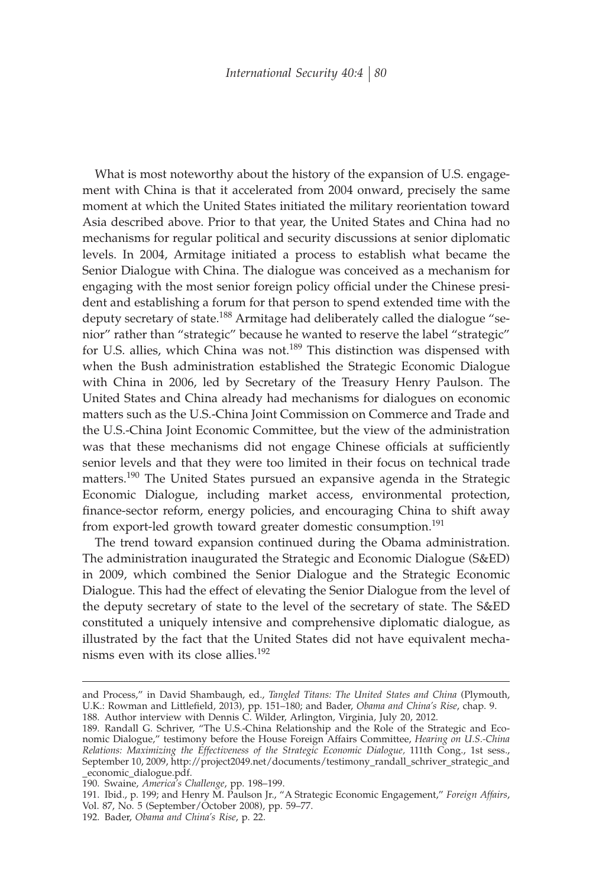What is most noteworthy about the history of the expansion of U.S. engagement with China is that it accelerated from 2004 onward, precisely the same moment at which the United States initiated the military reorientation toward Asia described above. Prior to that year, the United States and China had no mechanisms for regular political and security discussions at senior diplomatic levels. In 2004, Armitage initiated a process to establish what became the Senior Dialogue with China. The dialogue was conceived as a mechanism for engaging with the most senior foreign policy official under the Chinese president and establishing a forum for that person to spend extended time with the deputy secretary of state.[188] Armitage had deliberately called the dialogue "senior" rather than "strategic" because he wanted to reserve the label "strategic" for U.S. allies, which China was not.[189] This distinction was dispensed with when the Bush administration established the Strategic Economic Dialogue with China in 2006, led by Secretary of the Treasury Henry Paulson. The United States and China already had mechanisms for dialogues on economic matters such as the U.S.-China Joint Commission on Commerce and Trade and the U.S.-China Joint Economic Committee, but the view of the administration was that these mechanisms did not engage Chinese officials at sufficiently senior levels and that they were too limited in their focus on technical trade matters.[190] The United States pursued an expansive agenda in the Strategic Economic Dialogue, including market access, environmental protection, finance-sector reform, energy policies, and encouraging China to shift away from export-led growth toward greater domestic consumption.[191]

The trend toward expansion continued during the Obama administration. The administration inaugurated the Strategic and Economic Dialogue (S&ED) in 2009, which combined the Senior Dialogue and the Strategic Economic Dialogue. This had the effect of elevating the Senior Dialogue from the level of the deputy secretary of state to the level of the secretary of state. The S&ED constituted a uniquely intensive and comprehensive diplomatic dialogue, as illustrated by the fact that the United States did not have equivalent mechanisms even with its close allies.[192]

---

and Process," in David Shambaugh, ed., *Tangled Titans: The United States and China* (Plymouth, U.K.: Rowman and Littlefield, 2013), pp. 151–180; and Bader, *Obama and China's Rise*, chap. 9.

188. Author interview with Dennis C. Wilder, Arlington, Virginia, July 20, 2012.

189. Randall G. Schriver, "The U.S.-China Relationship and the Role of the Strategic and Economic Dialogue," testimony before the House Foreign Affairs Committee, *Hearing on U.S.-China Relations: Maximizing the Effectiveness of the Strategic Economic Dialogue,* 111th Cong., 1st sess., September 10, 2009, http://project2049.net/documents/testimony_randall_schriver_strategic_and_economic_dialogue.pdf.

190. Swaine, *America's Challenge*, pp. 198–199.

191. Ibid., p. 199; and Henry M. Paulson Jr., "A Strategic Economic Engagement," *Foreign Affairs*, Vol. 87, No. 5 (September/October 2008), pp. 59–77.

192. Bader, *Obama and China's Rise*, p. 22.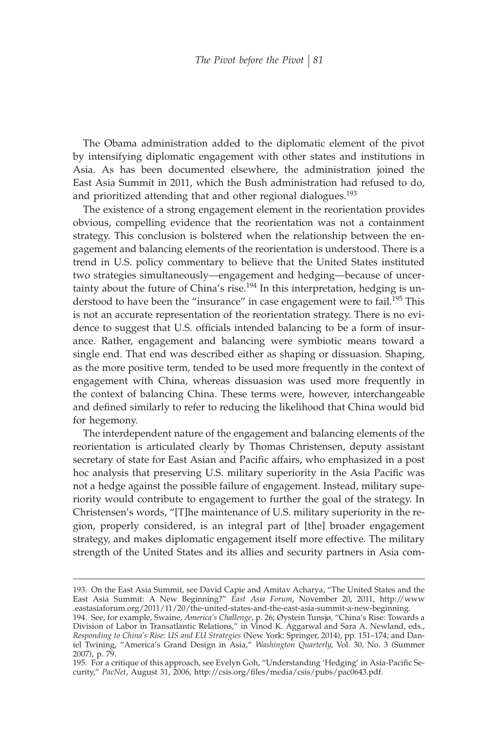The Obama administration added to the diplomatic element of the pivot by intensifying diplomatic engagement with other states and institutions in Asia. As has been documented elsewhere, the administration joined the East Asia Summit in 2011, which the Bush administration had refused to do, and prioritized attending that and other regional dialogues.[193]

The existence of a strong engagement element in the reorientation provides obvious, compelling evidence that the reorientation was not a containment strategy. This conclusion is bolstered when the relationship between the engagement and balancing elements of the reorientation is understood. There is a trend in U.S. policy commentary to believe that the United States instituted two strategies simultaneously—engagement and hedging—because of uncertainty about the future of China's rise.[194] In this interpretation, hedging is understood to have been the "insurance" in case engagement were to fail.[195] This is not an accurate representation of the reorientation strategy. There is no evidence to suggest that U.S. officials intended balancing to be a form of insurance. Rather, engagement and balancing were symbiotic means toward a single end. That end was described either as shaping or dissuasion. Shaping, as the more positive term, tended to be used more frequently in the context of engagement with China, whereas dissuasion was used more frequently in the context of balancing China. These terms were, however, interchangeable and defined similarly to refer to reducing the likelihood that China would bid for hegemony.

The interdependent nature of the engagement and balancing elements of the reorientation is articulated clearly by Thomas Christensen, deputy assistant secretary of state for East Asian and Pacific affairs, who emphasized in a post hoc analysis that preserving U.S. military superiority in the Asia Pacific was not a hedge against the possible failure of engagement. Instead, military superiority would contribute to engagement to further the goal of the strategy. In Christensen's words, "[T]he maintenance of U.S. military superiority in the region, properly considered, is an integral part of [the] broader engagement strategy, and makes diplomatic engagement itself more effective. The military strength of the United States and its allies and security partners in Asia com-

193. On the East Asia Summit, see David Capie and Amitav Acharya, "The United States and the East Asia Summit: A New Beginning?" *East Asia Forum*, November 20, 2011, http://www.eastasiaforum.org/2011/11/20/the-united-states-and-the-east-asia-summit-a-new-beginning.

194. See, for example, Swaine, *America's Challenge*, p. 26; Øystein Tunsjø, "China's Rise: Towards a Division of Labor in Transatlantic Relations," in Vinod K. Aggarwal and Sara A. Newland, eds., *Responding to China's Rise: US and EU Strategies* (New York: Springer, 2014), pp. 151–174; and Daniel Twining, "America's Grand Design in Asia," *Washington Quarterly*, Vol. 30, No. 3 (Summer 2007), p. 79.

195. For a critique of this approach, see Evelyn Goh, "Understanding 'Hedging' in Asia-Pacific Security," *PacNet*, August 31, 2006, http://csis.org/files/media/csis/pubs/pac0643.pdf.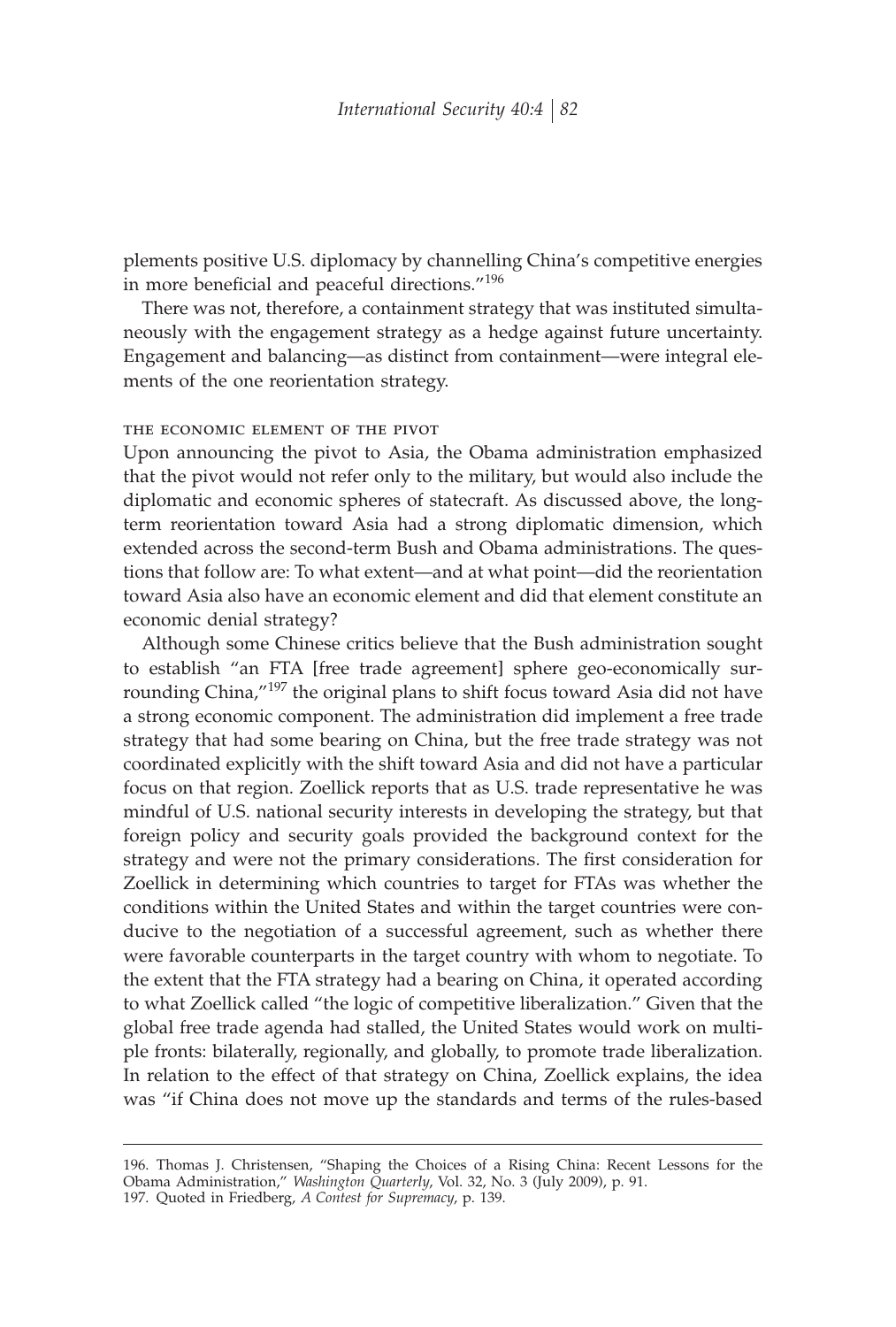plements positive U.S. diplomacy by channelling China's competitive energies in more beneficial and peaceful directions."[196]

There was not, therefore, a containment strategy that was instituted simultaneously with the engagement strategy as a hedge against future uncertainty. Engagement and balancing—as distinct from containment—were integral elements of the one reorientation strategy.

### the economic element of the pivot

Upon announcing the pivot to Asia, the Obama administration emphasized that the pivot would not refer only to the military, but would also include the diplomatic and economic spheres of statecraft. As discussed above, the long-term reorientation toward Asia had a strong diplomatic dimension, which extended across the second-term Bush and Obama administrations. The questions that follow are: To what extent—and at what point—did the reorientation toward Asia also have an economic element and did that element constitute an economic denial strategy?

Although some Chinese critics believe that the Bush administration sought to establish "an FTA [free trade agreement] sphere geo-economically surrounding China,"[197] the original plans to shift focus toward Asia did not have a strong economic component. The administration did implement a free trade strategy that had some bearing on China, but the free trade strategy was not coordinated explicitly with the shift toward Asia and did not have a particular focus on that region. Zoellick reports that as U.S. trade representative he was mindful of U.S. national security interests in developing the strategy, but that foreign policy and security goals provided the background context for the strategy and were not the primary considerations. The first consideration for Zoellick in determining which countries to target for FTAs was whether the conditions within the United States and within the target countries were conducive to the negotiation of a successful agreement, such as whether there were favorable counterparts in the target country with whom to negotiate. To the extent that the FTA strategy had a bearing on China, it operated according to what Zoellick called "the logic of competitive liberalization." Given that the global free trade agenda had stalled, the United States would work on multiple fronts: bilaterally, regionally, and globally, to promote trade liberalization. In relation to the effect of that strategy on China, Zoellick explains, the idea was "if China does not move up the standards and terms of the rules-based

196. Thomas J. Christensen, "Shaping the Choices of a Rising China: Recent Lessons for the Obama Administration," *Washington Quarterly*, Vol. 32, No. 3 (July 2009), p. 91.
197. Quoted in Friedberg, *A Contest for Supremacy*, p. 139.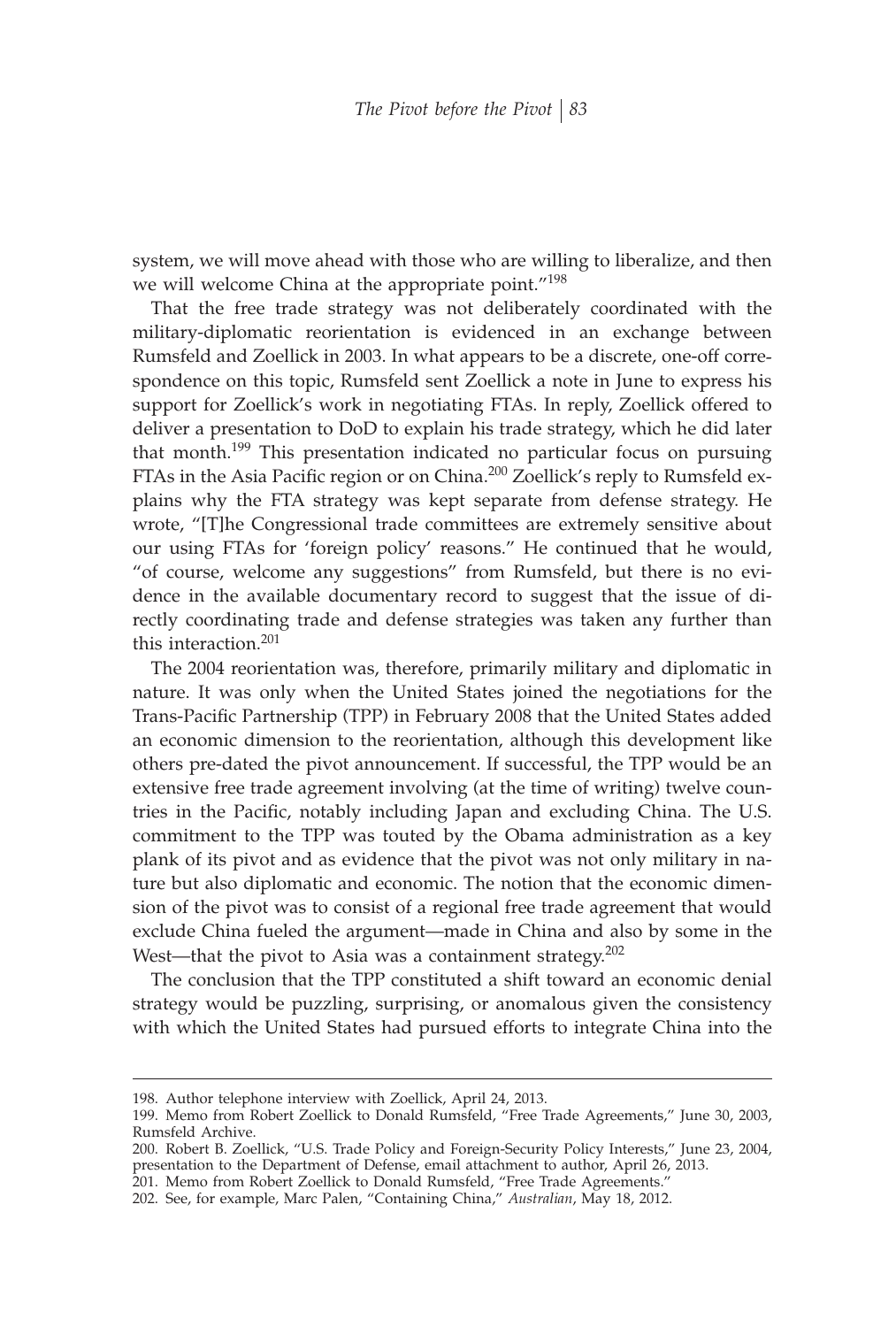system, we will move ahead with those who are willing to liberalize, and then we will welcome China at the appropriate point."[198]

That the free trade strategy was not deliberately coordinated with the military-diplomatic reorientation is evidenced in an exchange between Rumsfeld and Zoellick in 2003. In what appears to be a discrete, one-off correspondence on this topic, Rumsfeld sent Zoellick a note in June to express his support for Zoellick's work in negotiating FTAs. In reply, Zoellick offered to deliver a presentation to DoD to explain his trade strategy, which he did later that month.[199] This presentation indicated no particular focus on pursuing FTAs in the Asia Pacific region or on China.[200] Zoellick's reply to Rumsfeld explains why the FTA strategy was kept separate from defense strategy. He wrote, "[T]he Congressional trade committees are extremely sensitive about our using FTAs for 'foreign policy' reasons." He continued that he would, "of course, welcome any suggestions" from Rumsfeld, but there is no evidence in the available documentary record to suggest that the issue of directly coordinating trade and defense strategies was taken any further than this interaction.[201]

The 2004 reorientation was, therefore, primarily military and diplomatic in nature. It was only when the United States joined the negotiations for the Trans-Pacific Partnership (TPP) in February 2008 that the United States added an economic dimension to the reorientation, although this development like others pre-dated the pivot announcement. If successful, the TPP would be an extensive free trade agreement involving (at the time of writing) twelve countries in the Pacific, notably including Japan and excluding China. The U.S. commitment to the TPP was touted by the Obama administration as a key plank of its pivot and as evidence that the pivot was not only military in nature but also diplomatic and economic. The notion that the economic dimension of the pivot was to consist of a regional free trade agreement that would exclude China fueled the argument—made in China and also by some in the West—that the pivot to Asia was a containment strategy.[202]

The conclusion that the TPP constituted a shift toward an economic denial strategy would be puzzling, surprising, or anomalous given the consistency with which the United States had pursued efforts to integrate China into the

---

198. Author telephone interview with Zoellick, April 24, 2013.

199. Memo from Robert Zoellick to Donald Rumsfeld, "Free Trade Agreements," June 30, 2003, Rumsfeld Archive.

200. Robert B. Zoellick, "U.S. Trade Policy and Foreign-Security Policy Interests," June 23, 2004, presentation to the Department of Defense, email attachment to author, April 26, 2013.

201. Memo from Robert Zoellick to Donald Rumsfeld, "Free Trade Agreements."

202. See, for example, Marc Palen, "Containing China," *Australian*, May 18, 2012.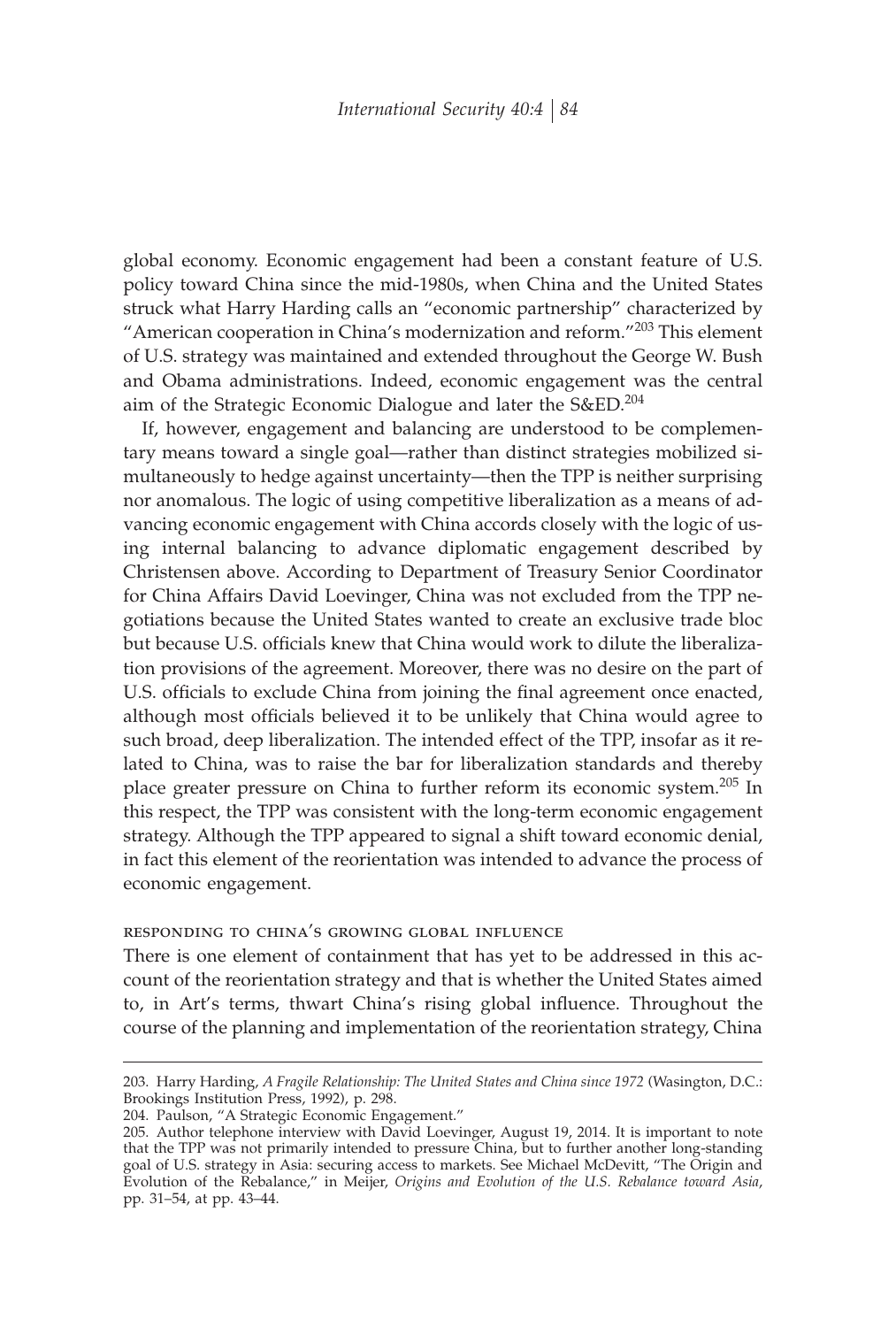global economy. Economic engagement had been a constant feature of U.S. policy toward China since the mid-1980s, when China and the United States struck what Harry Harding calls an "economic partnership" characterized by "American cooperation in China's modernization and reform."[203] This element of U.S. strategy was maintained and extended throughout the George W. Bush and Obama administrations. Indeed, economic engagement was the central aim of the Strategic Economic Dialogue and later the S&ED.[204]

If, however, engagement and balancing are understood to be complementary means toward a single goal—rather than distinct strategies mobilized simultaneously to hedge against uncertainty—then the TPP is neither surprising nor anomalous. The logic of using competitive liberalization as a means of advancing economic engagement with China accords closely with the logic of using internal balancing to advance diplomatic engagement described by Christensen above. According to Department of Treasury Senior Coordinator for China Affairs David Loevinger, China was not excluded from the TPP negotiations because the United States wanted to create an exclusive trade bloc but because U.S. officials knew that China would work to dilute the liberalization provisions of the agreement. Moreover, there was no desire on the part of U.S. officials to exclude China from joining the final agreement once enacted, although most officials believed it to be unlikely that China would agree to such broad, deep liberalization. The intended effect of the TPP, insofar as it related to China, was to raise the bar for liberalization standards and thereby place greater pressure on China to further reform its economic system.[205] In this respect, the TPP was consistent with the long-term economic engagement strategy. Although the TPP appeared to signal a shift toward economic denial, in fact this element of the reorientation was intended to advance the process of economic engagement.

#### RESPONDING TO CHINA'S GROWING GLOBAL INFLUENCE

There is one element of containment that has yet to be addressed in this account of the reorientation strategy and that is whether the United States aimed to, in Art's terms, thwart China's rising global influence. Throughout the course of the planning and implementation of the reorientation strategy, China

---

203. Harry Harding, *A Fragile Relationship: The United States and China since 1972* (Wasington, D.C.: Brookings Institution Press, 1992), p. 298.

204. Paulson, "A Strategic Economic Engagement."

205. Author telephone interview with David Loevinger, August 19, 2014. It is important to note that the TPP was not primarily intended to pressure China, but to further another long-standing goal of U.S. strategy in Asia: securing access to markets. See Michael McDevitt, "The Origin and Evolution of the Rebalance," in Meijer, *Origins and Evolution of the U.S. Rebalance toward Asia*, pp. 31–54, at pp. 43–44.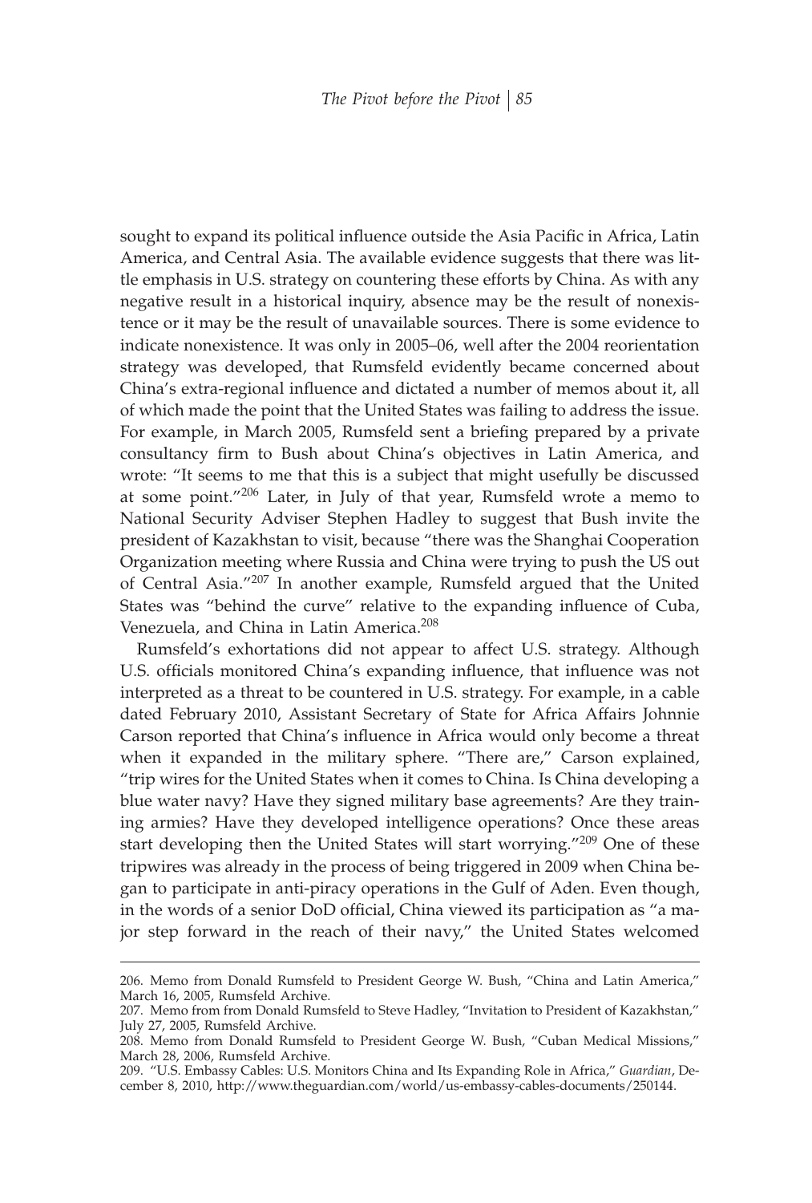sought to expand its political influence outside the Asia Pacific in Africa, Latin America, and Central Asia. The available evidence suggests that there was little emphasis in U.S. strategy on countering these efforts by China. As with any negative result in a historical inquiry, absence may be the result of nonexistence or it may be the result of unavailable sources. There is some evidence to indicate nonexistence. It was only in 2005–06, well after the 2004 reorientation strategy was developed, that Rumsfeld evidently became concerned about China's extra-regional influence and dictated a number of memos about it, all of which made the point that the United States was failing to address the issue. For example, in March 2005, Rumsfeld sent a briefing prepared by a private consultancy firm to Bush about China's objectives in Latin America, and wrote: "It seems to me that this is a subject that might usefully be discussed at some point."[206] Later, in July of that year, Rumsfeld wrote a memo to National Security Adviser Stephen Hadley to suggest that Bush invite the president of Kazakhstan to visit, because "there was the Shanghai Cooperation Organization meeting where Russia and China were trying to push the US out of Central Asia."[207] In another example, Rumsfeld argued that the United States was "behind the curve" relative to the expanding influence of Cuba, Venezuela, and China in Latin America.[208]

Rumsfeld's exhortations did not appear to affect U.S. strategy. Although U.S. officials monitored China's expanding influence, that influence was not interpreted as a threat to be countered in U.S. strategy. For example, in a cable dated February 2010, Assistant Secretary of State for Africa Affairs Johnnie Carson reported that China's influence in Africa would only become a threat when it expanded in the military sphere. "There are," Carson explained, "trip wires for the United States when it comes to China. Is China developing a blue water navy? Have they signed military base agreements? Are they training armies? Have they developed intelligence operations? Once these areas start developing then the United States will start worrying."[209] One of these tripwires was already in the process of being triggered in 2009 when China began to participate in anti-piracy operations in the Gulf of Aden. Even though, in the words of a senior DoD official, China viewed its participation as "a major step forward in the reach of their navy," the United States welcomed

---

206. Memo from Donald Rumsfeld to President George W. Bush, "China and Latin America," March 16, 2005, Rumsfeld Archive.

207. Memo from from Donald Rumsfeld to Steve Hadley, "Invitation to President of Kazakhstan," July 27, 2005, Rumsfeld Archive.

208. Memo from Donald Rumsfeld to President George W. Bush, "Cuban Medical Missions," March 28, 2006, Rumsfeld Archive.

209. "U.S. Embassy Cables: U.S. Monitors China and Its Expanding Role in Africa," *Guardian*, December 8, 2010, http://www.theguardian.com/world/us-embassy-cables-documents/250144.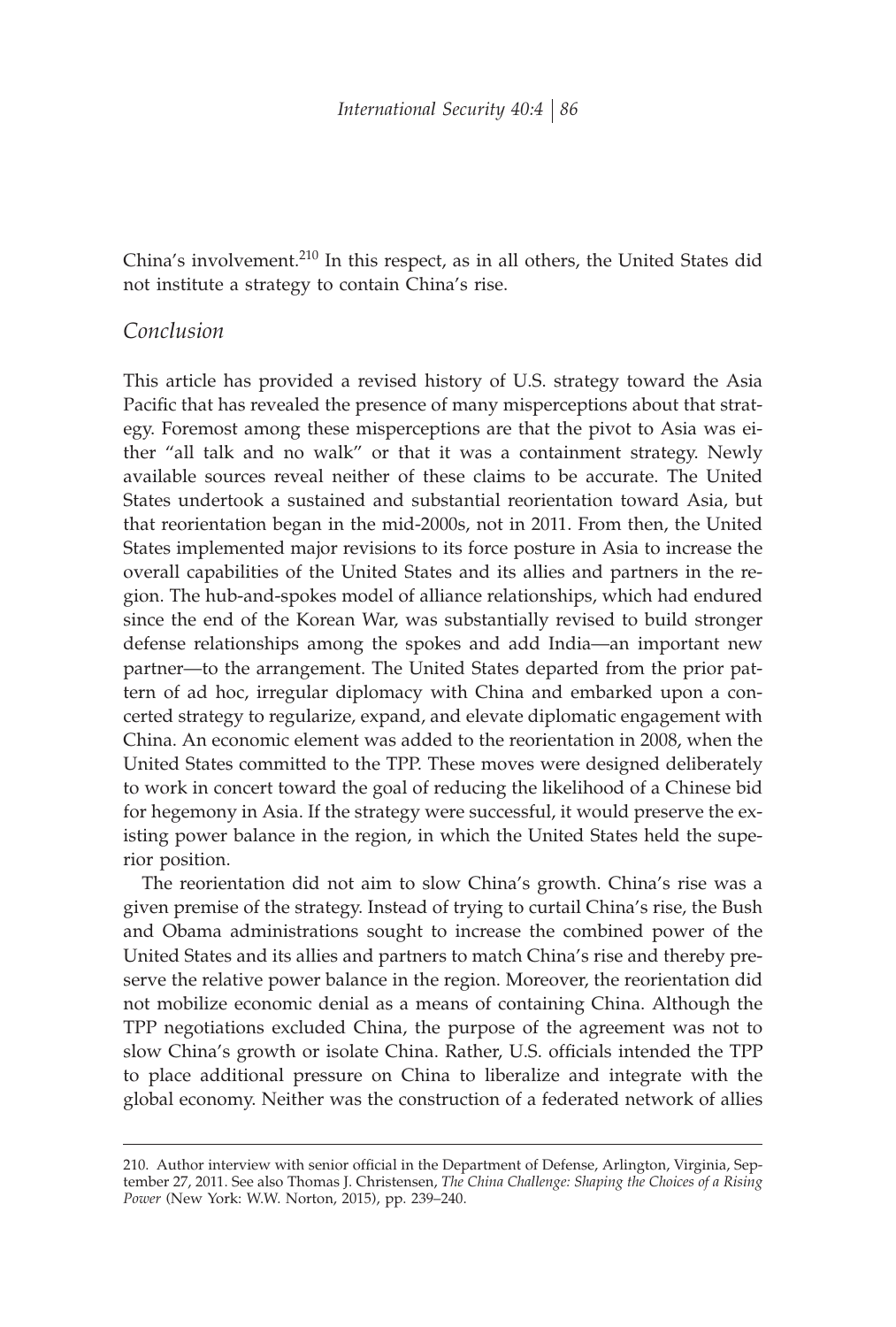China's involvement.[210] In this respect, as in all others, the United States did not institute a strategy to contain China's rise.

## *Conclusion*

This article has provided a revised history of U.S. strategy toward the Asia Pacific that has revealed the presence of many misperceptions about that strategy. Foremost among these misperceptions are that the pivot to Asia was either "all talk and no walk" or that it was a containment strategy. Newly available sources reveal neither of these claims to be accurate. The United States undertook a sustained and substantial reorientation toward Asia, but that reorientation began in the mid-2000s, not in 2011. From then, the United States implemented major revisions to its force posture in Asia to increase the overall capabilities of the United States and its allies and partners in the region. The hub-and-spokes model of alliance relationships, which had endured since the end of the Korean War, was substantially revised to build stronger defense relationships among the spokes and add India—an important new partner—to the arrangement. The United States departed from the prior pattern of ad hoc, irregular diplomacy with China and embarked upon a concerted strategy to regularize, expand, and elevate diplomatic engagement with China. An economic element was added to the reorientation in 2008, when the United States committed to the TPP. These moves were designed deliberately to work in concert toward the goal of reducing the likelihood of a Chinese bid for hegemony in Asia. If the strategy were successful, it would preserve the existing power balance in the region, in which the United States held the superior position.

The reorientation did not aim to slow China's growth. China's rise was a given premise of the strategy. Instead of trying to curtail China's rise, the Bush and Obama administrations sought to increase the combined power of the United States and its allies and partners to match China's rise and thereby preserve the relative power balance in the region. Moreover, the reorientation did not mobilize economic denial as a means of containing China. Although the TPP negotiations excluded China, the purpose of the agreement was not to slow China's growth or isolate China. Rather, U.S. officials intended the TPP to place additional pressure on China to liberalize and integrate with the global economy. Neither was the construction of a federated network of allies

---

210. Author interview with senior official in the Department of Defense, Arlington, Virginia, September 27, 2011. See also Thomas J. Christensen, *The China Challenge: Shaping the Choices of a Rising Power* (New York: W.W. Norton, 2015), pp. 239–240.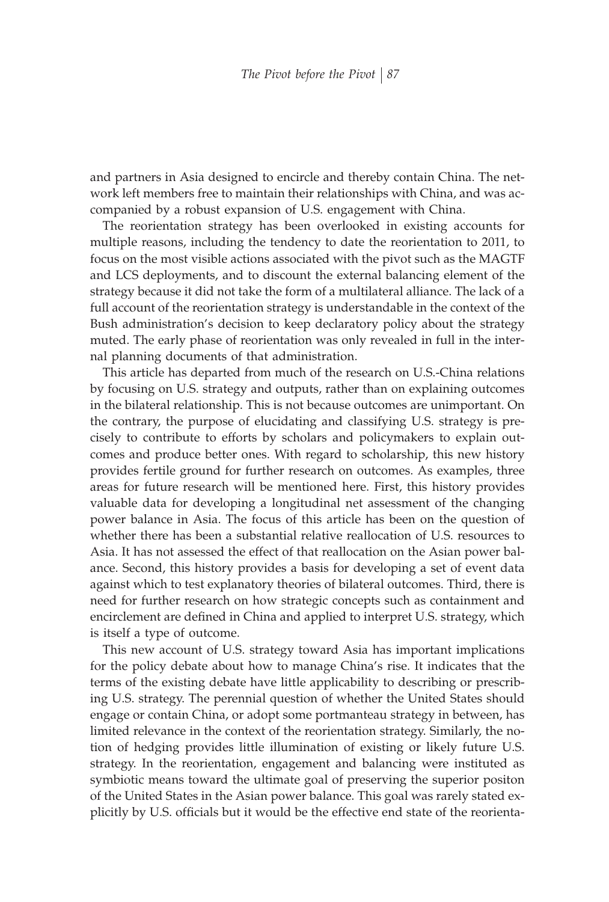and partners in Asia designed to encircle and thereby contain China. The network left members free to maintain their relationships with China, and was accompanied by a robust expansion of U.S. engagement with China.

The reorientation strategy has been overlooked in existing accounts for multiple reasons, including the tendency to date the reorientation to 2011, to focus on the most visible actions associated with the pivot such as the MAGTF and LCS deployments, and to discount the external balancing element of the strategy because it did not take the form of a multilateral alliance. The lack of a full account of the reorientation strategy is understandable in the context of the Bush administration's decision to keep declaratory policy about the strategy muted. The early phase of reorientation was only revealed in full in the internal planning documents of that administration.

This article has departed from much of the research on U.S.-China relations by focusing on U.S. strategy and outputs, rather than on explaining outcomes in the bilateral relationship. This is not because outcomes are unimportant. On the contrary, the purpose of elucidating and classifying U.S. strategy is precisely to contribute to efforts by scholars and policymakers to explain outcomes and produce better ones. With regard to scholarship, this new history provides fertile ground for further research on outcomes. As examples, three areas for future research will be mentioned here. First, this history provides valuable data for developing a longitudinal net assessment of the changing power balance in Asia. The focus of this article has been on the question of whether there has been a substantial relative reallocation of U.S. resources to Asia. It has not assessed the effect of that reallocation on the Asian power balance. Second, this history provides a basis for developing a set of event data against which to test explanatory theories of bilateral outcomes. Third, there is need for further research on how strategic concepts such as containment and encirclement are defined in China and applied to interpret U.S. strategy, which is itself a type of outcome.

This new account of U.S. strategy toward Asia has important implications for the policy debate about how to manage China's rise. It indicates that the terms of the existing debate have little applicability to describing or prescribing U.S. strategy. The perennial question of whether the United States should engage or contain China, or adopt some portmanteau strategy in between, has limited relevance in the context of the reorientation strategy. Similarly, the notion of hedging provides little illumination of existing or likely future U.S. strategy. In the reorientation, engagement and balancing were instituted as symbiotic means toward the ultimate goal of preserving the superior positon of the United States in the Asian power balance. This goal was rarely stated explicitly by U.S. officials but it would be the effective end state of the reorienta-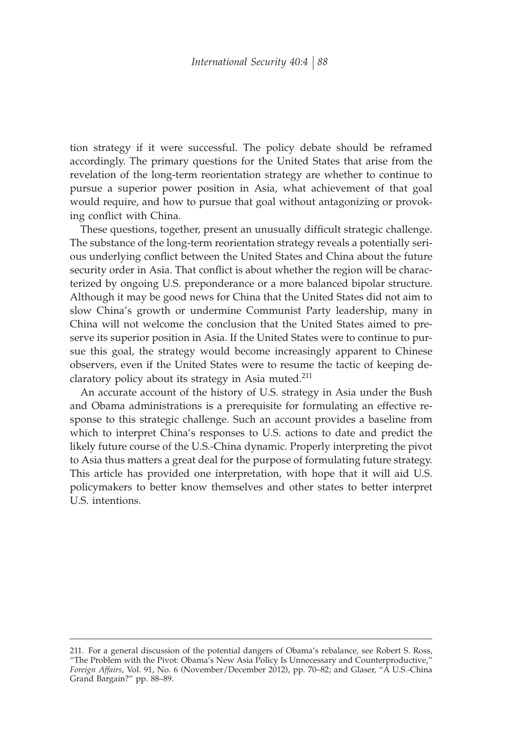tion strategy if it were successful. The policy debate should be reframed accordingly. The primary questions for the United States that arise from the revelation of the long-term reorientation strategy are whether to continue to pursue a superior power position in Asia, what achievement of that goal would require, and how to pursue that goal without antagonizing or provoking conflict with China.

These questions, together, present an unusually difficult strategic challenge. The substance of the long-term reorientation strategy reveals a potentially serious underlying conflict between the United States and China about the future security order in Asia. That conflict is about whether the region will be characterized by ongoing U.S. preponderance or a more balanced bipolar structure. Although it may be good news for China that the United States did not aim to slow China's growth or undermine Communist Party leadership, many in China will not welcome the conclusion that the United States aimed to preserve its superior position in Asia. If the United States were to continue to pursue this goal, the strategy would become increasingly apparent to Chinese observers, even if the United States were to resume the tactic of keeping declaratory policy about its strategy in Asia muted.[211]

An accurate account of the history of U.S. strategy in Asia under the Bush and Obama administrations is a prerequisite for formulating an effective response to this strategic challenge. Such an account provides a baseline from which to interpret China's responses to U.S. actions to date and predict the likely future course of the U.S.-China dynamic. Properly interpreting the pivot to Asia thus matters a great deal for the purpose of formulating future strategy. This article has provided one interpretation, with hope that it will aid U.S. policymakers to better know themselves and other states to better interpret U.S. intentions.

---

211. For a general discussion of the potential dangers of Obama's rebalance, see Robert S. Ross, "The Problem with the Pivot: Obama's New Asia Policy Is Unnecessary and Counterproductive," *Foreign Affairs*, Vol. 91, No. 6 (November/December 2012), pp. 70–82; and Glaser, "A U.S.-China Grand Bargain?" pp. 88–89.